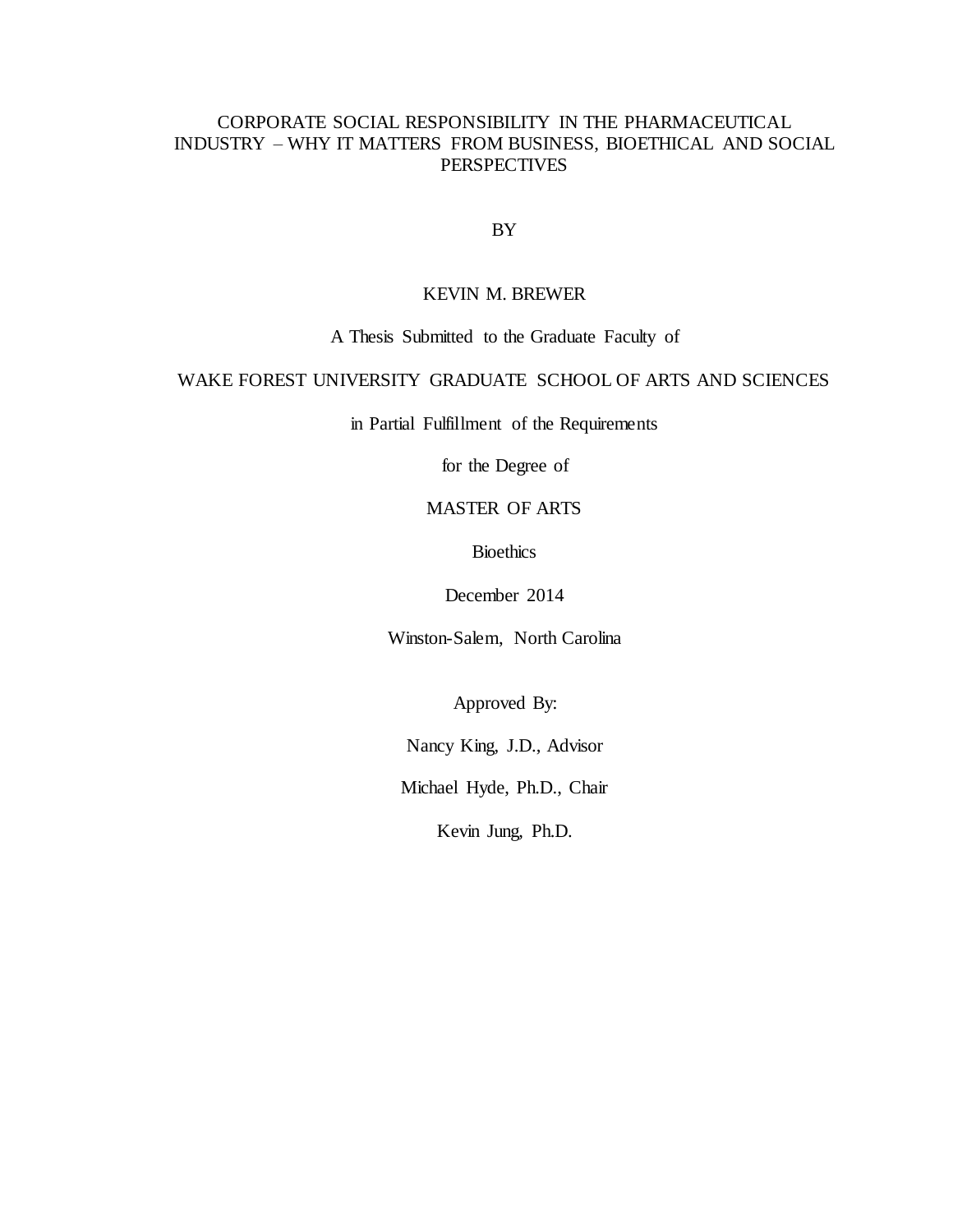# CORPORATE SOCIAL RESPONSIBILITY IN THE PHARMACEUTICAL INDUSTRY – WHY IT MATTERS FROM BUSINESS, BIOETHICAL AND SOCIAL PERSPECTIVES

BY

KEVIN M. BREWER

A Thesis Submitted to the Graduate Faculty of

WAKE FOREST UNIVERSITY GRADUATE SCHOOL OF ARTS AND SCIENCES

in Partial Fulfillment of the Requirements

for the Degree of

MASTER OF ARTS

Bioethics

December 2014

Winston-Salem, North Carolina

Approved By:

Nancy King, J.D., Advisor

Michael Hyde, Ph.D., Chair

Kevin Jung, Ph.D.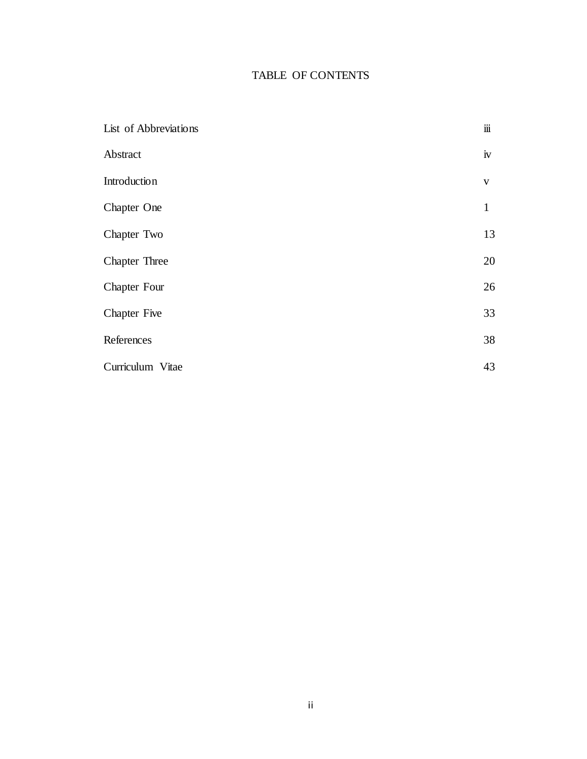# TABLE OF CONTENTS

| | |
|---|---|
| List of Abbreviations | iii |
| Abstract | iv |
| Introduction | v |
| Chapter One | 1 |
| Chapter Two | 13 |
| Chapter Three | 20 |
| Chapter Four | 26 |
| Chapter Five | 33 |
| References | 38 |
| Curriculum Vitae | 43 |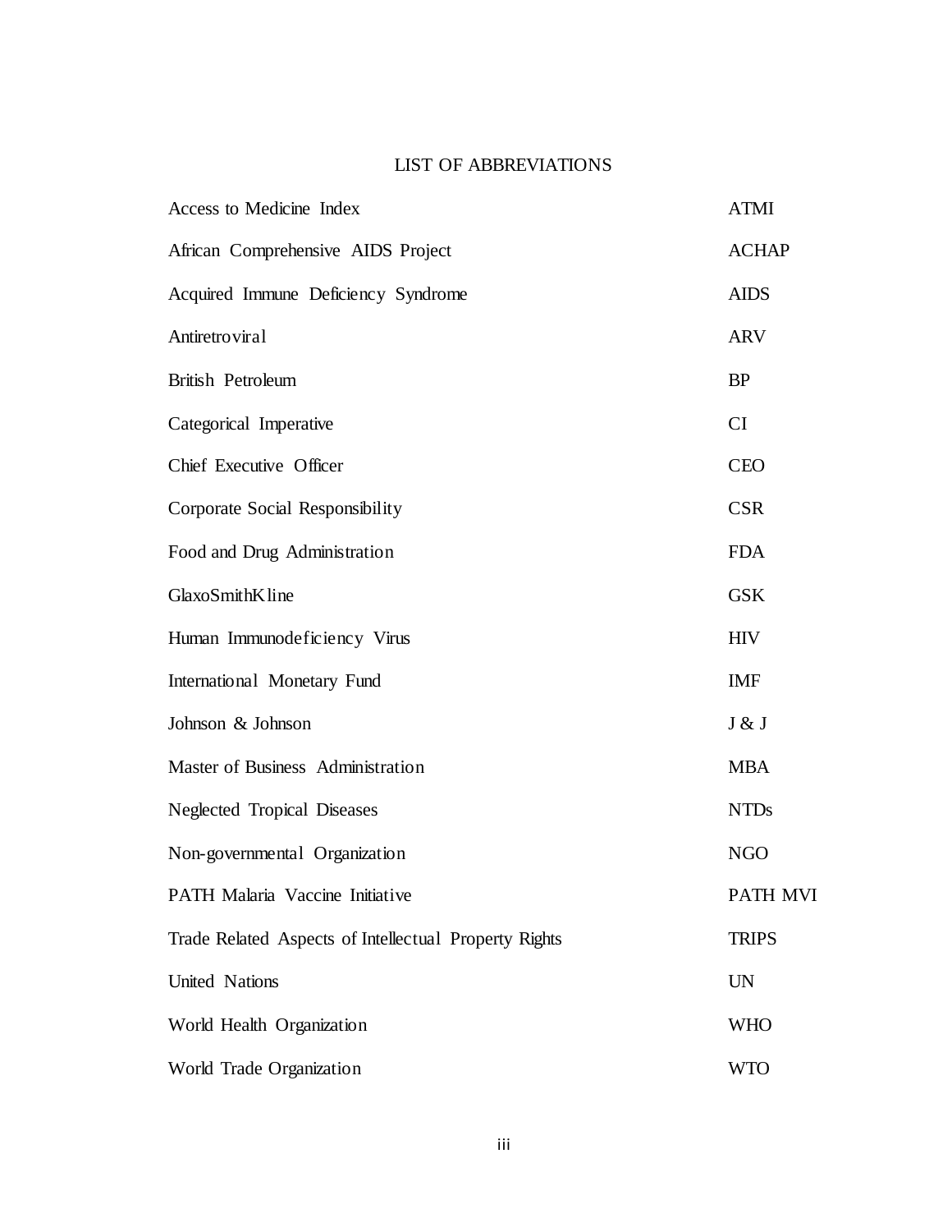# LIST OF ABBREVIATIONS

| | |
|---|---|
| Access to Medicine Index | ATMI |
| African Comprehensive AIDS Project | ACHAP |
| Acquired Immune Deficiency Syndrome | AIDS |
| Antiretroviral | ARV |
| British Petroleum | BP |
| Categorical Imperative | CI |
| Chief Executive Officer | CEO |
| Corporate Social Responsibility | CSR |
| Food and Drug Administration | FDA |
| GlaxoSmithKline | GSK |
| Human Immunodeficiency Virus | HIV |
| International Monetary Fund | IMF |
| Johnson & Johnson | J & J |
| Master of Business Administration | MBA |
| Neglected Tropical Diseases | NTDs |
| Non-governmental Organization | NGO |
| PATH Malaria Vaccine Initiative | PATH MVI |
| Trade Related Aspects of Intellectual Property Rights | TRIPS |
| United Nations | UN |
| World Health Organization | WHO |
| World Trade Organization | WTO |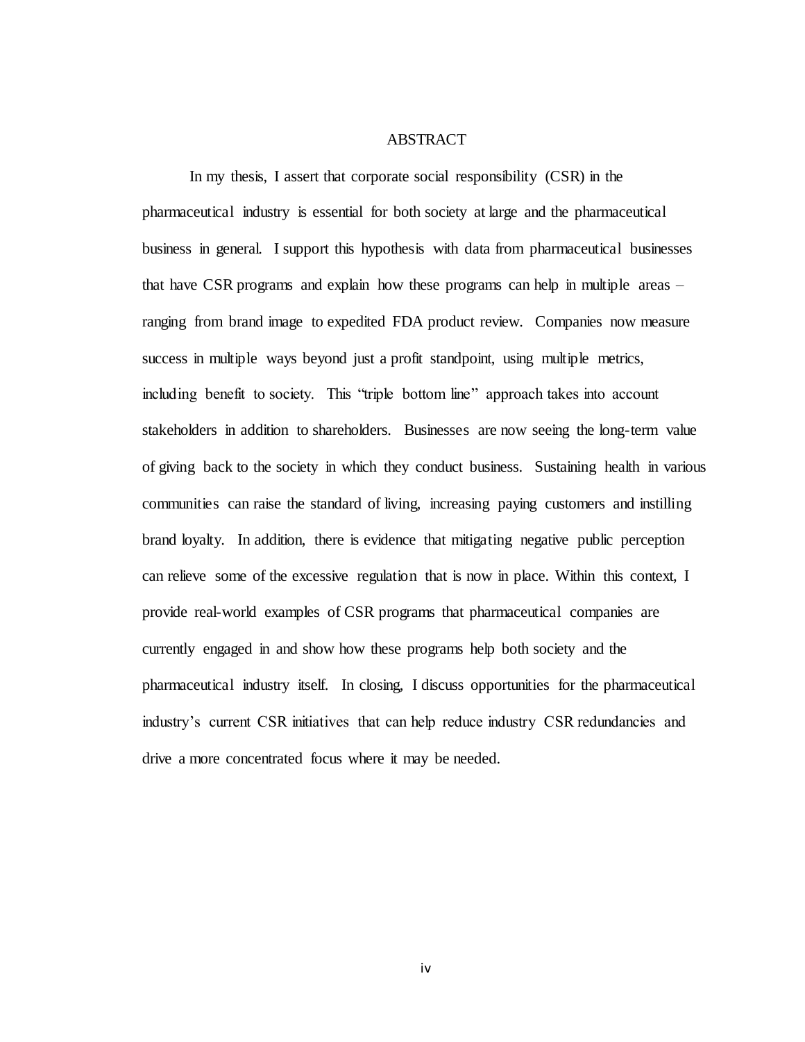# ABSTRACT

In my thesis, I assert that corporate social responsibility (CSR) in the pharmaceutical industry is essential for both society at large and the pharmaceutical business in general. I support this hypothesis with data from pharmaceutical businesses that have CSR programs and explain how these programs can help in multiple areas – ranging from brand image to expedited FDA product review. Companies now measure success in multiple ways beyond just a profit standpoint, using multiple metrics, including benefit to society. This "triple bottom line" approach takes into account stakeholders in addition to shareholders. Businesses are now seeing the long-term value of giving back to the society in which they conduct business. Sustaining health in various communities can raise the standard of living, increasing paying customers and instilling brand loyalty. In addition, there is evidence that mitigating negative public perception can relieve some of the excessive regulation that is now in place. Within this context, I provide real-world examples of CSR programs that pharmaceutical companies are currently engaged in and show how these programs help both society and the pharmaceutical industry itself. In closing, I discuss opportunities for the pharmaceutical industry's current CSR initiatives that can help reduce industry CSR redundancies and drive a more concentrated focus where it may be needed.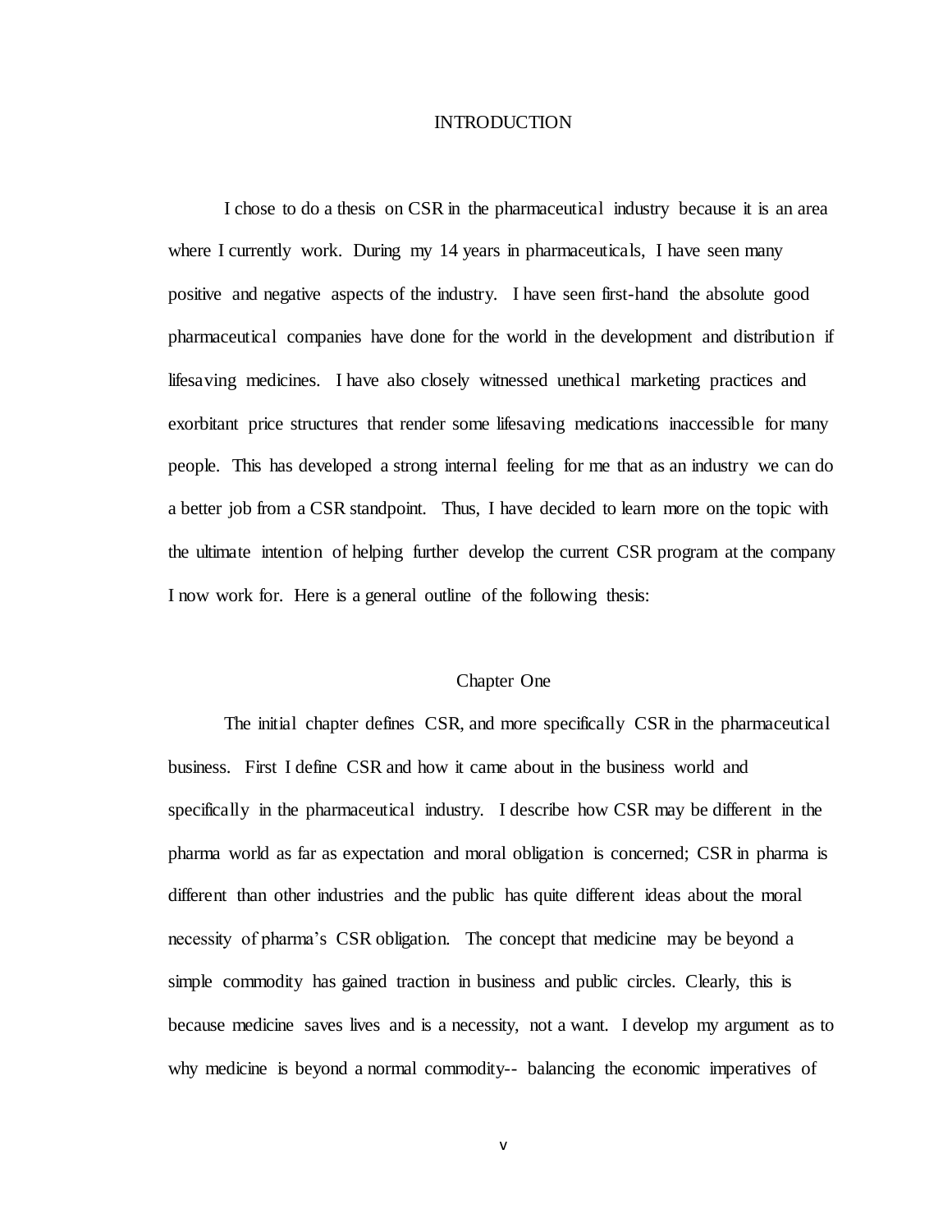# INTRODUCTION

I chose to do a thesis on CSR in the pharmaceutical industry because it is an area where I currently work. During my 14 years in pharmaceuticals, I have seen many positive and negative aspects of the industry. I have seen first-hand the absolute good pharmaceutical companies have done for the world in the development and distribution if lifesaving medicines. I have also closely witnessed unethical marketing practices and exorbitant price structures that render some lifesaving medications inaccessible for many people. This has developed a strong internal feeling for me that as an industry we can do a better job from a CSR standpoint. Thus, I have decided to learn more on the topic with the ultimate intention of helping further develop the current CSR program at the company I now work for. Here is a general outline of the following thesis:

## Chapter One

The initial chapter defines CSR, and more specifically CSR in the pharmaceutical business. First I define CSR and how it came about in the business world and specifically in the pharmaceutical industry. I describe how CSR may be different in the pharma world as far as expectation and moral obligation is concerned; CSR in pharma is different than other industries and the public has quite different ideas about the moral necessity of pharma's CSR obligation. The concept that medicine may be beyond a simple commodity has gained traction in business and public circles. Clearly, this is because medicine saves lives and is a necessity, not a want. I develop my argument as to why medicine is beyond a normal commodity-- balancing the economic imperatives of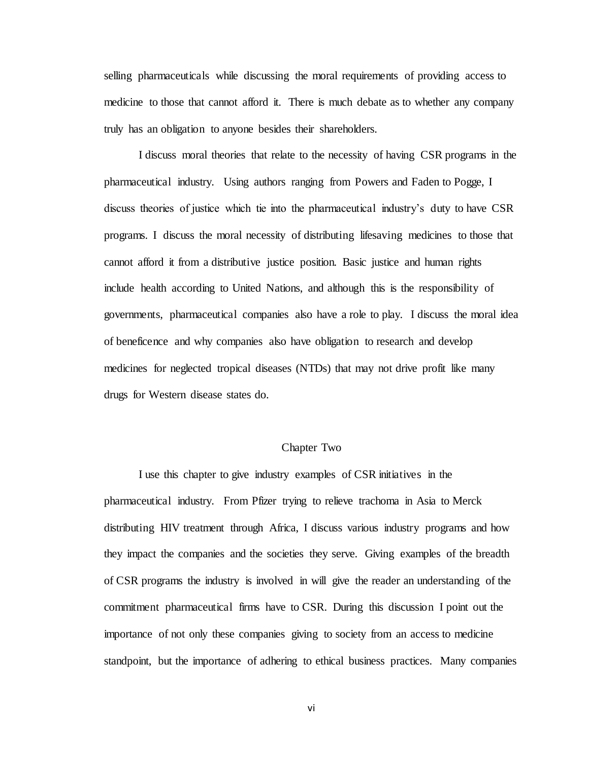selling pharmaceuticals while discussing the moral requirements of providing access to medicine to those that cannot afford it. There is much debate as to whether any company truly has an obligation to anyone besides their shareholders.

I discuss moral theories that relate to the necessity of having CSR programs in the pharmaceutical industry. Using authors ranging from Powers and Faden to Pogge, I discuss theories of justice which tie into the pharmaceutical industry's duty to have CSR programs. I discuss the moral necessity of distributing lifesaving medicines to those that cannot afford it from a distributive justice position. Basic justice and human rights include health according to United Nations, and although this is the responsibility of governments, pharmaceutical companies also have a role to play. I discuss the moral idea of beneficence and why companies also have obligation to research and develop medicines for neglected tropical diseases (NTDs) that may not drive profit like many drugs for Western disease states do.

## Chapter Two

I use this chapter to give industry examples of CSR initiatives in the pharmaceutical industry. From Pfizer trying to relieve trachoma in Asia to Merck distributing HIV treatment through Africa, I discuss various industry programs and how they impact the companies and the societies they serve. Giving examples of the breadth of CSR programs the industry is involved in will give the reader an understanding of the commitment pharmaceutical firms have to CSR. During this discussion I point out the importance of not only these companies giving to society from an access to medicine standpoint, but the importance of adhering to ethical business practices. Many companies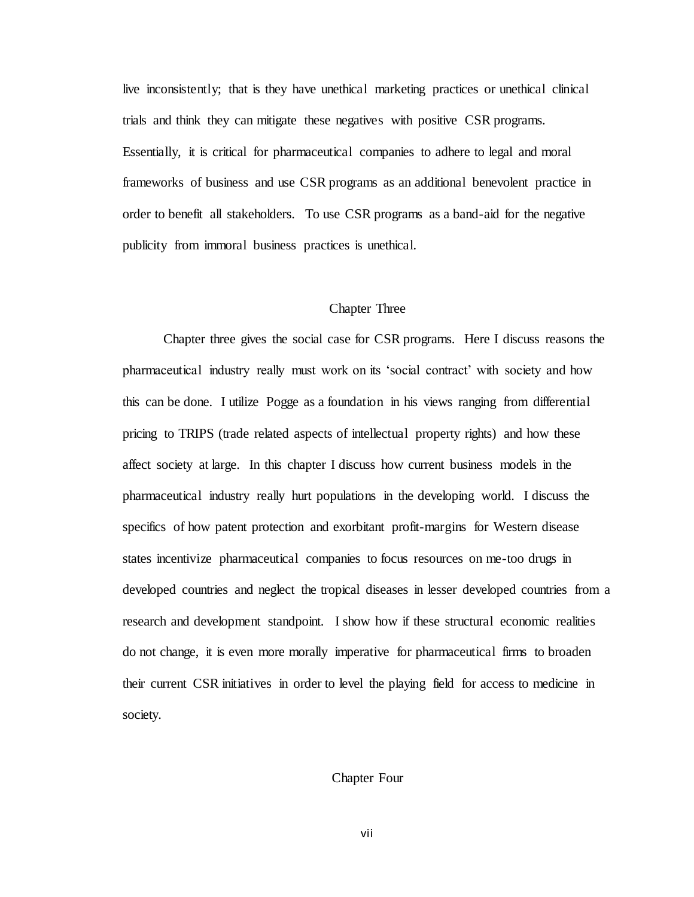live inconsistently; that is they have unethical marketing practices or unethical clinical trials and think they can mitigate these negatives with positive CSR programs. Essentially, it is critical for pharmaceutical companies to adhere to legal and moral frameworks of business and use CSR programs as an additional benevolent practice in order to benefit all stakeholders. To use CSR programs as a band-aid for the negative publicity from immoral business practices is unethical.

## Chapter Three

Chapter three gives the social case for CSR programs. Here I discuss reasons the pharmaceutical industry really must work on its 'social contract' with society and how this can be done. I utilize Pogge as a foundation in his views ranging from differential pricing to TRIPS (trade related aspects of intellectual property rights) and how these affect society at large. In this chapter I discuss how current business models in the pharmaceutical industry really hurt populations in the developing world. I discuss the specifics of how patent protection and exorbitant profit-margins for Western disease states incentivize pharmaceutical companies to focus resources on me-too drugs in developed countries and neglect the tropical diseases in lesser developed countries from a research and development standpoint. I show how if these structural economic realities do not change, it is even more morally imperative for pharmaceutical firms to broaden their current CSR initiatives in order to level the playing field for access to medicine in society.

## Chapter Four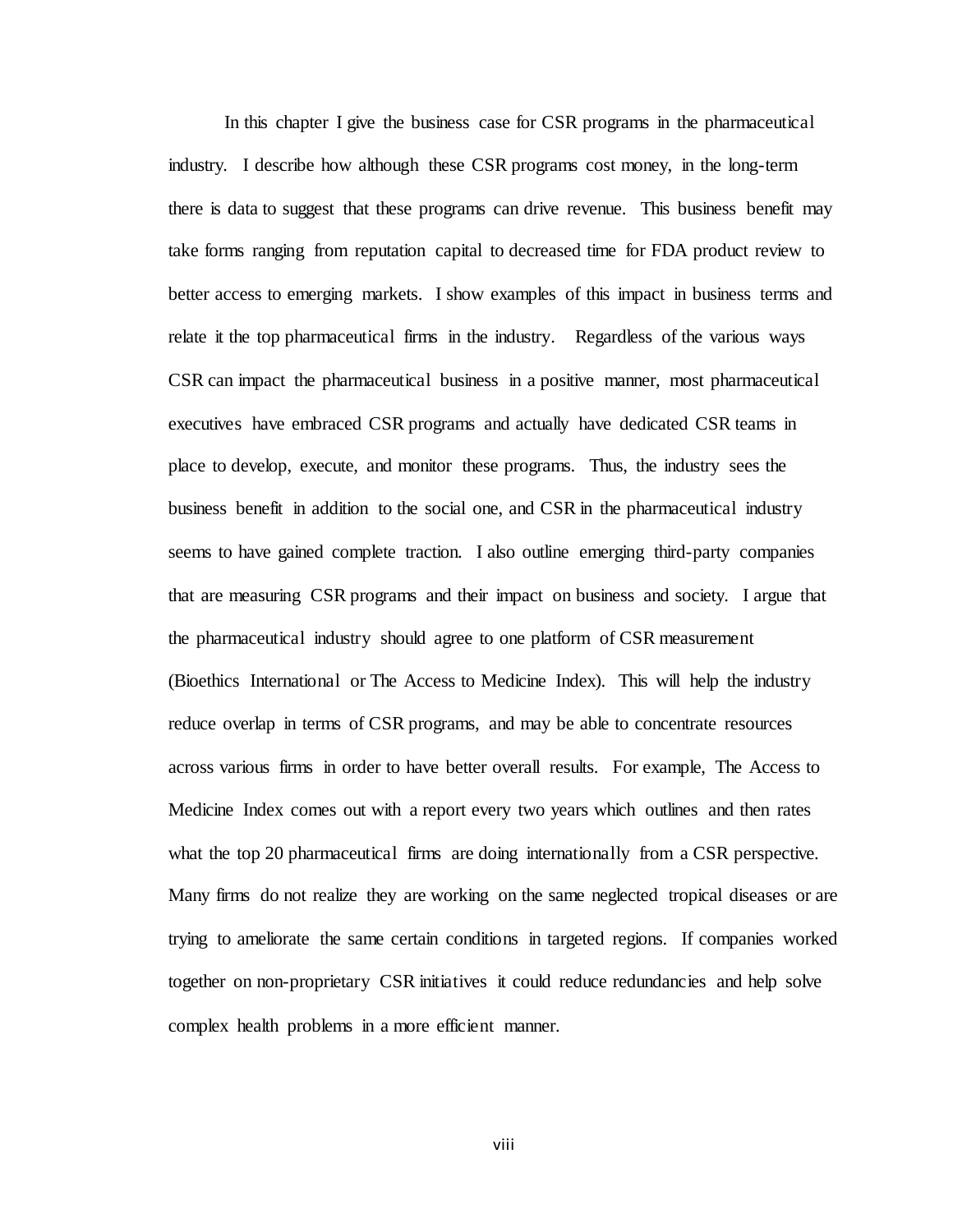In this chapter I give the business case for CSR programs in the pharmaceutical industry. I describe how although these CSR programs cost money, in the long-term there is data to suggest that these programs can drive revenue. This business benefit may take forms ranging from reputation capital to decreased time for FDA product review to better access to emerging markets. I show examples of this impact in business terms and relate it the top pharmaceutical firms in the industry. Regardless of the various ways CSR can impact the pharmaceutical business in a positive manner, most pharmaceutical executives have embraced CSR programs and actually have dedicated CSR teams in place to develop, execute, and monitor these programs. Thus, the industry sees the business benefit in addition to the social one, and CSR in the pharmaceutical industry seems to have gained complete traction. I also outline emerging third-party companies that are measuring CSR programs and their impact on business and society. I argue that the pharmaceutical industry should agree to one platform of CSR measurement (Bioethics International or The Access to Medicine Index). This will help the industry reduce overlap in terms of CSR programs, and may be able to concentrate resources across various firms in order to have better overall results. For example, The Access to Medicine Index comes out with a report every two years which outlines and then rates what the top 20 pharmaceutical firms are doing internationally from a CSR perspective. Many firms do not realize they are working on the same neglected tropical diseases or are trying to ameliorate the same certain conditions in targeted regions. If companies worked together on non-proprietary CSR initiatives it could reduce redundancies and help solve complex health problems in a more efficient manner.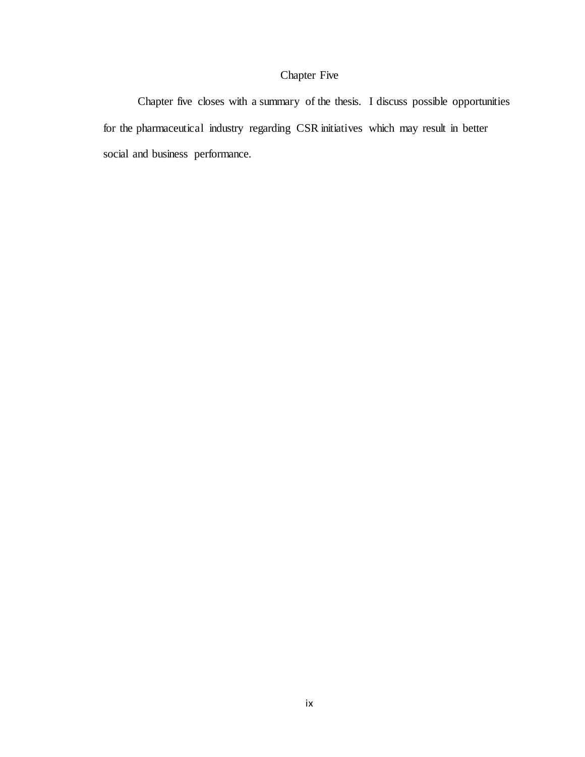### Chapter Five

Chapter five closes with a summary of the thesis. I discuss possible opportunities for the pharmaceutical industry regarding CSR initiatives which may result in better social and business performance.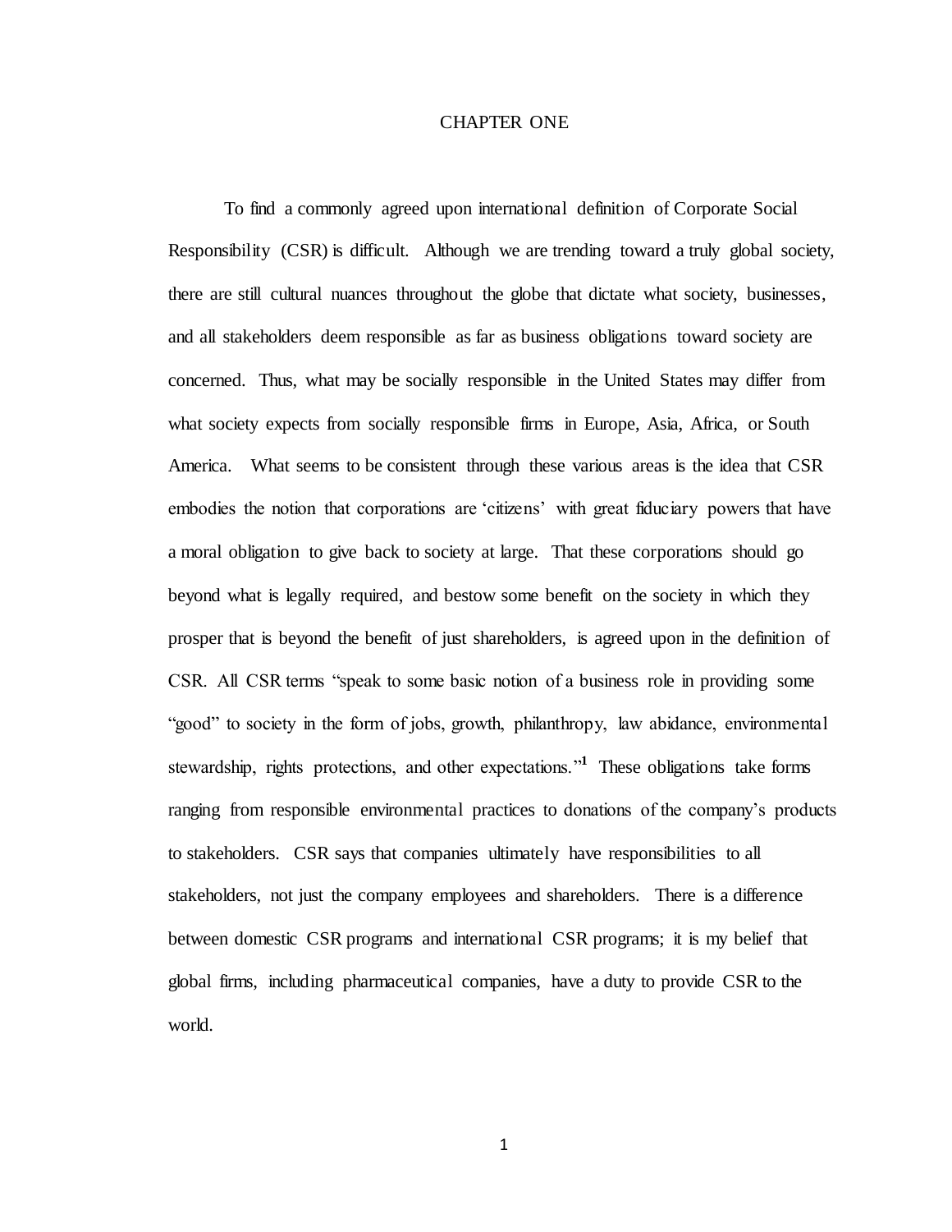# CHAPTER ONE

To find a commonly agreed upon international definition of Corporate Social Responsibility (CSR) is difficult. Although we are trending toward a truly global society, there are still cultural nuances throughout the globe that dictate what society, businesses, and all stakeholders deem responsible as far as business obligations toward society are concerned. Thus, what may be socially responsible in the United States may differ from what society expects from socially responsible firms in Europe, Asia, Africa, or South America. What seems to be consistent through these various areas is the idea that CSR embodies the notion that corporations are 'citizens' with great fiduciary powers that have a moral obligation to give back to society at large. That these corporations should go beyond what is legally required, and bestow some benefit on the society in which they prosper that is beyond the benefit of just shareholders, is agreed upon in the definition of CSR. All CSR terms "speak to some basic notion of a business role in providing some "good" to society in the form of jobs, growth, philanthropy, law abidance, environmental stewardship, rights protections, and other expectations."[1] These obligations take forms ranging from responsible environmental practices to donations of the company's products to stakeholders. CSR says that companies ultimately have responsibilities to all stakeholders, not just the company employees and shareholders. There is a difference between domestic CSR programs and international CSR programs; it is my belief that global firms, including pharmaceutical companies, have a duty to provide CSR to the world.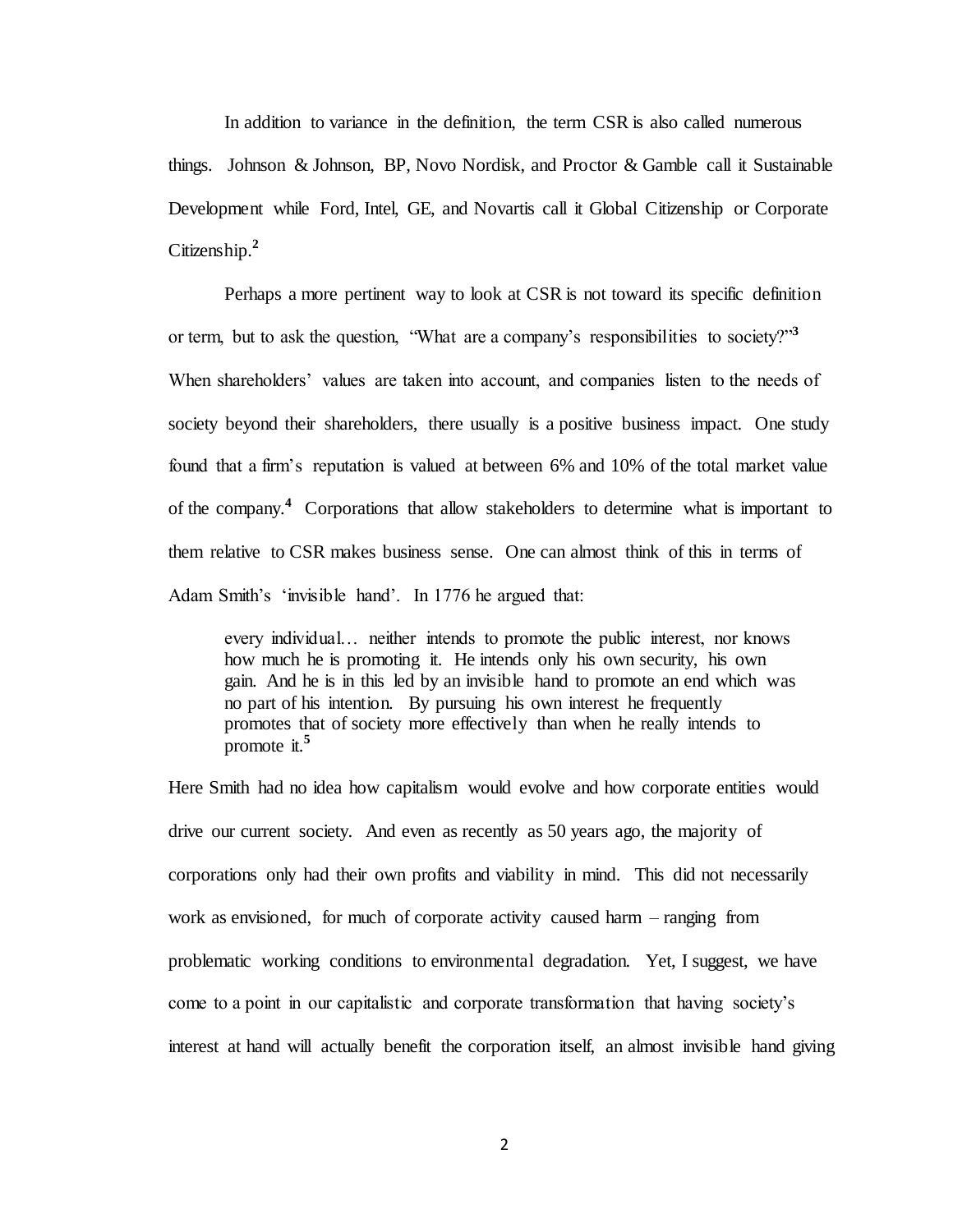In addition to variance in the definition, the term CSR is also called numerous things. Johnson & Johnson, BP, Novo Nordisk, and Proctor & Gamble call it Sustainable Development while Ford, Intel, GE, and Novartis call it Global Citizenship or Corporate Citizenship.[2]

Perhaps a more pertinent way to look at CSR is not toward its specific definition or term, but to ask the question, "What are a company's responsibilities to society?"[3] When shareholders' values are taken into account, and companies listen to the needs of society beyond their shareholders, there usually is a positive business impact. One study found that a firm's reputation is valued at between 6% and 10% of the total market value of the company.[4] Corporations that allow stakeholders to determine what is important to them relative to CSR makes business sense. One can almost think of this in terms of Adam Smith's 'invisible hand'. In 1776 he argued that:

> every individual… neither intends to promote the public interest, nor knows how much he is promoting it. He intends only his own security, his own gain. And he is in this led by an invisible hand to promote an end which was no part of his intention. By pursuing his own interest he frequently promotes that of society more effectively than when he really intends to promote it.[5]

Here Smith had no idea how capitalism would evolve and how corporate entities would drive our current society. And even as recently as 50 years ago, the majority of corporations only had their own profits and viability in mind. This did not necessarily work as envisioned, for much of corporate activity caused harm – ranging from problematic working conditions to environmental degradation. Yet, I suggest, we have come to a point in our capitalistic and corporate transformation that having society's interest at hand will actually benefit the corporation itself, an almost invisible hand giving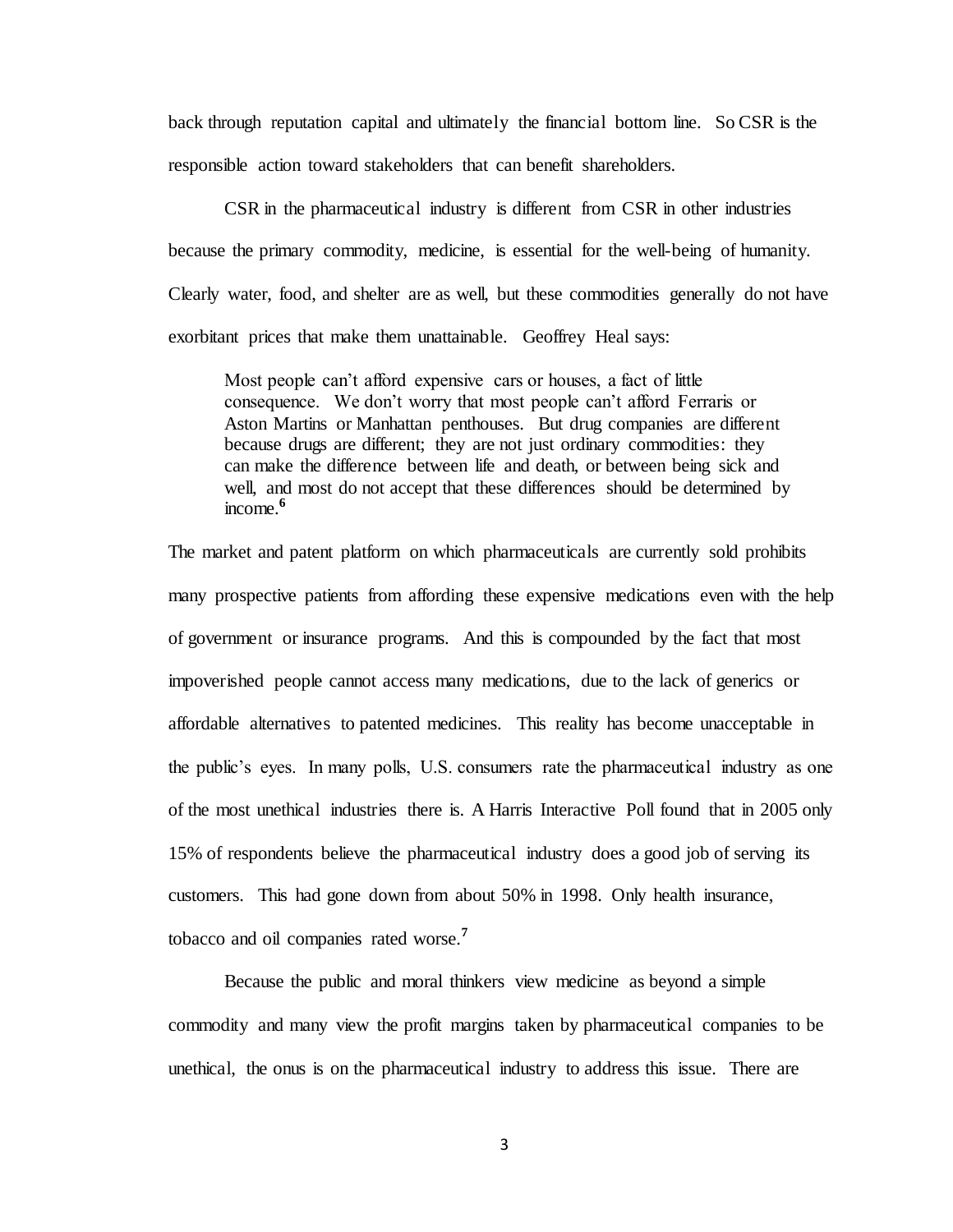back through reputation capital and ultimately the financial bottom line. So CSR is the responsible action toward stakeholders that can benefit shareholders.

CSR in the pharmaceutical industry is different from CSR in other industries because the primary commodity, medicine, is essential for the well-being of humanity. Clearly water, food, and shelter are as well, but these commodities generally do not have exorbitant prices that make them unattainable. Geoffrey Heal says:

> Most people can't afford expensive cars or houses, a fact of little consequence. We don't worry that most people can't afford Ferraris or Aston Martins or Manhattan penthouses. But drug companies are different because drugs are different; they are not just ordinary commodities: they can make the difference between life and death, or between being sick and well, and most do not accept that these differences should be determined by income.[6]

The market and patent platform on which pharmaceuticals are currently sold prohibits many prospective patients from affording these expensive medications even with the help of government or insurance programs. And this is compounded by the fact that most impoverished people cannot access many medications, due to the lack of generics or affordable alternatives to patented medicines. This reality has become unacceptable in the public's eyes. In many polls, U.S. consumers rate the pharmaceutical industry as one of the most unethical industries there is. A Harris Interactive Poll found that in 2005 only 15% of respondents believe the pharmaceutical industry does a good job of serving its customers. This had gone down from about 50% in 1998. Only health insurance, tobacco and oil companies rated worse.[7]

Because the public and moral thinkers view medicine as beyond a simple commodity and many view the profit margins taken by pharmaceutical companies to be unethical, the onus is on the pharmaceutical industry to address this issue. There are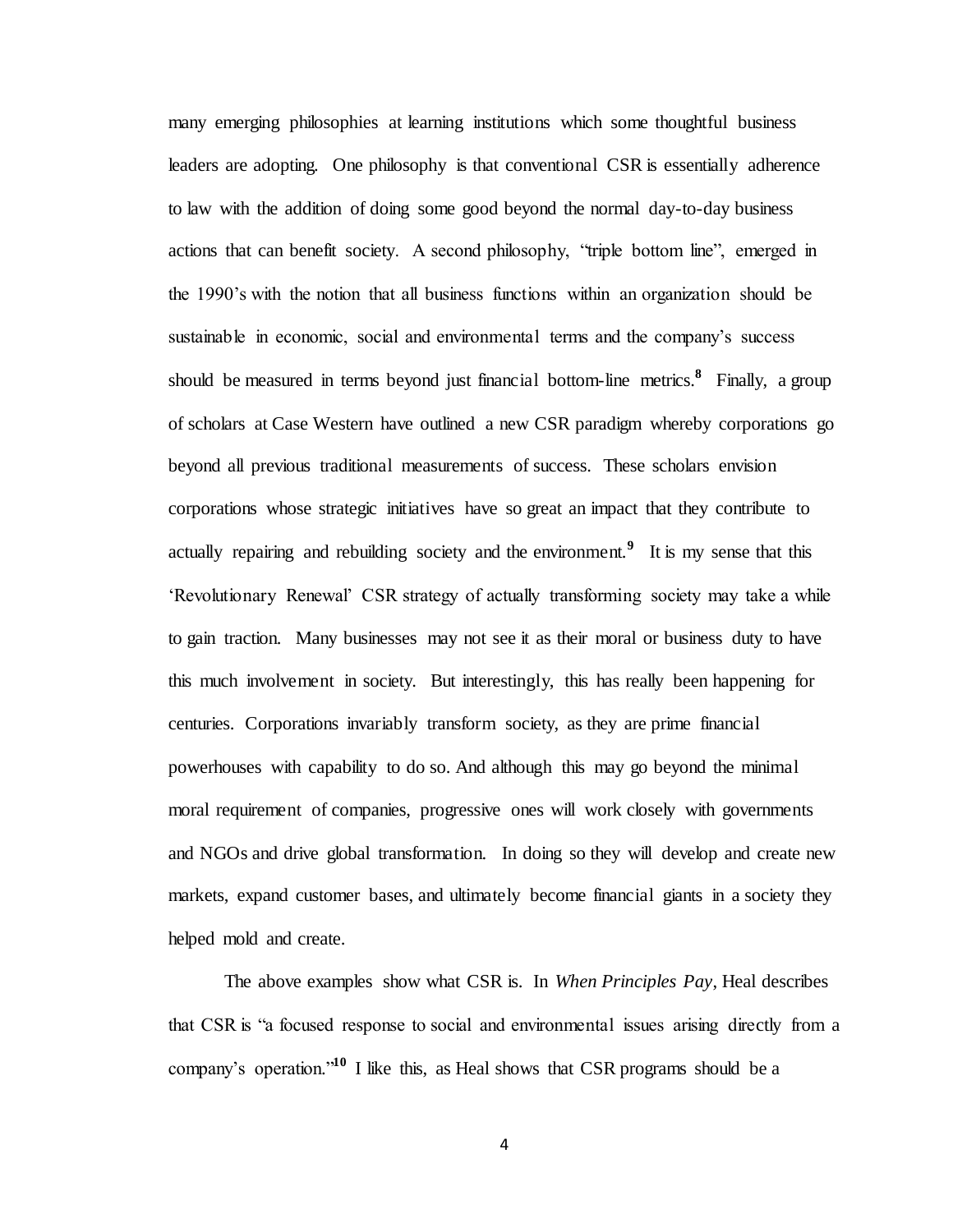many emerging philosophies at learning institutions which some thoughtful business leaders are adopting. One philosophy is that conventional CSR is essentially adherence to law with the addition of doing some good beyond the normal day-to-day business actions that can benefit society. A second philosophy, "triple bottom line", emerged in the 1990's with the notion that all business functions within an organization should be sustainable in economic, social and environmental terms and the company's success should be measured in terms beyond just financial bottom-line metrics.[8] Finally, a group of scholars at Case Western have outlined a new CSR paradigm whereby corporations go beyond all previous traditional measurements of success. These scholars envision corporations whose strategic initiatives have so great an impact that they contribute to actually repairing and rebuilding society and the environment.[9] It is my sense that this 'Revolutionary Renewal' CSR strategy of actually transforming society may take a while to gain traction. Many businesses may not see it as their moral or business duty to have this much involvement in society. But interestingly, this has really been happening for centuries. Corporations invariably transform society, as they are prime financial powerhouses with capability to do so. And although this may go beyond the minimal moral requirement of companies, progressive ones will work closely with governments and NGOs and drive global transformation. In doing so they will develop and create new markets, expand customer bases, and ultimately become financial giants in a society they helped mold and create.

The above examples show what CSR is. In *When Principles Pay*, Heal describes that CSR is "a focused response to social and environmental issues arising directly from a company's operation."[10] I like this, as Heal shows that CSR programs should be a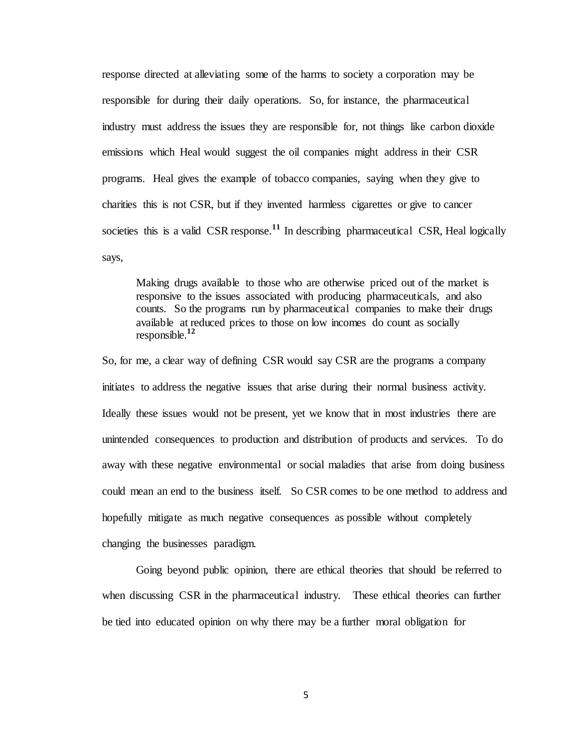response directed at alleviating some of the harms to society a corporation may be responsible for during their daily operations. So, for instance, the pharmaceutical industry must address the issues they are responsible for, not things like carbon dioxide emissions which Heal would suggest the oil companies might address in their CSR programs. Heal gives the example of tobacco companies, saying when they give to charities this is not CSR, but if they invented harmless cigarettes or give to cancer societies this is a valid CSR response.[11] In describing pharmaceutical CSR, Heal logically says,

> Making drugs available to those who are otherwise priced out of the market is responsive to the issues associated with producing pharmaceuticals, and also counts. So the programs run by pharmaceutical companies to make their drugs available at reduced prices to those on low incomes do count as socially responsible.[12]

So, for me, a clear way of defining CSR would say CSR are the programs a company initiates to address the negative issues that arise during their normal business activity. Ideally these issues would not be present, yet we know that in most industries there are unintended consequences to production and distribution of products and services. To do away with these negative environmental or social maladies that arise from doing business could mean an end to the business itself. So CSR comes to be one method to address and hopefully mitigate as much negative consequences as possible without completely changing the businesses paradigm.

Going beyond public opinion, there are ethical theories that should be referred to when discussing CSR in the pharmaceutical industry. These ethical theories can further be tied into educated opinion on why there may be a further moral obligation for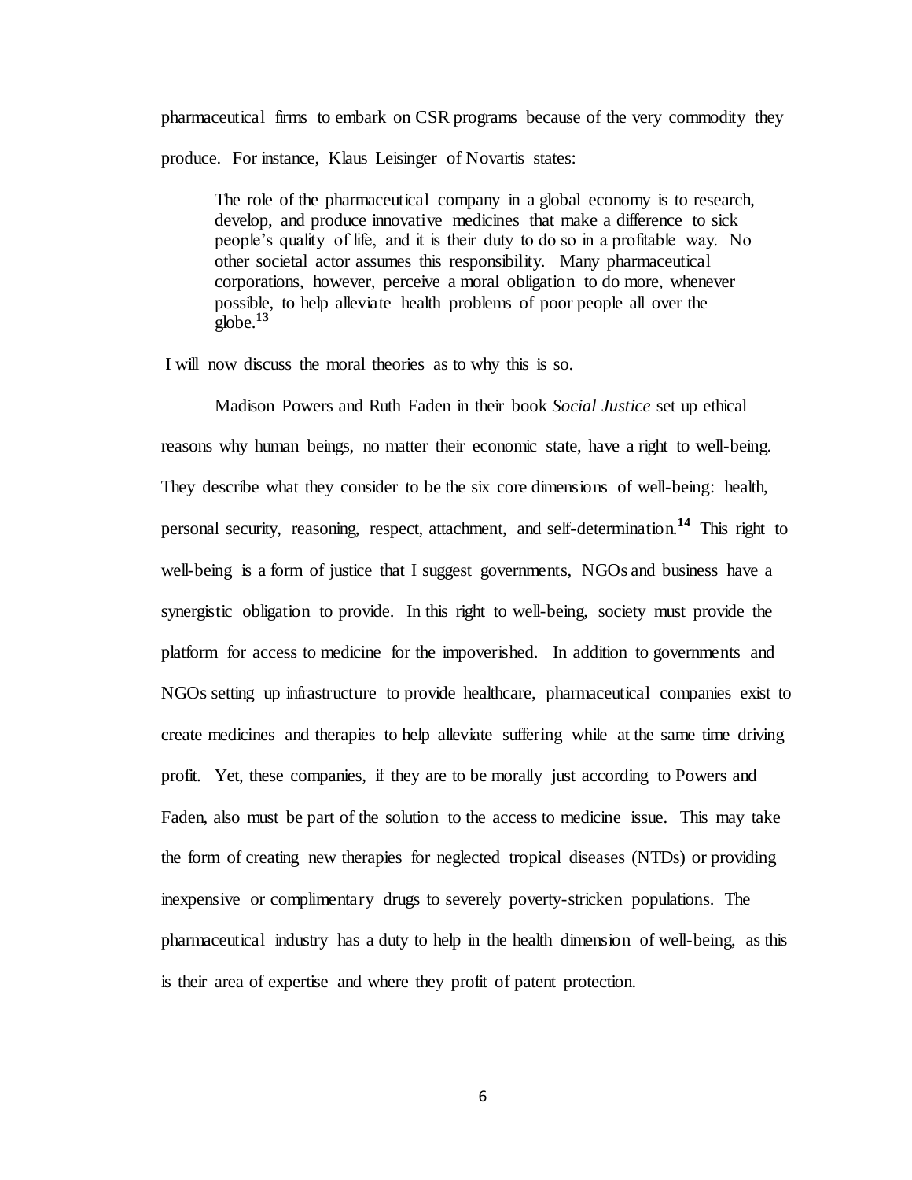pharmaceutical firms to embark on CSR programs because of the very commodity they produce. For instance, Klaus Leisinger of Novartis states:

> The role of the pharmaceutical company in a global economy is to research, develop, and produce innovative medicines that make a difference to sick people's quality of life, and it is their duty to do so in a profitable way. No other societal actor assumes this responsibility. Many pharmaceutical corporations, however, perceive a moral obligation to do more, whenever possible, to help alleviate health problems of poor people all over the globe.[13]

I will now discuss the moral theories as to why this is so.

Madison Powers and Ruth Faden in their book *Social Justice* set up ethical reasons why human beings, no matter their economic state, have a right to well-being. They describe what they consider to be the six core dimensions of well-being: health, personal security, reasoning, respect, attachment, and self-determination.[14] This right to well-being is a form of justice that I suggest governments, NGOs and business have a synergistic obligation to provide. In this right to well-being, society must provide the platform for access to medicine for the impoverished. In addition to governments and NGOs setting up infrastructure to provide healthcare, pharmaceutical companies exist to create medicines and therapies to help alleviate suffering while at the same time driving profit. Yet, these companies, if they are to be morally just according to Powers and Faden, also must be part of the solution to the access to medicine issue. This may take the form of creating new therapies for neglected tropical diseases (NTDs) or providing inexpensive or complimentary drugs to severely poverty-stricken populations. The pharmaceutical industry has a duty to help in the health dimension of well-being, as this is their area of expertise and where they profit of patent protection.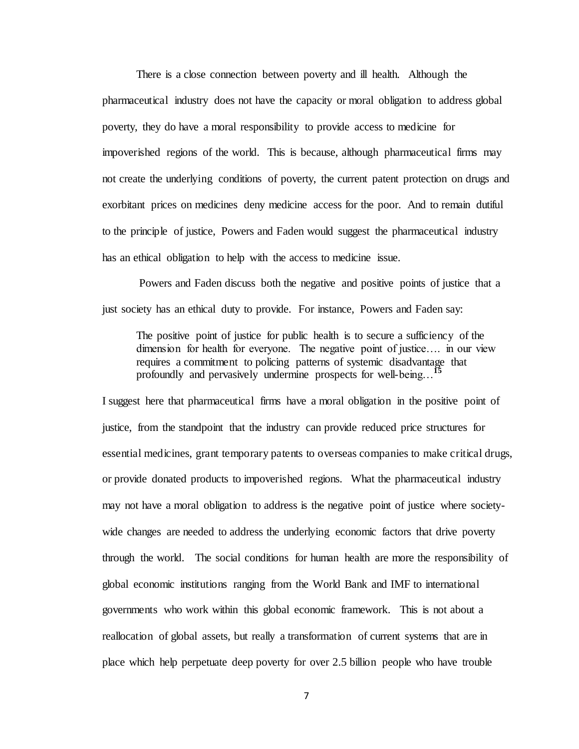There is a close connection between poverty and ill health. Although the pharmaceutical industry does not have the capacity or moral obligation to address global poverty, they do have a moral responsibility to provide access to medicine for impoverished regions of the world. This is because, although pharmaceutical firms may not create the underlying conditions of poverty, the current patent protection on drugs and exorbitant prices on medicines deny medicine access for the poor. And to remain dutiful to the principle of justice, Powers and Faden would suggest the pharmaceutical industry has an ethical obligation to help with the access to medicine issue.

Powers and Faden discuss both the negative and positive points of justice that a just society has an ethical duty to provide. For instance, Powers and Faden say:

> The positive point of justice for public health is to secure a sufficiency of the dimension for health for everyone. The negative point of justice…. in our view requires a commitment to policing patterns of systemic disadvantage that profoundly and pervasively undermine prospects for well-being…[15]

I suggest here that pharmaceutical firms have a moral obligation in the positive point of justice, from the standpoint that the industry can provide reduced price structures for essential medicines, grant temporary patents to overseas companies to make critical drugs, or provide donated products to impoverished regions. What the pharmaceutical industry may not have a moral obligation to address is the negative point of justice where society-wide changes are needed to address the underlying economic factors that drive poverty through the world. The social conditions for human health are more the responsibility of global economic institutions ranging from the World Bank and IMF to international governments who work within this global economic framework. This is not about a reallocation of global assets, but really a transformation of current systems that are in place which help perpetuate deep poverty for over 2.5 billion people who have trouble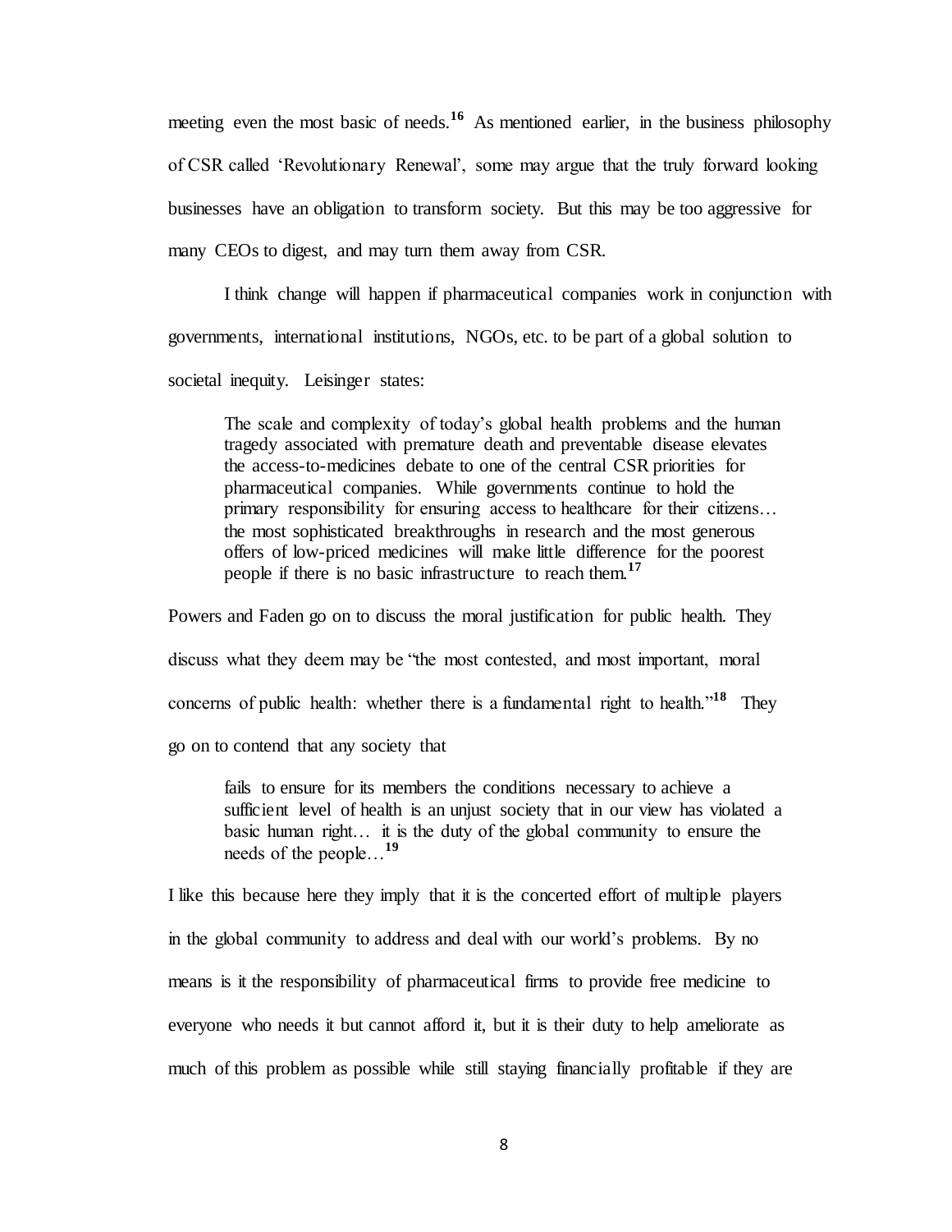meeting even the most basic of needs.[16] As mentioned earlier, in the business philosophy of CSR called 'Revolutionary Renewal', some may argue that the truly forward looking businesses have an obligation to transform society. But this may be too aggressive for many CEOs to digest, and may turn them away from CSR.

I think change will happen if pharmaceutical companies work in conjunction with governments, international institutions, NGOs, etc. to be part of a global solution to societal inequity. Leisinger states:

> The scale and complexity of today's global health problems and the human tragedy associated with premature death and preventable disease elevates the access-to-medicines debate to one of the central CSR priorities for pharmaceutical companies. While governments continue to hold the primary responsibility for ensuring access to healthcare for their citizens… the most sophisticated breakthroughs in research and the most generous offers of low-priced medicines will make little difference for the poorest people if there is no basic infrastructure to reach them.[17]

Powers and Faden go on to discuss the moral justification for public health. They discuss what they deem may be "the most contested, and most important, moral concerns of public health: whether there is a fundamental right to health."[18] They go on to contend that any society that

> fails to ensure for its members the conditions necessary to achieve a sufficient level of health is an unjust society that in our view has violated a basic human right… it is the duty of the global community to ensure the needs of the people…[19]

I like this because here they imply that it is the concerted effort of multiple players in the global community to address and deal with our world's problems. By no means is it the responsibility of pharmaceutical firms to provide free medicine to everyone who needs it but cannot afford it, but it is their duty to help ameliorate as much of this problem as possible while still staying financially profitable if they are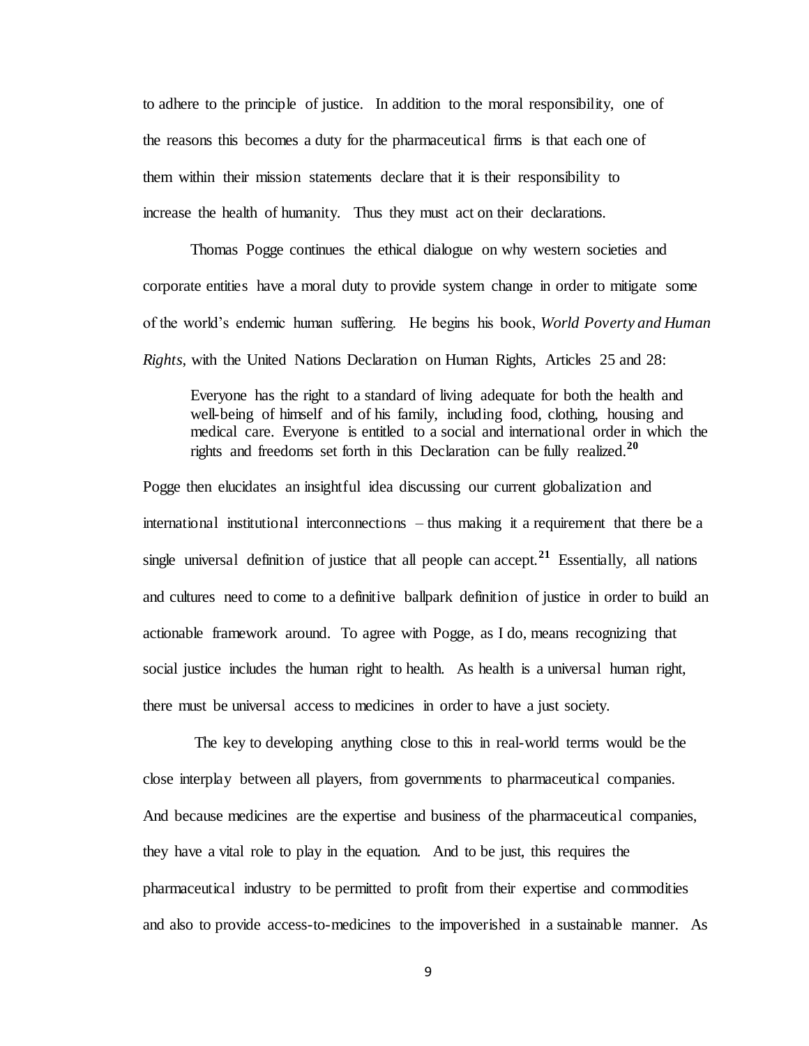to adhere to the principle of justice. In addition to the moral responsibility, one of the reasons this becomes a duty for the pharmaceutical firms is that each one of them within their mission statements declare that it is their responsibility to increase the health of humanity. Thus they must act on their declarations.

Thomas Pogge continues the ethical dialogue on why western societies and corporate entities have a moral duty to provide system change in order to mitigate some of the world's endemic human suffering. He begins his book, *World Poverty and Human Rights*, with the United Nations Declaration on Human Rights, Articles 25 and 28:

> Everyone has the right to a standard of living adequate for both the health and well-being of himself and of his family, including food, clothing, housing and medical care. Everyone is entitled to a social and international order in which the rights and freedoms set forth in this Declaration can be fully realized.[20]

Pogge then elucidates an insightful idea discussing our current globalization and international institutional interconnections – thus making it a requirement that there be a single universal definition of justice that all people can accept.[21] Essentially, all nations and cultures need to come to a definitive ballpark definition of justice in order to build an actionable framework around. To agree with Pogge, as I do, means recognizing that social justice includes the human right to health. As health is a universal human right, there must be universal access to medicines in order to have a just society.

The key to developing anything close to this in real-world terms would be the close interplay between all players, from governments to pharmaceutical companies. And because medicines are the expertise and business of the pharmaceutical companies, they have a vital role to play in the equation. And to be just, this requires the pharmaceutical industry to be permitted to profit from their expertise and commodities and also to provide access-to-medicines to the impoverished in a sustainable manner. As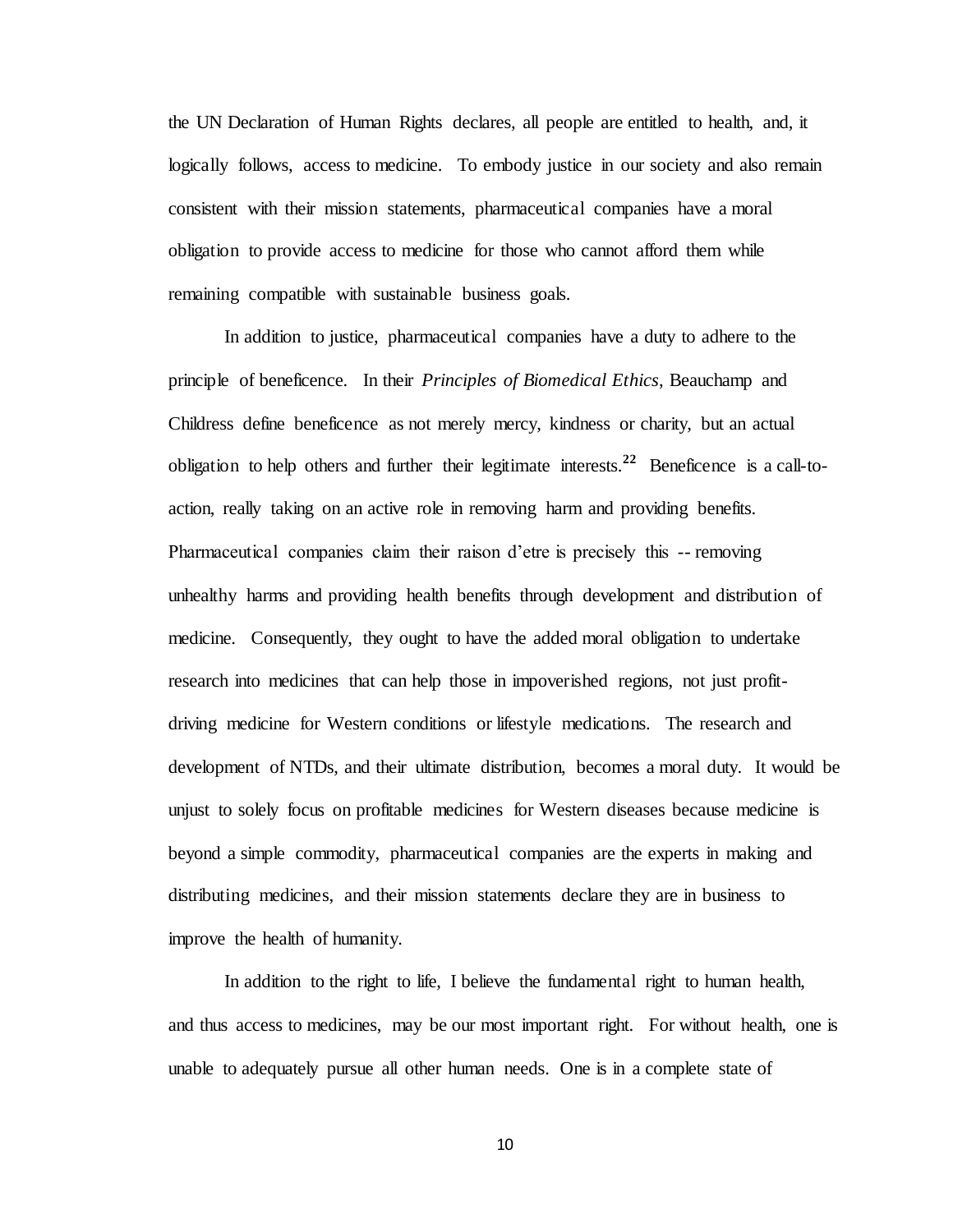the UN Declaration of Human Rights declares, all people are entitled to health, and, it logically follows, access to medicine. To embody justice in our society and also remain consistent with their mission statements, pharmaceutical companies have a moral obligation to provide access to medicine for those who cannot afford them while remaining compatible with sustainable business goals.

In addition to justice, pharmaceutical companies have a duty to adhere to the principle of beneficence. In their *Principles of Biomedical Ethics*, Beauchamp and Childress define beneficence as not merely mercy, kindness or charity, but an actual obligation to help others and further their legitimate interests.[22] Beneficence is a call-to-action, really taking on an active role in removing harm and providing benefits. Pharmaceutical companies claim their raison d'etre is precisely this -- removing unhealthy harms and providing health benefits through development and distribution of medicine. Consequently, they ought to have the added moral obligation to undertake research into medicines that can help those in impoverished regions, not just profit-driving medicine for Western conditions or lifestyle medications. The research and development of NTDs, and their ultimate distribution, becomes a moral duty. It would be unjust to solely focus on profitable medicines for Western diseases because medicine is beyond a simple commodity, pharmaceutical companies are the experts in making and distributing medicines, and their mission statements declare they are in business to improve the health of humanity.

In addition to the right to life, I believe the fundamental right to human health, and thus access to medicines, may be our most important right. For without health, one is unable to adequately pursue all other human needs. One is in a complete state of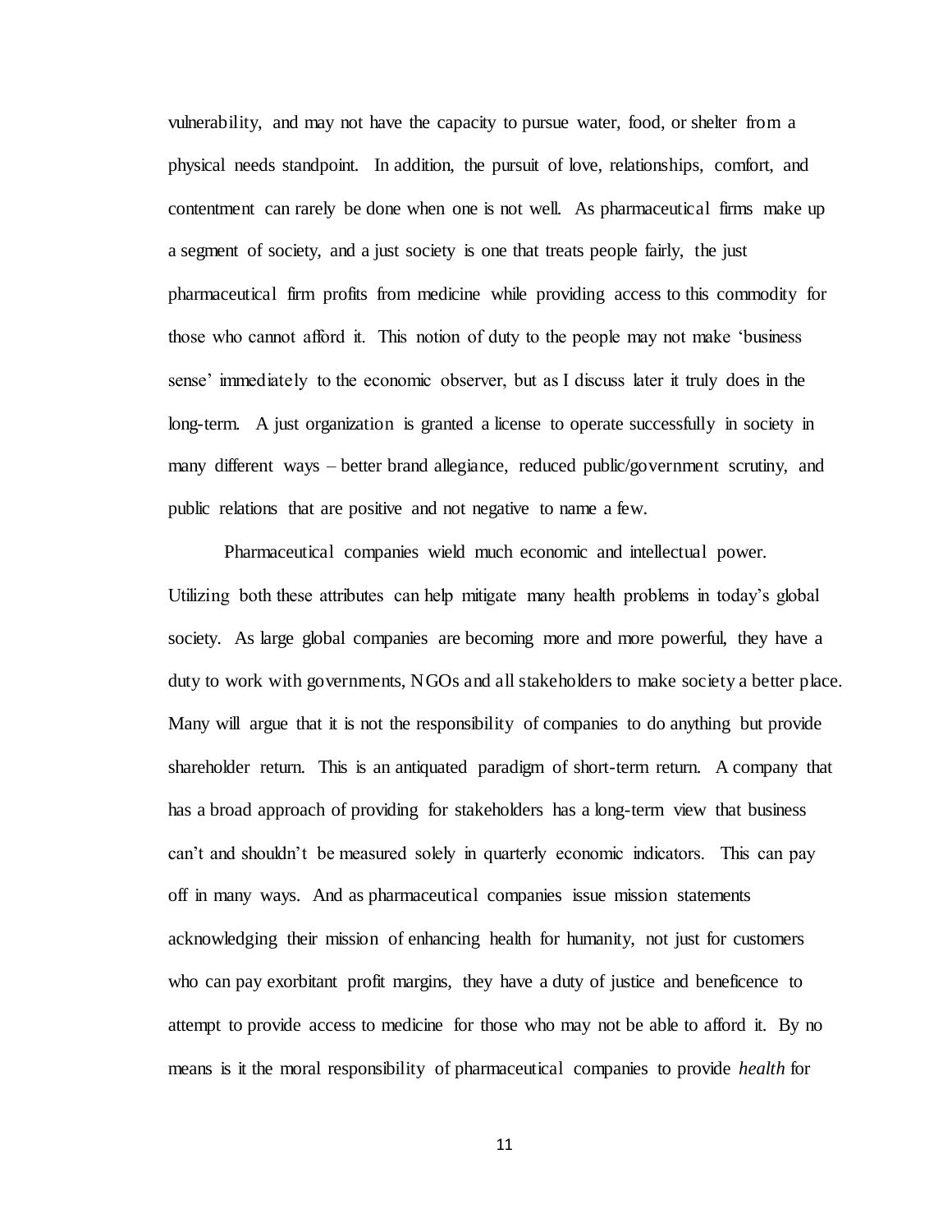vulnerability, and may not have the capacity to pursue water, food, or shelter from a physical needs standpoint. In addition, the pursuit of love, relationships, comfort, and contentment can rarely be done when one is not well. As pharmaceutical firms make up a segment of society, and a just society is one that treats people fairly, the just pharmaceutical firm profits from medicine while providing access to this commodity for those who cannot afford it. This notion of duty to the people may not make 'business sense' immediately to the economic observer, but as I discuss later it truly does in the long-term. A just organization is granted a license to operate successfully in society in many different ways – better brand allegiance, reduced public/government scrutiny, and public relations that are positive and not negative to name a few.

Pharmaceutical companies wield much economic and intellectual power. Utilizing both these attributes can help mitigate many health problems in today's global society. As large global companies are becoming more and more powerful, they have a duty to work with governments, NGOs and all stakeholders to make society a better place. Many will argue that it is not the responsibility of companies to do anything but provide shareholder return. This is an antiquated paradigm of short-term return. A company that has a broad approach of providing for stakeholders has a long-term view that business can't and shouldn't be measured solely in quarterly economic indicators. This can pay off in many ways. And as pharmaceutical companies issue mission statements acknowledging their mission of enhancing health for humanity, not just for customers who can pay exorbitant profit margins, they have a duty of justice and beneficence to attempt to provide access to medicine for those who may not be able to afford it. By no means is it the moral responsibility of pharmaceutical companies to provide *health* for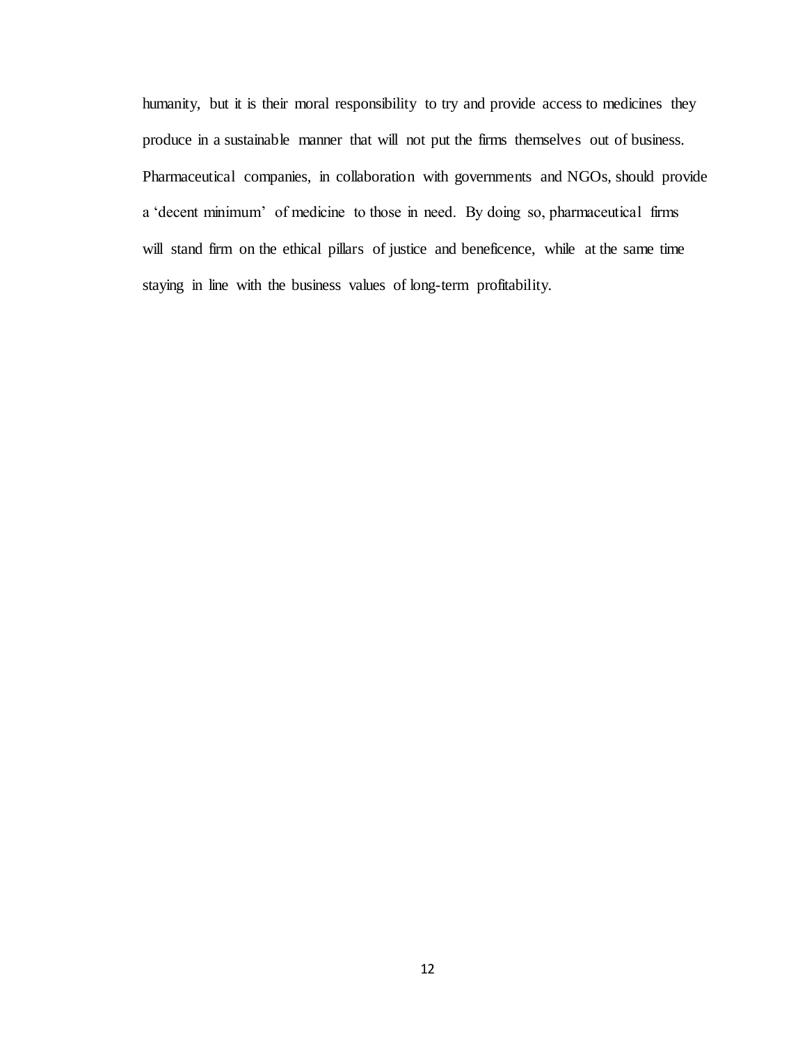humanity, but it is their moral responsibility to try and provide access to medicines they produce in a sustainable manner that will not put the firms themselves out of business. Pharmaceutical companies, in collaboration with governments and NGOs, should provide a 'decent minimum' of medicine to those in need. By doing so, pharmaceutical firms will stand firm on the ethical pillars of justice and beneficence, while at the same time staying in line with the business values of long-term profitability.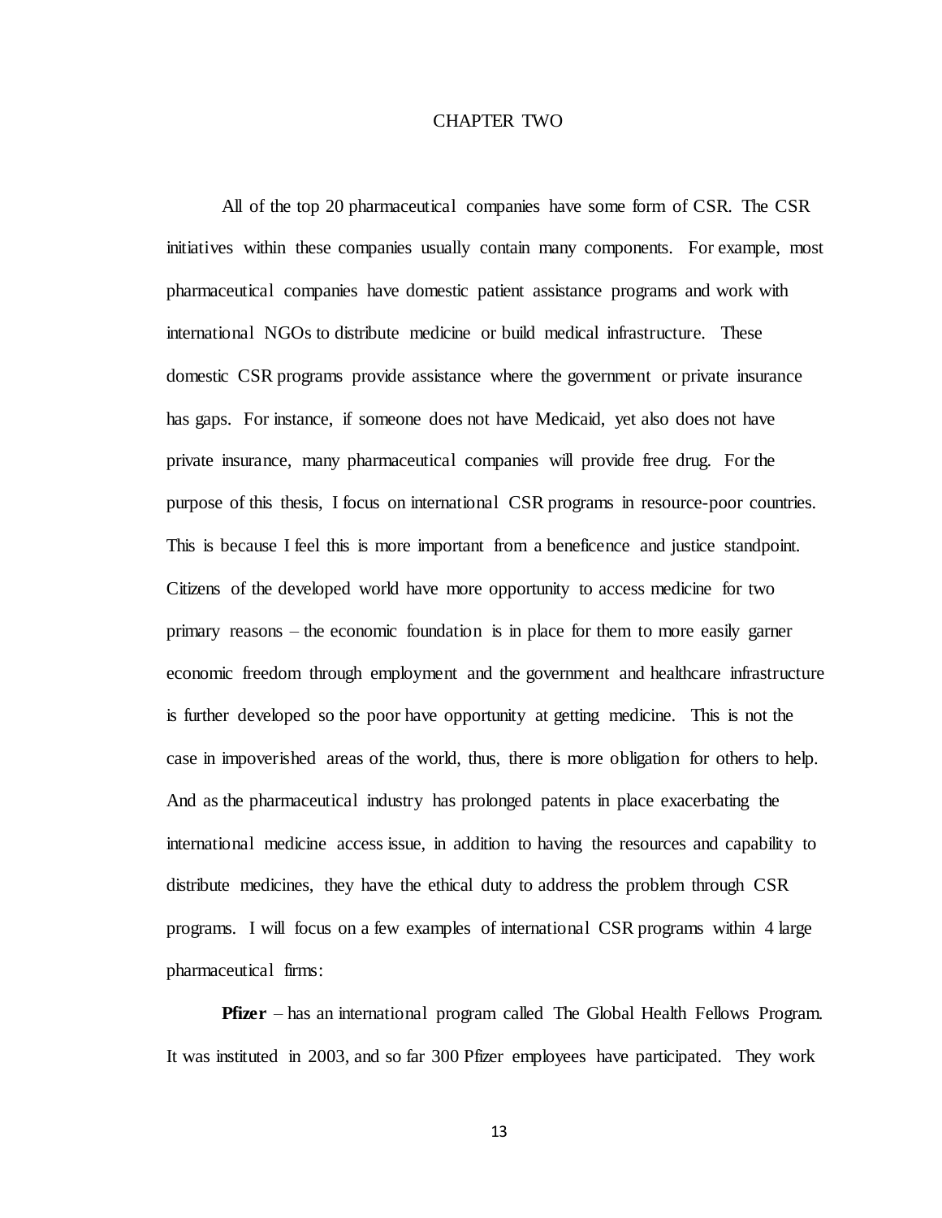# CHAPTER TWO

All of the top 20 pharmaceutical companies have some form of CSR. The CSR initiatives within these companies usually contain many components. For example, most pharmaceutical companies have domestic patient assistance programs and work with international NGOs to distribute medicine or build medical infrastructure. These domestic CSR programs provide assistance where the government or private insurance has gaps. For instance, if someone does not have Medicaid, yet also does not have private insurance, many pharmaceutical companies will provide free drug. For the purpose of this thesis, I focus on international CSR programs in resource-poor countries. This is because I feel this is more important from a beneficence and justice standpoint. Citizens of the developed world have more opportunity to access medicine for two primary reasons – the economic foundation is in place for them to more easily garner economic freedom through employment and the government and healthcare infrastructure is further developed so the poor have opportunity at getting medicine. This is not the case in impoverished areas of the world, thus, there is more obligation for others to help. And as the pharmaceutical industry has prolonged patents in place exacerbating the international medicine access issue, in addition to having the resources and capability to distribute medicines, they have the ethical duty to address the problem through CSR programs. I will focus on a few examples of international CSR programs within 4 large pharmaceutical firms:

**Pfizer** – has an international program called The Global Health Fellows Program. It was instituted in 2003, and so far 300 Pfizer employees have participated. They work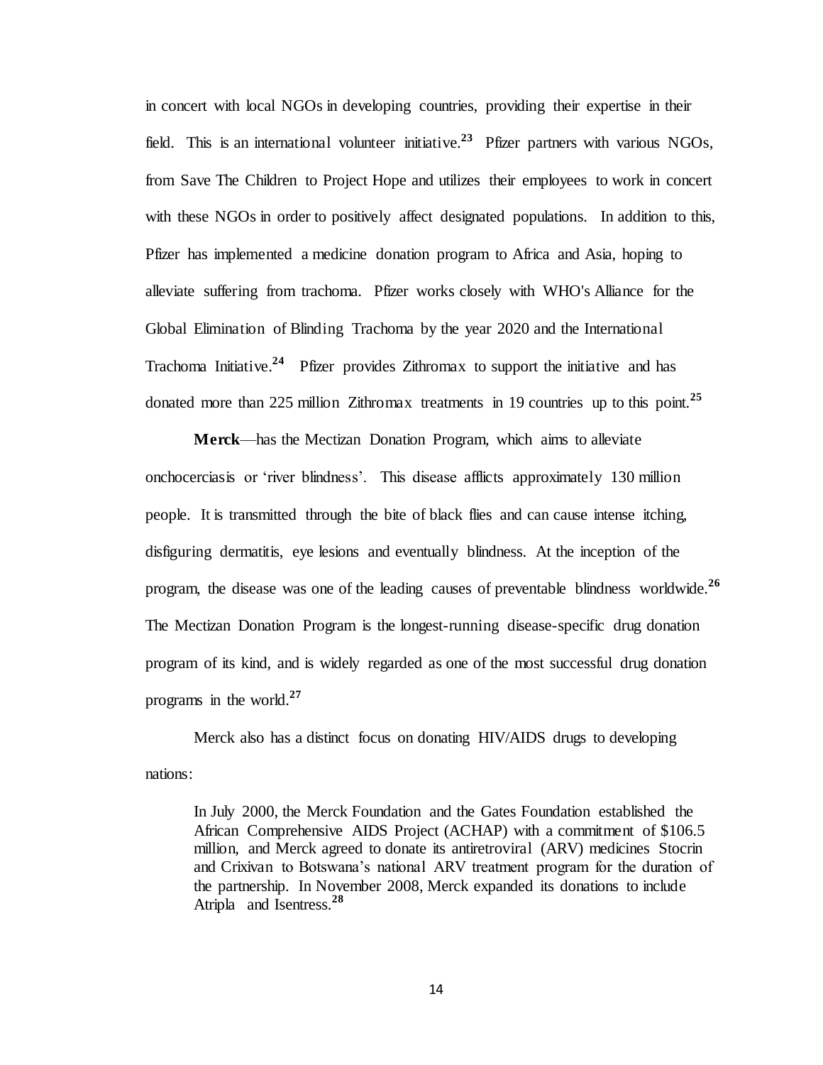in concert with local NGOs in developing countries, providing their expertise in their field. This is an international volunteer initiative.[23] Pfizer partners with various NGOs, from Save The Children to Project Hope and utilizes their employees to work in concert with these NGOs in order to positively affect designated populations. In addition to this, Pfizer has implemented a medicine donation program to Africa and Asia, hoping to alleviate suffering from trachoma. Pfizer works closely with WHO's Alliance for the Global Elimination of Blinding Trachoma by the year 2020 and the International Trachoma Initiative.[24] Pfizer provides Zithromax to support the initiative and has donated more than 225 million Zithromax treatments in 19 countries up to this point.[25]

**Merck**—has the Mectizan Donation Program, which aims to alleviate onchocerciasis or 'river blindness'. This disease afflicts approximately 130 million people. It is transmitted through the bite of black flies and can cause intense itching, disfiguring dermatitis, eye lesions and eventually blindness. At the inception of the program, the disease was one of the leading causes of preventable blindness worldwide.[26] The Mectizan Donation Program is the longest-running disease-specific drug donation program of its kind, and is widely regarded as one of the most successful drug donation programs in the world.[27]

Merck also has a distinct focus on donating HIV/AIDS drugs to developing nations:

> In July 2000, the Merck Foundation and the Gates Foundation established the African Comprehensive AIDS Project (ACHAP) with a commitment of $106.5 million, and Merck agreed to donate its antiretroviral (ARV) medicines Stocrin and Crixivan to Botswana's national ARV treatment program for the duration of the partnership. In November 2008, Merck expanded its donations to include Atripla and Isentress.[28]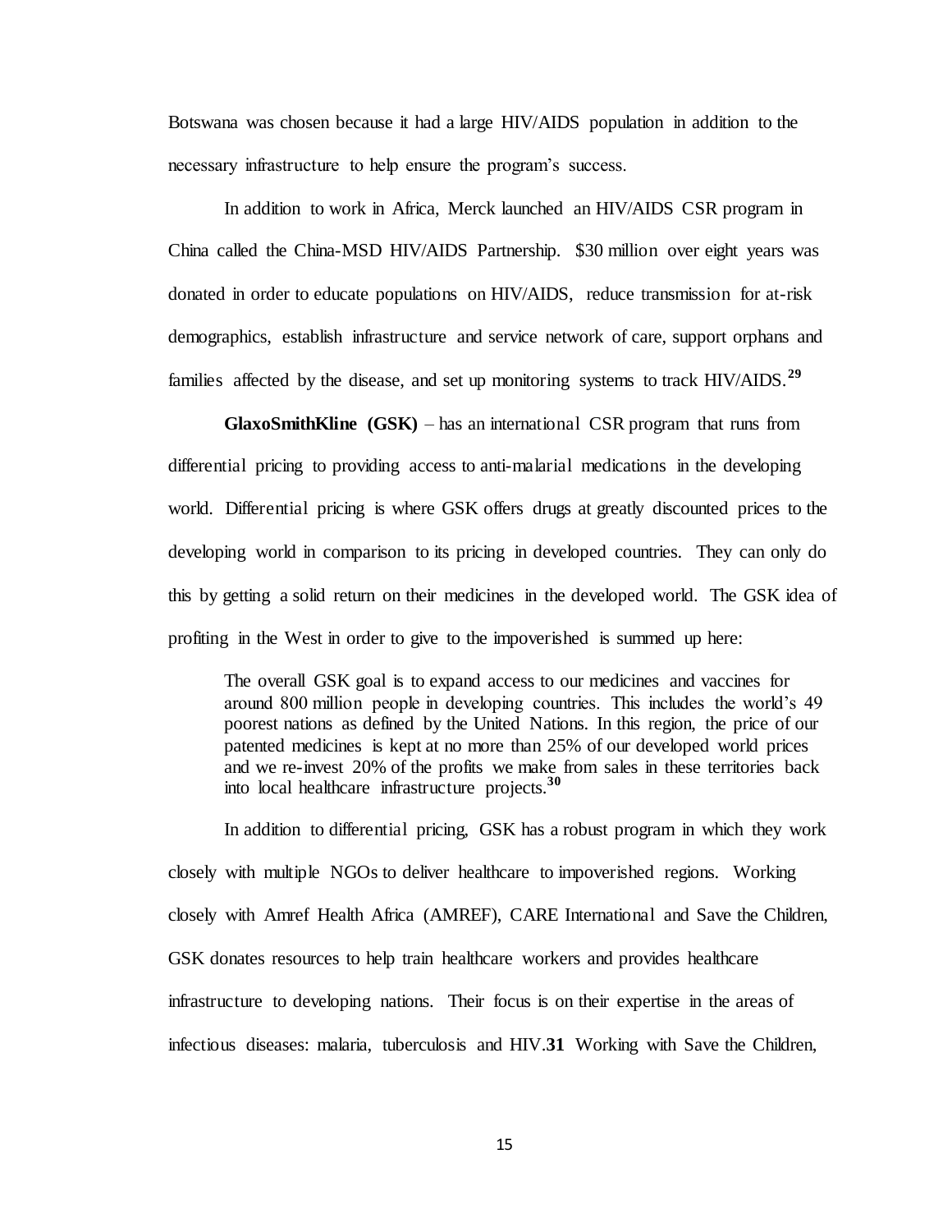Botswana was chosen because it had a large HIV/AIDS population in addition to the necessary infrastructure to help ensure the program's success.

In addition to work in Africa, Merck launched an HIV/AIDS CSR program in China called the China-MSD HIV/AIDS Partnership. $30 million over eight years was donated in order to educate populations on HIV/AIDS, reduce transmission for at-risk demographics, establish infrastructure and service network of care, support orphans and families affected by the disease, and set up monitoring systems to track HIV/AIDS.[29]

**GlaxoSmithKline (GSK)** – has an international CSR program that runs from differential pricing to providing access to anti-malarial medications in the developing world. Differential pricing is where GSK offers drugs at greatly discounted prices to the developing world in comparison to its pricing in developed countries. They can only do this by getting a solid return on their medicines in the developed world. The GSK idea of profiting in the West in order to give to the impoverished is summed up here:

> The overall GSK goal is to expand access to our medicines and vaccines for around 800 million people in developing countries. This includes the world's 49 poorest nations as defined by the United Nations. In this region, the price of our patented medicines is kept at no more than 25% of our developed world prices and we re-invest 20% of the profits we make from sales in these territories back into local healthcare infrastructure projects.[30]

In addition to differential pricing, GSK has a robust program in which they work closely with multiple NGOs to deliver healthcare to impoverished regions. Working closely with Amref Health Africa (AMREF), CARE International and Save the Children, GSK donates resources to help train healthcare workers and provides healthcare infrastructure to developing nations. Their focus is on their expertise in the areas of infectious diseases: malaria, tuberculosis and HIV.**31** Working with Save the Children,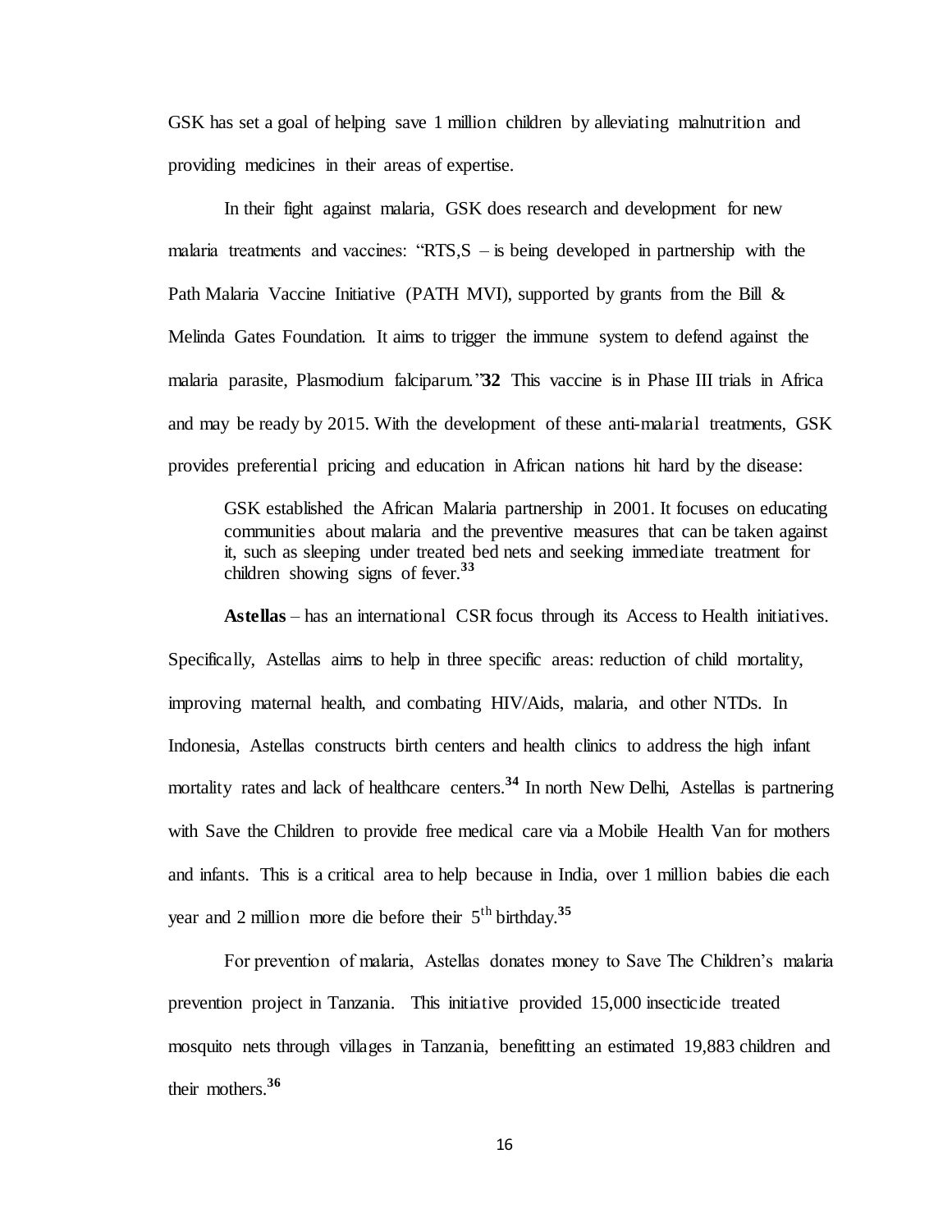GSK has set a goal of helping save 1 million children by alleviating malnutrition and providing medicines in their areas of expertise.

In their fight against malaria, GSK does research and development for new malaria treatments and vaccines: "RTS,S – is being developed in partnership with the Path Malaria Vaccine Initiative (PATH MVI), supported by grants from the Bill & Melinda Gates Foundation. It aims to trigger the immune system to defend against the malaria parasite, Plasmodium falciparum."**32** This vaccine is in Phase III trials in Africa and may be ready by 2015. With the development of these anti-malarial treatments, GSK provides preferential pricing and education in African nations hit hard by the disease:

> GSK established the African Malaria partnership in 2001. It focuses on educating communities about malaria and the preventive measures that can be taken against it, such as sleeping under treated bed nets and seeking immediate treatment for children showing signs of fever.[33]

**Astellas** – has an international CSR focus through its Access to Health initiatives. Specifically, Astellas aims to help in three specific areas: reduction of child mortality, improving maternal health, and combating HIV/Aids, malaria, and other NTDs. In Indonesia, Astellas constructs birth centers and health clinics to address the high infant mortality rates and lack of healthcare centers.[34] In north New Delhi, Astellas is partnering with Save the Children to provide free medical care via a Mobile Health Van for mothers and infants. This is a critical area to help because in India, over 1 million babies die each year and 2 million more die before their 5$^{th}$ birthday.[35]

For prevention of malaria, Astellas donates money to Save The Children's malaria prevention project in Tanzania. This initiative provided 15,000 insecticide treated mosquito nets through villages in Tanzania, benefitting an estimated 19,883 children and their mothers.[36]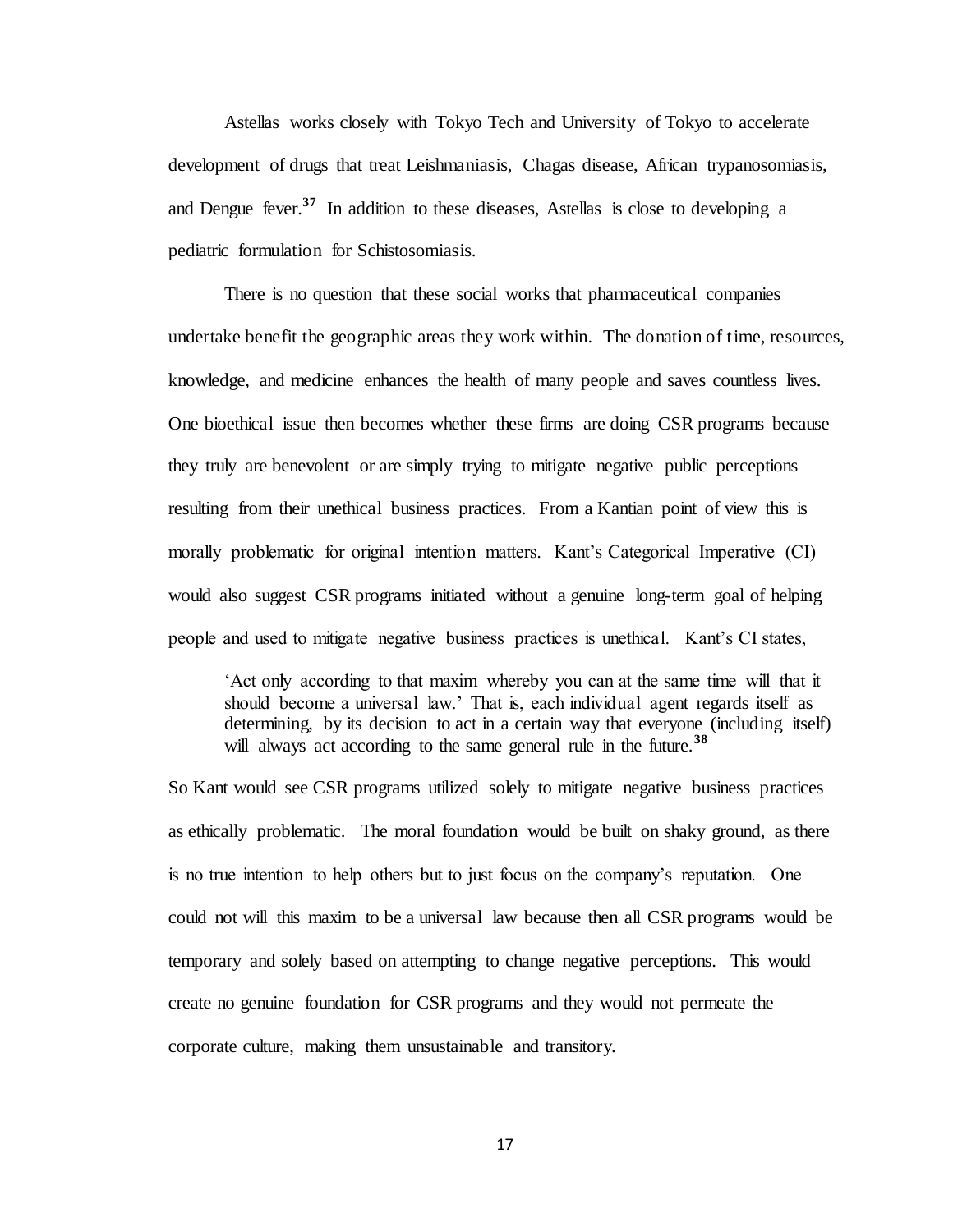Astellas works closely with Tokyo Tech and University of Tokyo to accelerate development of drugs that treat Leishmaniasis, Chagas disease, African trypanosomiasis, and Dengue fever.[37] In addition to these diseases, Astellas is close to developing a pediatric formulation for Schistosomiasis.

There is no question that these social works that pharmaceutical companies undertake benefit the geographic areas they work within. The donation of time, resources, knowledge, and medicine enhances the health of many people and saves countless lives. One bioethical issue then becomes whether these firms are doing CSR programs because they truly are benevolent or are simply trying to mitigate negative public perceptions resulting from their unethical business practices. From a Kantian point of view this is morally problematic for original intention matters. Kant's Categorical Imperative (CI) would also suggest CSR programs initiated without a genuine long-term goal of helping people and used to mitigate negative business practices is unethical. Kant's CI states,

> 'Act only according to that maxim whereby you can at the same time will that it should become a universal law.' That is, each individual agent regards itself as determining, by its decision to act in a certain way that everyone (including itself) will always act according to the same general rule in the future.[38]

So Kant would see CSR programs utilized solely to mitigate negative business practices as ethically problematic. The moral foundation would be built on shaky ground, as there is no true intention to help others but to just focus on the company's reputation. One could not will this maxim to be a universal law because then all CSR programs would be temporary and solely based on attempting to change negative perceptions. This would create no genuine foundation for CSR programs and they would not permeate the corporate culture, making them unsustainable and transitory.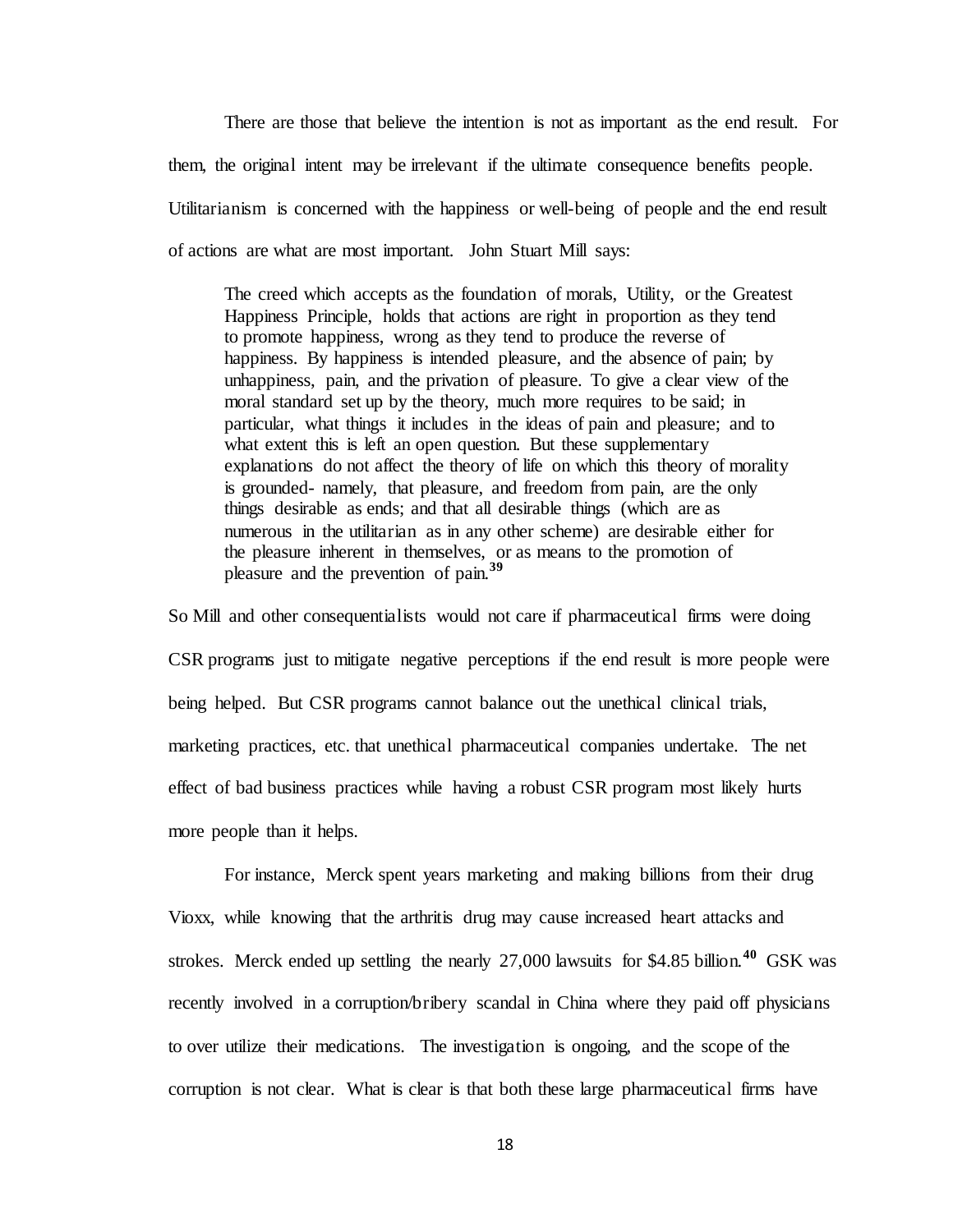There are those that believe the intention is not as important as the end result. For them, the original intent may be irrelevant if the ultimate consequence benefits people. Utilitarianism is concerned with the happiness or well-being of people and the end result of actions are what are most important. John Stuart Mill says:

> The creed which accepts as the foundation of morals, Utility, or the Greatest Happiness Principle, holds that actions are right in proportion as they tend to promote happiness, wrong as they tend to produce the reverse of happiness. By happiness is intended pleasure, and the absence of pain; by unhappiness, pain, and the privation of pleasure. To give a clear view of the moral standard set up by the theory, much more requires to be said; in particular, what things it includes in the ideas of pain and pleasure; and to what extent this is left an open question. But these supplementary explanations do not affect the theory of life on which this theory of morality is grounded- namely, that pleasure, and freedom from pain, are the only things desirable as ends; and that all desirable things (which are as numerous in the utilitarian as in any other scheme) are desirable either for the pleasure inherent in themselves, or as means to the promotion of pleasure and the prevention of pain.[39]

So Mill and other consequentialists would not care if pharmaceutical firms were doing CSR programs just to mitigate negative perceptions if the end result is more people were being helped. But CSR programs cannot balance out the unethical clinical trials, marketing practices, etc. that unethical pharmaceutical companies undertake. The net effect of bad business practices while having a robust CSR program most likely hurts more people than it helps.

For instance, Merck spent years marketing and making billions from their drug Vioxx, while knowing that the arthritis drug may cause increased heart attacks and strokes. Merck ended up settling the nearly 27,000 lawsuits for $4.85 billion.[40] GSK was recently involved in a corruption/bribery scandal in China where they paid off physicians to over utilize their medications. The investigation is ongoing, and the scope of the corruption is not clear. What is clear is that both these large pharmaceutical firms have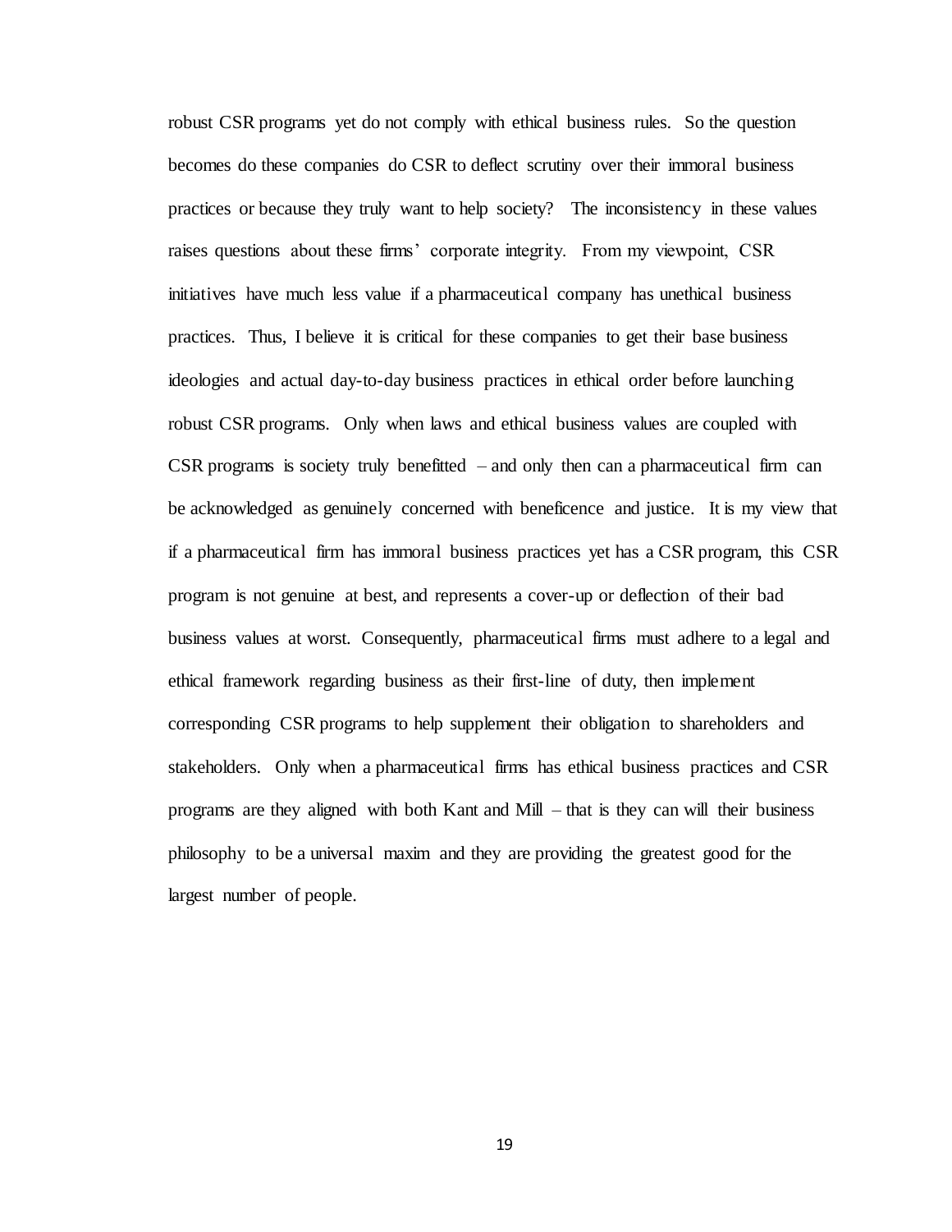robust CSR programs yet do not comply with ethical business rules. So the question becomes do these companies do CSR to deflect scrutiny over their immoral business practices or because they truly want to help society? The inconsistency in these values raises questions about these firms' corporate integrity. From my viewpoint, CSR initiatives have much less value if a pharmaceutical company has unethical business practices. Thus, I believe it is critical for these companies to get their base business ideologies and actual day-to-day business practices in ethical order before launching robust CSR programs. Only when laws and ethical business values are coupled with CSR programs is society truly benefitted – and only then can a pharmaceutical firm can be acknowledged as genuinely concerned with beneficence and justice. It is my view that if a pharmaceutical firm has immoral business practices yet has a CSR program, this CSR program is not genuine at best, and represents a cover-up or deflection of their bad business values at worst. Consequently, pharmaceutical firms must adhere to a legal and ethical framework regarding business as their first-line of duty, then implement corresponding CSR programs to help supplement their obligation to shareholders and stakeholders. Only when a pharmaceutical firms has ethical business practices and CSR programs are they aligned with both Kant and Mill – that is they can will their business philosophy to be a universal maxim and they are providing the greatest good for the largest number of people.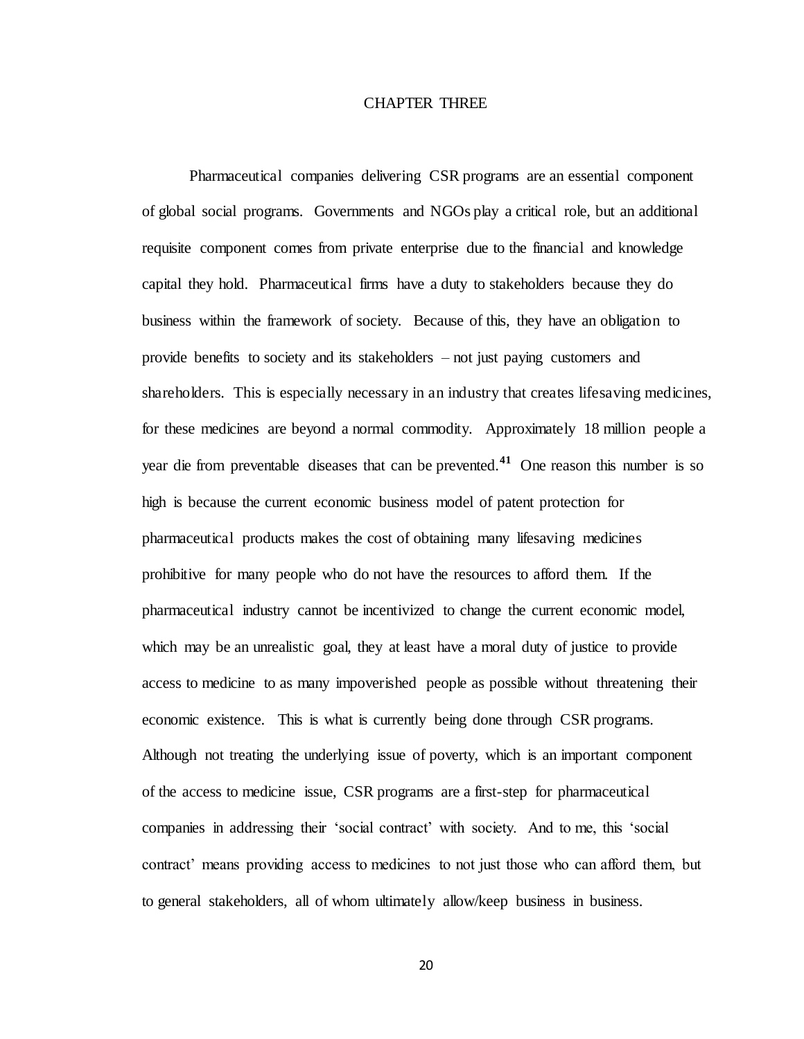# CHAPTER THREE

Pharmaceutical companies delivering CSR programs are an essential component of global social programs. Governments and NGOs play a critical role, but an additional requisite component comes from private enterprise due to the financial and knowledge capital they hold. Pharmaceutical firms have a duty to stakeholders because they do business within the framework of society. Because of this, they have an obligation to provide benefits to society and its stakeholders – not just paying customers and shareholders. This is especially necessary in an industry that creates lifesaving medicines, for these medicines are beyond a normal commodity. Approximately 18 million people a year die from preventable diseases that can be prevented.[41] One reason this number is so high is because the current economic business model of patent protection for pharmaceutical products makes the cost of obtaining many lifesaving medicines prohibitive for many people who do not have the resources to afford them. If the pharmaceutical industry cannot be incentivized to change the current economic model, which may be an unrealistic goal, they at least have a moral duty of justice to provide access to medicine to as many impoverished people as possible without threatening their economic existence. This is what is currently being done through CSR programs. Although not treating the underlying issue of poverty, which is an important component of the access to medicine issue, CSR programs are a first-step for pharmaceutical companies in addressing their 'social contract' with society. And to me, this 'social contract' means providing access to medicines to not just those who can afford them, but to general stakeholders, all of whom ultimately allow/keep business in business.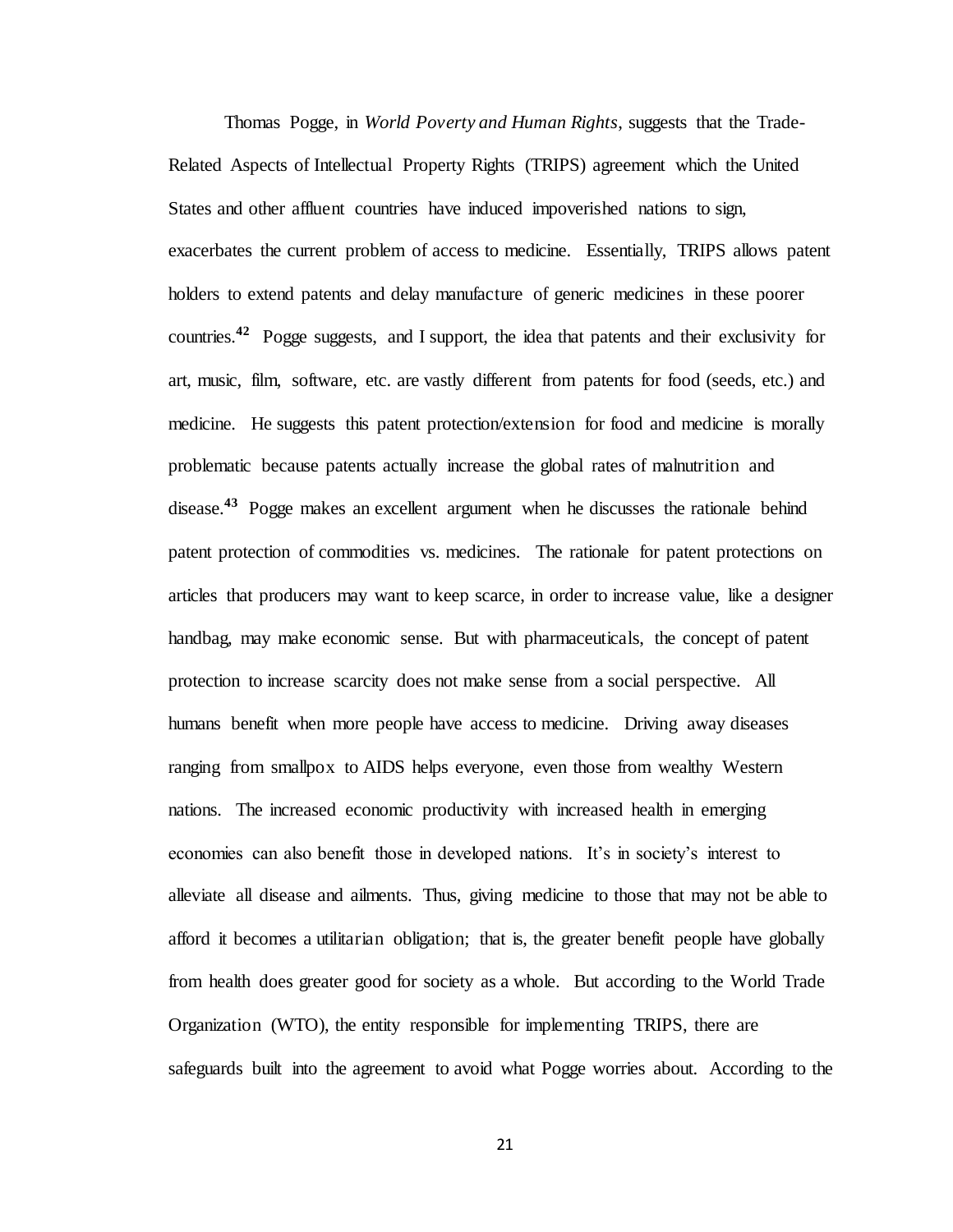Thomas Pogge, in *World Poverty and Human Rights*, suggests that the Trade-Related Aspects of Intellectual Property Rights (TRIPS) agreement which the United States and other affluent countries have induced impoverished nations to sign, exacerbates the current problem of access to medicine. Essentially, TRIPS allows patent holders to extend patents and delay manufacture of generic medicines in these poorer countries.[42] Pogge suggests, and I support, the idea that patents and their exclusivity for art, music, film, software, etc. are vastly different from patents for food (seeds, etc.) and medicine. He suggests this patent protection/extension for food and medicine is morally problematic because patents actually increase the global rates of malnutrition and disease.[43] Pogge makes an excellent argument when he discusses the rationale behind patent protection of commodities vs. medicines. The rationale for patent protections on articles that producers may want to keep scarce, in order to increase value, like a designer handbag, may make economic sense. But with pharmaceuticals, the concept of patent protection to increase scarcity does not make sense from a social perspective. All humans benefit when more people have access to medicine. Driving away diseases ranging from smallpox to AIDS helps everyone, even those from wealthy Western nations. The increased economic productivity with increased health in emerging economies can also benefit those in developed nations. It's in society's interest to alleviate all disease and ailments. Thus, giving medicine to those that may not be able to afford it becomes a utilitarian obligation; that is, the greater benefit people have globally from health does greater good for society as a whole. But according to the World Trade Organization (WTO), the entity responsible for implementing TRIPS, there are safeguards built into the agreement to avoid what Pogge worries about. According to the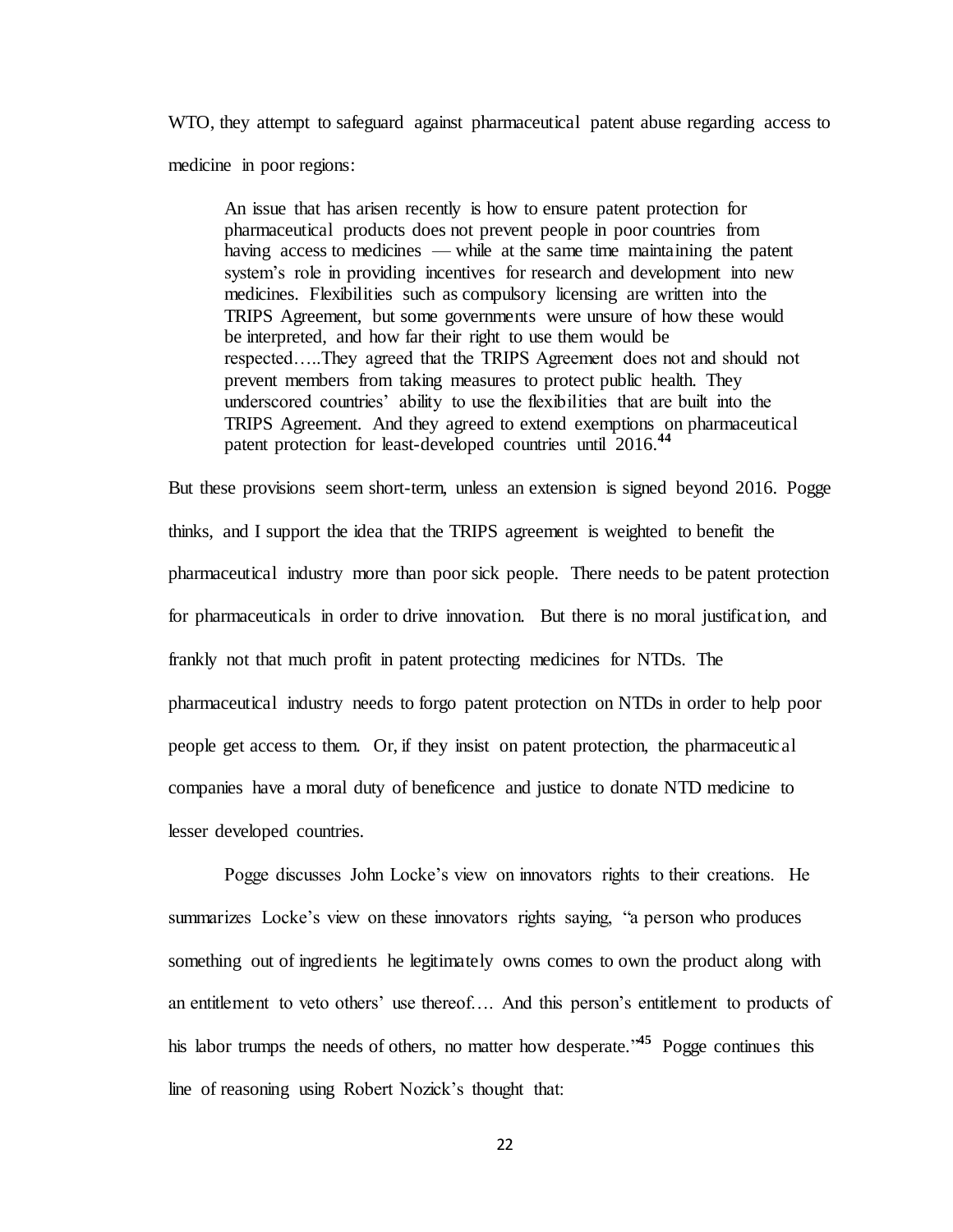WTO, they attempt to safeguard against pharmaceutical patent abuse regarding access to medicine in poor regions:

> An issue that has arisen recently is how to ensure patent protection for pharmaceutical products does not prevent people in poor countries from having access to medicines — while at the same time maintaining the patent system's role in providing incentives for research and development into new medicines. Flexibilities such as compulsory licensing are written into the TRIPS Agreement, but some governments were unsure of how these would be interpreted, and how far their right to use them would be respected…..They agreed that the TRIPS Agreement does not and should not prevent members from taking measures to protect public health. They underscored countries' ability to use the flexibilities that are built into the TRIPS Agreement. And they agreed to extend exemptions on pharmaceutical patent protection for least-developed countries until 2016.[44]

But these provisions seem short-term, unless an extension is signed beyond 2016. Pogge thinks, and I support the idea that the TRIPS agreement is weighted to benefit the pharmaceutical industry more than poor sick people. There needs to be patent protection for pharmaceuticals in order to drive innovation. But there is no moral justification, and frankly not that much profit in patent protecting medicines for NTDs. The pharmaceutical industry needs to forgo patent protection on NTDs in order to help poor people get access to them. Or, if they insist on patent protection, the pharmaceutical companies have a moral duty of beneficence and justice to donate NTD medicine to lesser developed countries.

Pogge discusses John Locke's view on innovators rights to their creations. He summarizes Locke's view on these innovators rights saying, "a person who produces something out of ingredients he legitimately owns comes to own the product along with an entitlement to veto others' use thereof…. And this person's entitlement to products of his labor trumps the needs of others, no matter how desperate."[45] Pogge continues this line of reasoning using Robert Nozick's thought that: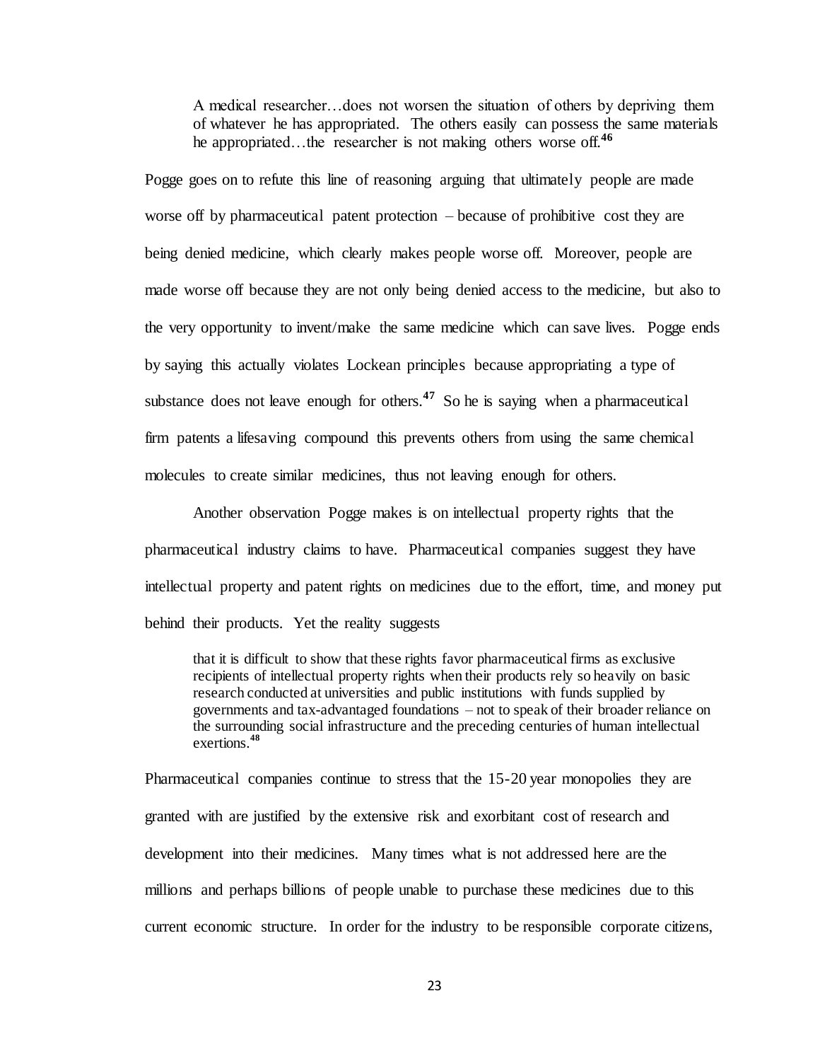> A medical researcher…does not worsen the situation of others by depriving them of whatever he has appropriated. The others easily can possess the same materials he appropriated…the researcher is not making others worse off.[46]

Pogge goes on to refute this line of reasoning arguing that ultimately people are made worse off by pharmaceutical patent protection – because of prohibitive cost they are being denied medicine, which clearly makes people worse off. Moreover, people are made worse off because they are not only being denied access to the medicine, but also to the very opportunity to invent/make the same medicine which can save lives. Pogge ends by saying this actually violates Lockean principles because appropriating a type of substance does not leave enough for others.[47] So he is saying when a pharmaceutical firm patents a lifesaving compound this prevents others from using the same chemical molecules to create similar medicines, thus not leaving enough for others.

Another observation Pogge makes is on intellectual property rights that the pharmaceutical industry claims to have. Pharmaceutical companies suggest they have intellectual property and patent rights on medicines due to the effort, time, and money put behind their products. Yet the reality suggests

> that it is difficult to show that these rights favor pharmaceutical firms as exclusive recipients of intellectual property rights when their products rely so heavily on basic research conducted at universities and public institutions with funds supplied by governments and tax-advantaged foundations – not to speak of their broader reliance on the surrounding social infrastructure and the preceding centuries of human intellectual exertions.[48]

Pharmaceutical companies continue to stress that the 15-20 year monopolies they are granted with are justified by the extensive risk and exorbitant cost of research and development into their medicines. Many times what is not addressed here are the millions and perhaps billions of people unable to purchase these medicines due to this current economic structure. In order for the industry to be responsible corporate citizens,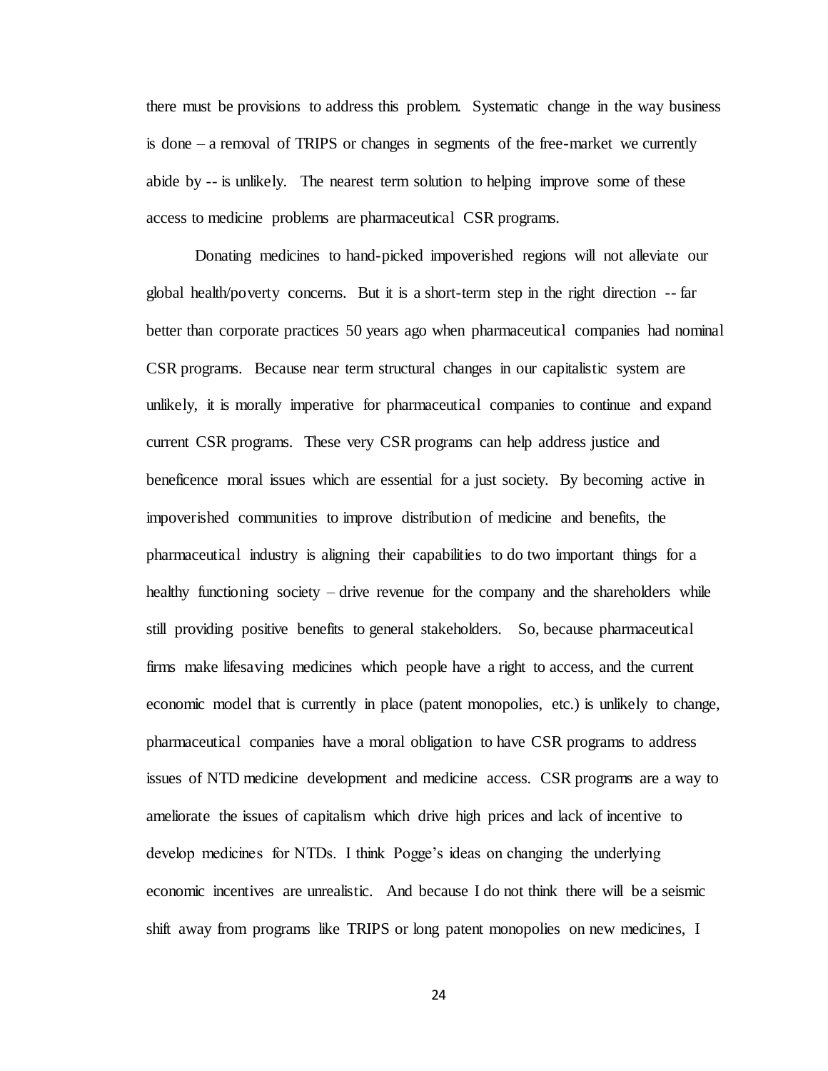there must be provisions to address this problem. Systematic change in the way business is done – a removal of TRIPS or changes in segments of the free-market we currently abide by -- is unlikely. The nearest term solution to helping improve some of these access to medicine problems are pharmaceutical CSR programs.

Donating medicines to hand-picked impoverished regions will not alleviate our global health/poverty concerns. But it is a short-term step in the right direction -- far better than corporate practices 50 years ago when pharmaceutical companies had nominal CSR programs. Because near term structural changes in our capitalistic system are unlikely, it is morally imperative for pharmaceutical companies to continue and expand current CSR programs. These very CSR programs can help address justice and beneficence moral issues which are essential for a just society. By becoming active in impoverished communities to improve distribution of medicine and benefits, the pharmaceutical industry is aligning their capabilities to do two important things for a healthy functioning society – drive revenue for the company and the shareholders while still providing positive benefits to general stakeholders. So, because pharmaceutical firms make lifesaving medicines which people have a right to access, and the current economic model that is currently in place (patent monopolies, etc.) is unlikely to change, pharmaceutical companies have a moral obligation to have CSR programs to address issues of NTD medicine development and medicine access. CSR programs are a way to ameliorate the issues of capitalism which drive high prices and lack of incentive to develop medicines for NTDs. I think Pogge's ideas on changing the underlying economic incentives are unrealistic. And because I do not think there will be a seismic shift away from programs like TRIPS or long patent monopolies on new medicines, I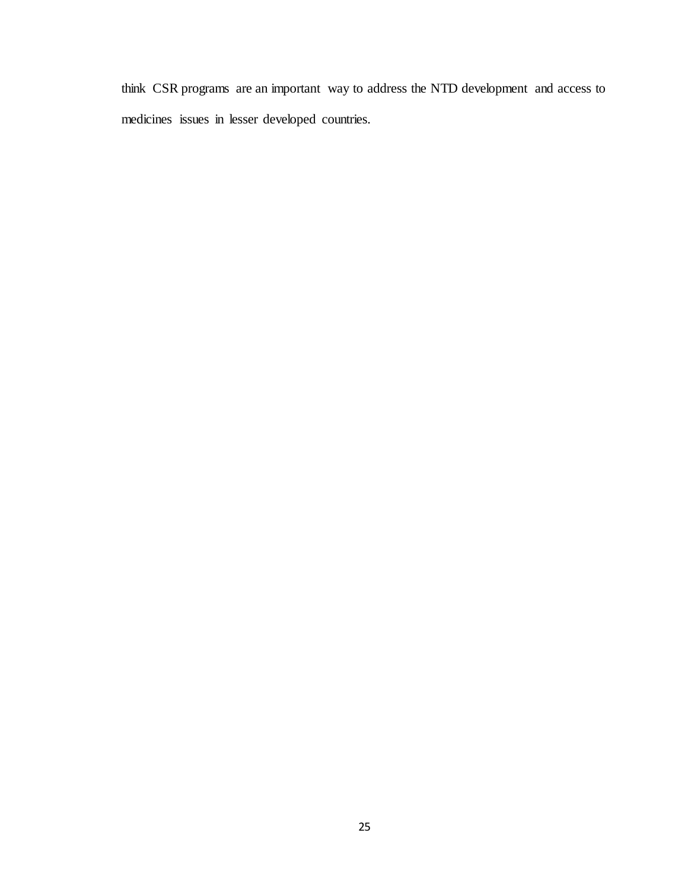think CSR programs are an important way to address the NTD development and access to medicines issues in lesser developed countries.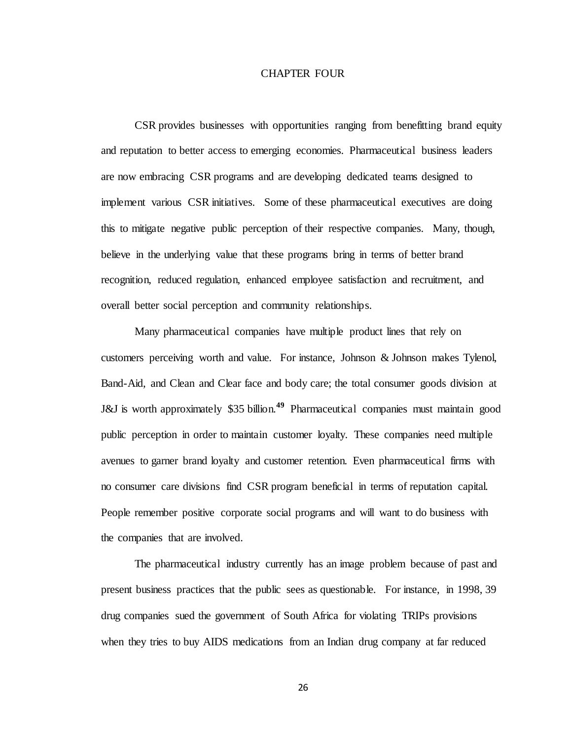# CHAPTER FOUR

CSR provides businesses with opportunities ranging from benefitting brand equity and reputation to better access to emerging economies. Pharmaceutical business leaders are now embracing CSR programs and are developing dedicated teams designed to implement various CSR initiatives. Some of these pharmaceutical executives are doing this to mitigate negative public perception of their respective companies. Many, though, believe in the underlying value that these programs bring in terms of better brand recognition, reduced regulation, enhanced employee satisfaction and recruitment, and overall better social perception and community relationships.

Many pharmaceutical companies have multiple product lines that rely on customers perceiving worth and value. For instance, Johnson & Johnson makes Tylenol, Band-Aid, and Clean and Clear face and body care; the total consumer goods division at J&J is worth approximately $35 billion.[49] Pharmaceutical companies must maintain good public perception in order to maintain customer loyalty. These companies need multiple avenues to garner brand loyalty and customer retention. Even pharmaceutical firms with no consumer care divisions find CSR program beneficial in terms of reputation capital. People remember positive corporate social programs and will want to do business with the companies that are involved.

The pharmaceutical industry currently has an image problem because of past and present business practices that the public sees as questionable. For instance, in 1998, 39 drug companies sued the government of South Africa for violating TRIPs provisions when they tries to buy AIDS medications from an Indian drug company at far reduced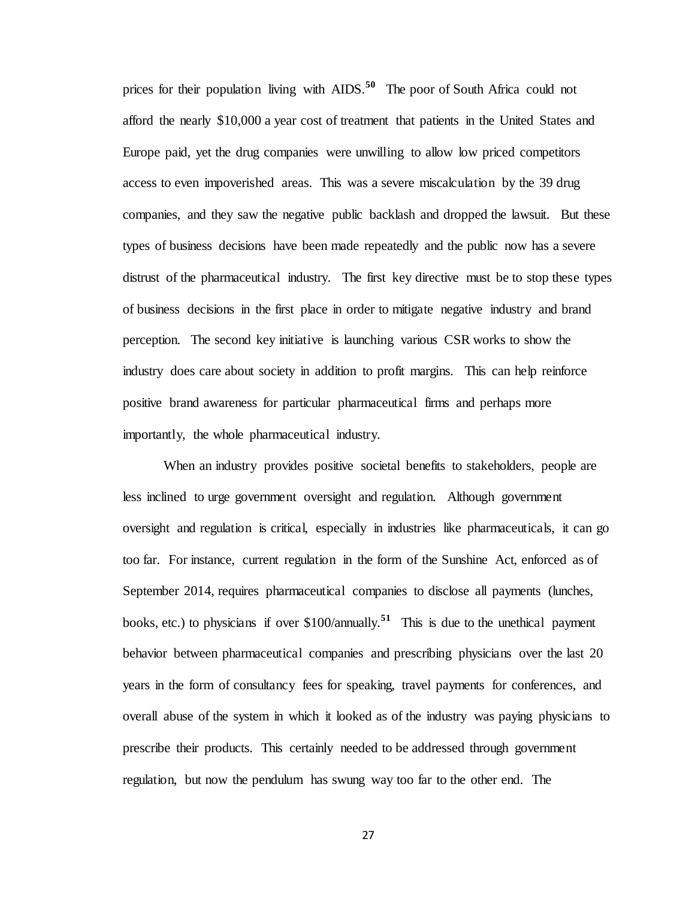prices for their population living with AIDS.[50] The poor of South Africa could not afford the nearly $10,000 a year cost of treatment that patients in the United States and Europe paid, yet the drug companies were unwilling to allow low priced competitors access to even impoverished areas. This was a severe miscalculation by the 39 drug companies, and they saw the negative public backlash and dropped the lawsuit. But these types of business decisions have been made repeatedly and the public now has a severe distrust of the pharmaceutical industry. The first key directive must be to stop these types of business decisions in the first place in order to mitigate negative industry and brand perception. The second key initiative is launching various CSR works to show the industry does care about society in addition to profit margins. This can help reinforce positive brand awareness for particular pharmaceutical firms and perhaps more importantly, the whole pharmaceutical industry.

When an industry provides positive societal benefits to stakeholders, people are less inclined to urge government oversight and regulation. Although government oversight and regulation is critical, especially in industries like pharmaceuticals, it can go too far. For instance, current regulation in the form of the Sunshine Act, enforced as of September 2014, requires pharmaceutical companies to disclose all payments (lunches, books, etc.) to physicians if over $100/annually.[51] This is due to the unethical payment behavior between pharmaceutical companies and prescribing physicians over the last 20 years in the form of consultancy fees for speaking, travel payments for conferences, and overall abuse of the system in which it looked as of the industry was paying physicians to prescribe their products. This certainly needed to be addressed through government regulation, but now the pendulum has swung way too far to the other end. The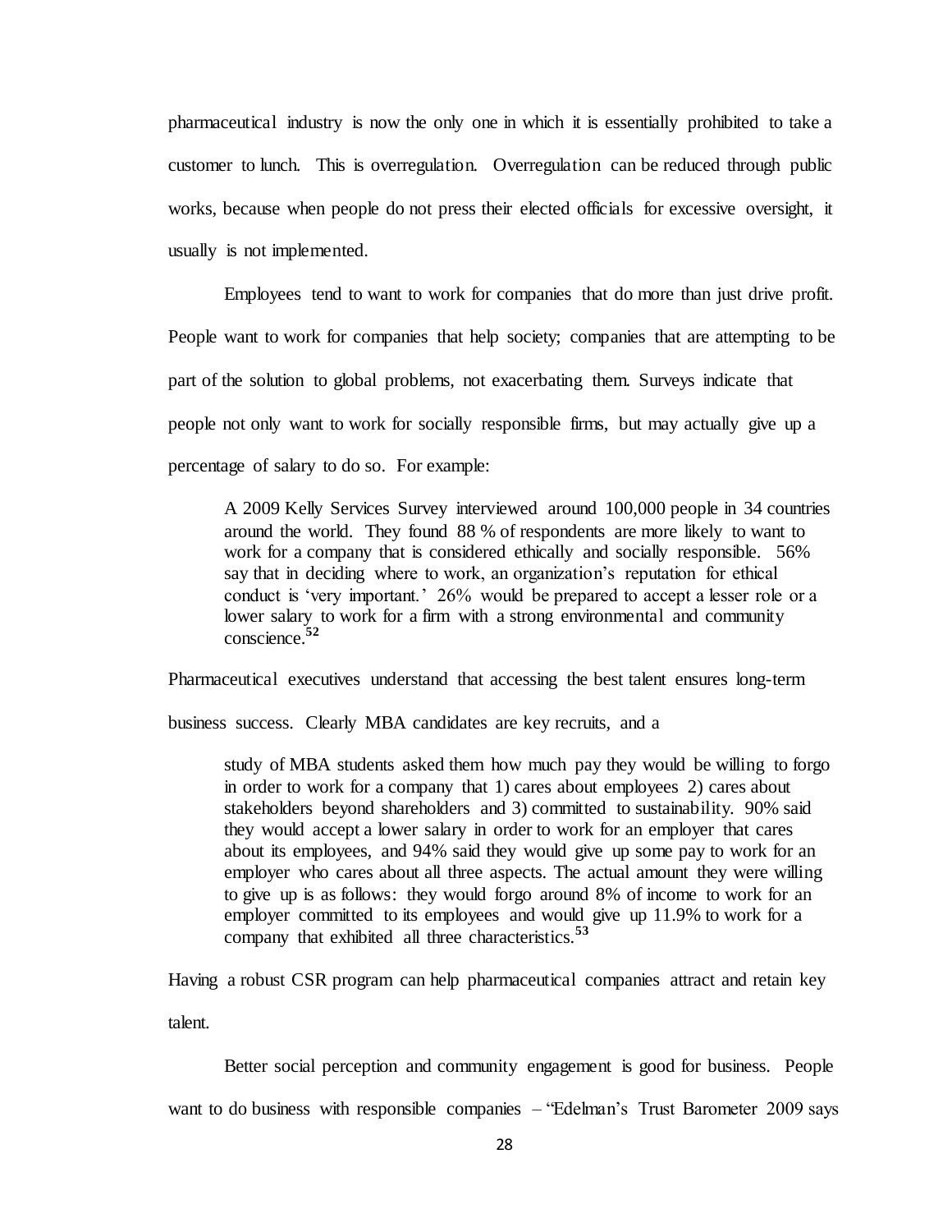pharmaceutical industry is now the only one in which it is essentially prohibited to take a customer to lunch. This is overregulation. Overregulation can be reduced through public works, because when people do not press their elected officials for excessive oversight, it usually is not implemented.

Employees tend to want to work for companies that do more than just drive profit. People want to work for companies that help society; companies that are attempting to be part of the solution to global problems, not exacerbating them. Surveys indicate that people not only want to work for socially responsible firms, but may actually give up a percentage of salary to do so. For example:

> A 2009 Kelly Services Survey interviewed around 100,000 people in 34 countries around the world. They found 88 % of respondents are more likely to want to work for a company that is considered ethically and socially responsible. 56% say that in deciding where to work, an organization's reputation for ethical conduct is 'very important.' 26% would be prepared to accept a lesser role or a lower salary to work for a firm with a strong environmental and community conscience.[52]

Pharmaceutical executives understand that accessing the best talent ensures long-term business success. Clearly MBA candidates are key recruits, and a

> study of MBA students asked them how much pay they would be willing to forgo in order to work for a company that 1) cares about employees 2) cares about stakeholders beyond shareholders and 3) committed to sustainability. 90% said they would accept a lower salary in order to work for an employer that cares about its employees, and 94% said they would give up some pay to work for an employer who cares about all three aspects. The actual amount they were willing to give up is as follows: they would forgo around 8% of income to work for an employer committed to its employees and would give up 11.9% to work for a company that exhibited all three characteristics.[53]

Having a robust CSR program can help pharmaceutical companies attract and retain key talent.

Better social perception and community engagement is good for business. People want to do business with responsible companies – "Edelman's Trust Barometer 2009 says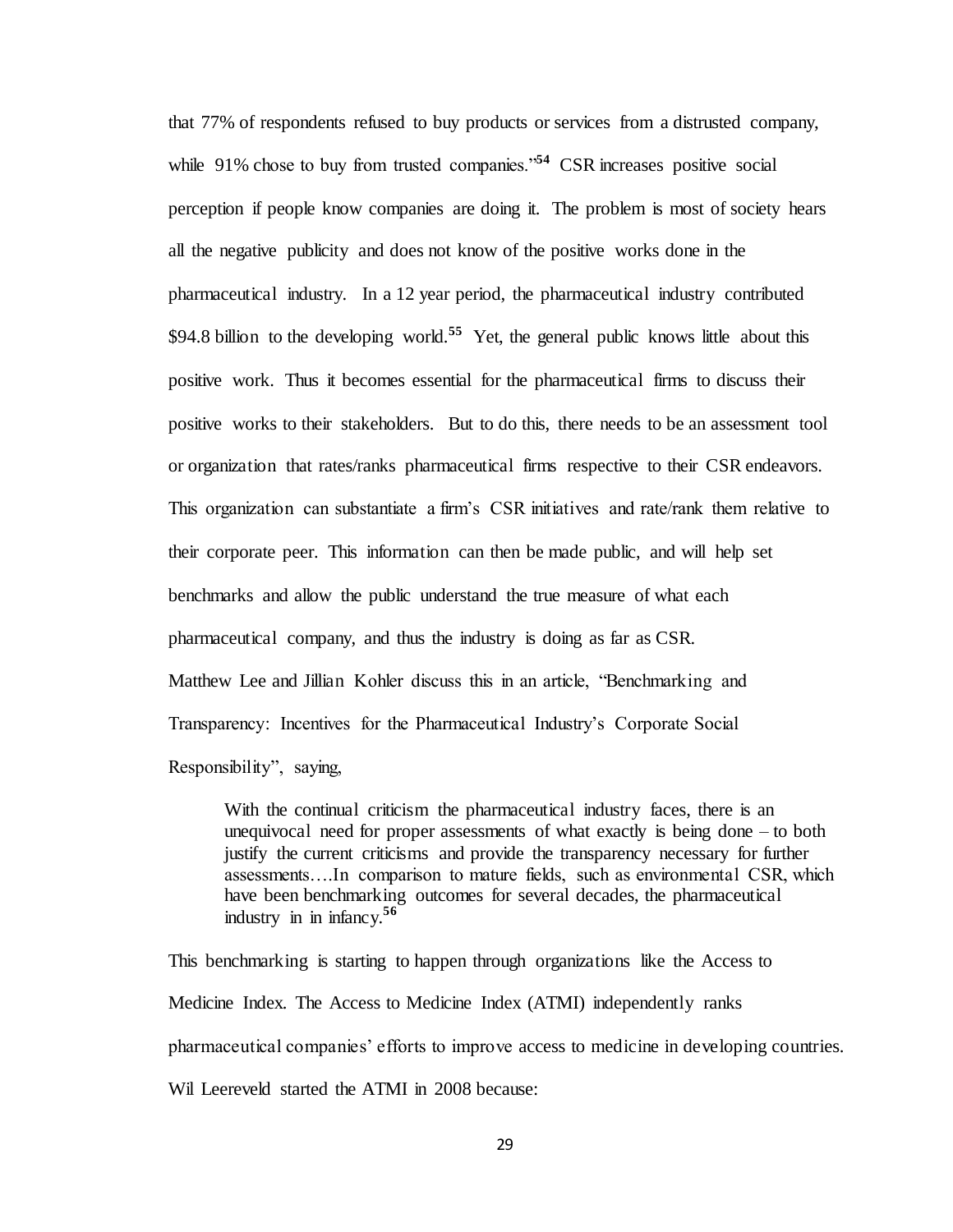that 77% of respondents refused to buy products or services from a distrusted company, while 91% chose to buy from trusted companies."[54] CSR increases positive social perception if people know companies are doing it. The problem is most of society hears all the negative publicity and does not know of the positive works done in the pharmaceutical industry. In a 12 year period, the pharmaceutical industry contributed $94.8 billion to the developing world.[55] Yet, the general public knows little about this positive work. Thus it becomes essential for the pharmaceutical firms to discuss their positive works to their stakeholders. But to do this, there needs to be an assessment tool or organization that rates/ranks pharmaceutical firms respective to their CSR endeavors. This organization can substantiate a firm's CSR initiatives and rate/rank them relative to their corporate peer. This information can then be made public, and will help set benchmarks and allow the public understand the true measure of what each pharmaceutical company, and thus the industry is doing as far as CSR.

Matthew Lee and Jillian Kohler discuss this in an article, "Benchmarking and Transparency: Incentives for the Pharmaceutical Industry's Corporate Social Responsibility", saying,

> With the continual criticism the pharmaceutical industry faces, there is an unequivocal need for proper assessments of what exactly is being done – to both justify the current criticisms and provide the transparency necessary for further assessments….In comparison to mature fields, such as environmental CSR, which have been benchmarking outcomes for several decades, the pharmaceutical industry in in infancy.[56]

This benchmarking is starting to happen through organizations like the Access to Medicine Index. The Access to Medicine Index (ATMI) independently ranks pharmaceutical companies' efforts to improve access to medicine in developing countries. Wil Leereveld started the ATMI in 2008 because: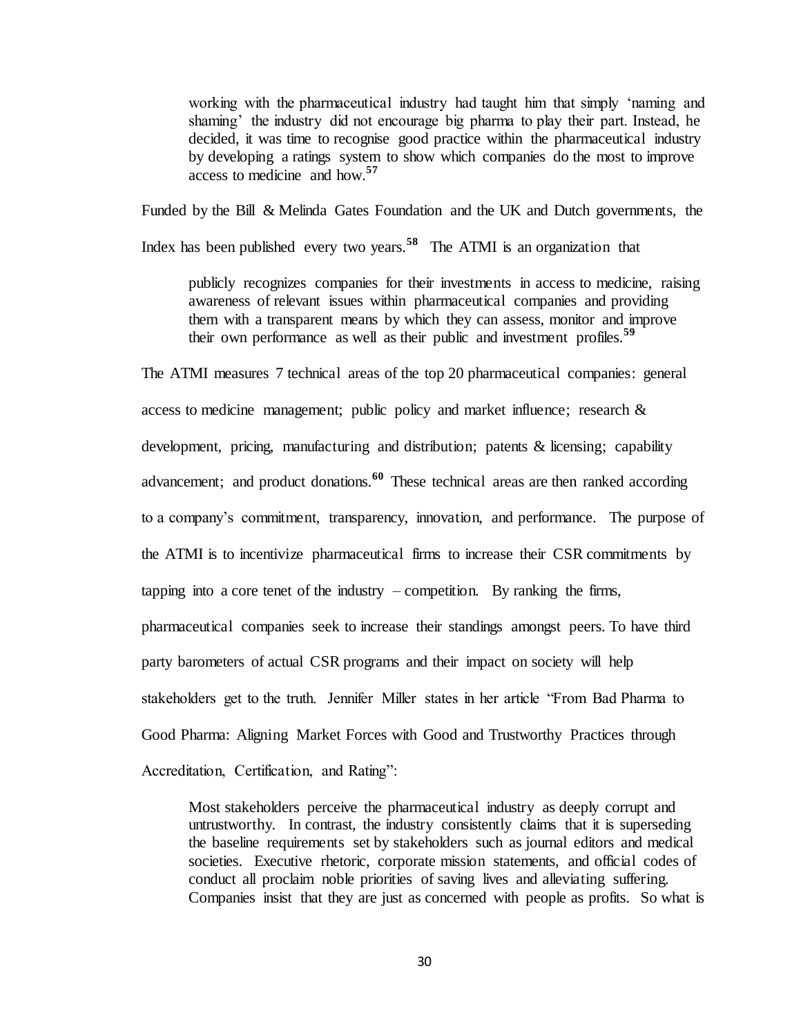> working with the pharmaceutical industry had taught him that simply 'naming and shaming' the industry did not encourage big pharma to play their part. Instead, he decided, it was time to recognise good practice within the pharmaceutical industry by developing a ratings system to show which companies do the most to improve access to medicine and how.[57]

Funded by the Bill & Melinda Gates Foundation and the UK and Dutch governments, the Index has been published every two years.[58] The ATMI is an organization that

> publicly recognizes companies for their investments in access to medicine, raising awareness of relevant issues within pharmaceutical companies and providing them with a transparent means by which they can assess, monitor and improve their own performance as well as their public and investment profiles.[59]

The ATMI measures 7 technical areas of the top 20 pharmaceutical companies: general access to medicine management; public policy and market influence; research & development, pricing, manufacturing and distribution; patents & licensing; capability advancement; and product donations.[60] These technical areas are then ranked according to a company's commitment, transparency, innovation, and performance. The purpose of the ATMI is to incentivize pharmaceutical firms to increase their CSR commitments by tapping into a core tenet of the industry – competition. By ranking the firms, pharmaceutical companies seek to increase their standings amongst peers. To have third party barometers of actual CSR programs and their impact on society will help stakeholders get to the truth. Jennifer Miller states in her article "From Bad Pharma to Good Pharma: Aligning Market Forces with Good and Trustworthy Practices through Accreditation, Certification, and Rating":

> Most stakeholders perceive the pharmaceutical industry as deeply corrupt and untrustworthy. In contrast, the industry consistently claims that it is superseding the baseline requirements set by stakeholders such as journal editors and medical societies. Executive rhetoric, corporate mission statements, and official codes of conduct all proclaim noble priorities of saving lives and alleviating suffering. Companies insist that they are just as concerned with people as profits. So what is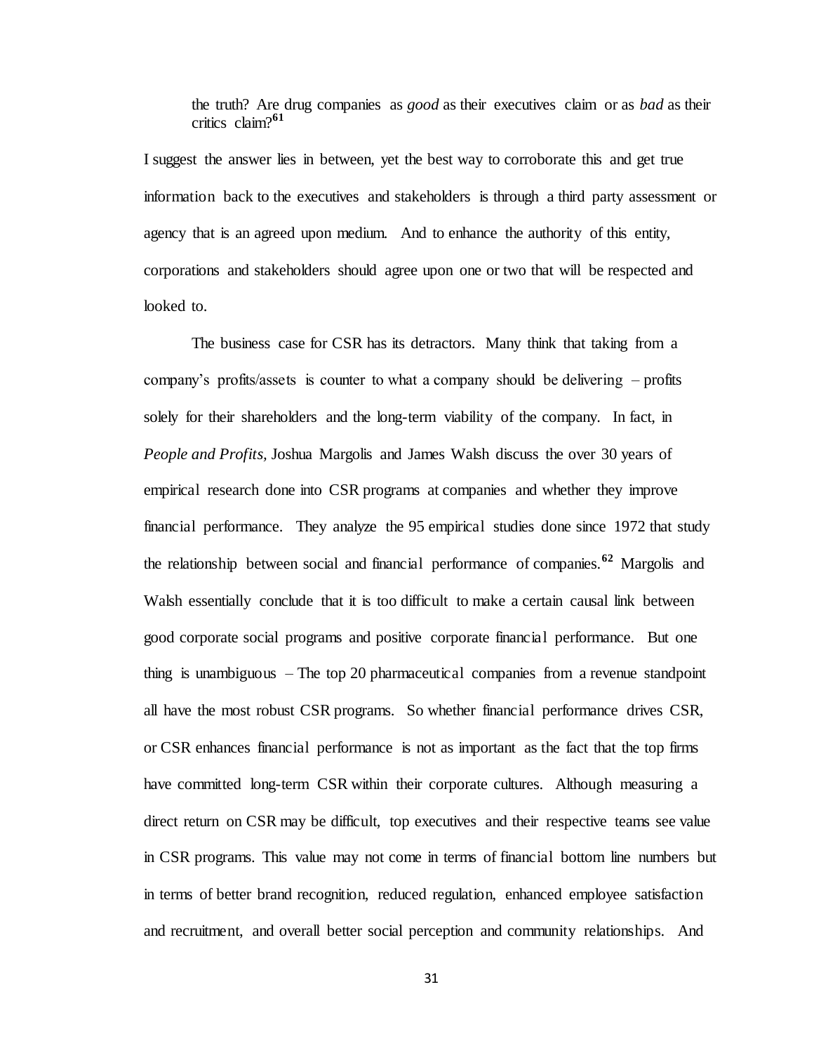> the truth? Are drug companies as *good* as their executives claim or as *bad* as their critics claim?[61]

I suggest the answer lies in between, yet the best way to corroborate this and get true information back to the executives and stakeholders is through a third party assessment or agency that is an agreed upon medium. And to enhance the authority of this entity, corporations and stakeholders should agree upon one or two that will be respected and looked to.

The business case for CSR has its detractors. Many think that taking from a company's profits/assets is counter to what a company should be delivering – profits solely for their shareholders and the long-term viability of the company. In fact, in *People and Profits*, Joshua Margolis and James Walsh discuss the over 30 years of empirical research done into CSR programs at companies and whether they improve financial performance. They analyze the 95 empirical studies done since 1972 that study the relationship between social and financial performance of companies.[62] Margolis and Walsh essentially conclude that it is too difficult to make a certain causal link between good corporate social programs and positive corporate financial performance. But one thing is unambiguous – The top 20 pharmaceutical companies from a revenue standpoint all have the most robust CSR programs. So whether financial performance drives CSR, or CSR enhances financial performance is not as important as the fact that the top firms have committed long-term CSR within their corporate cultures. Although measuring a direct return on CSR may be difficult, top executives and their respective teams see value in CSR programs. This value may not come in terms of financial bottom line numbers but in terms of better brand recognition, reduced regulation, enhanced employee satisfaction and recruitment, and overall better social perception and community relationships. And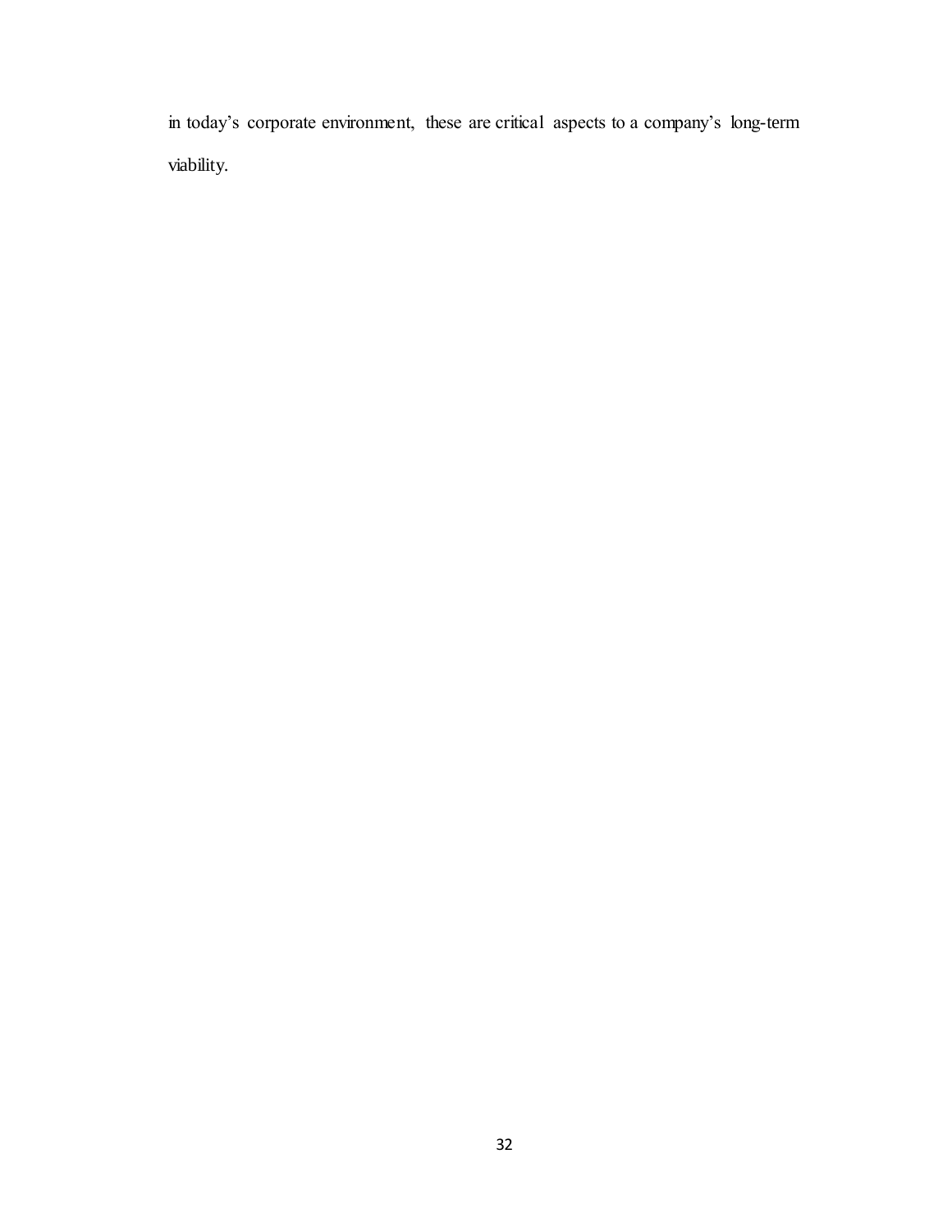in today's corporate environment, these are critical aspects to a company's long-term viability.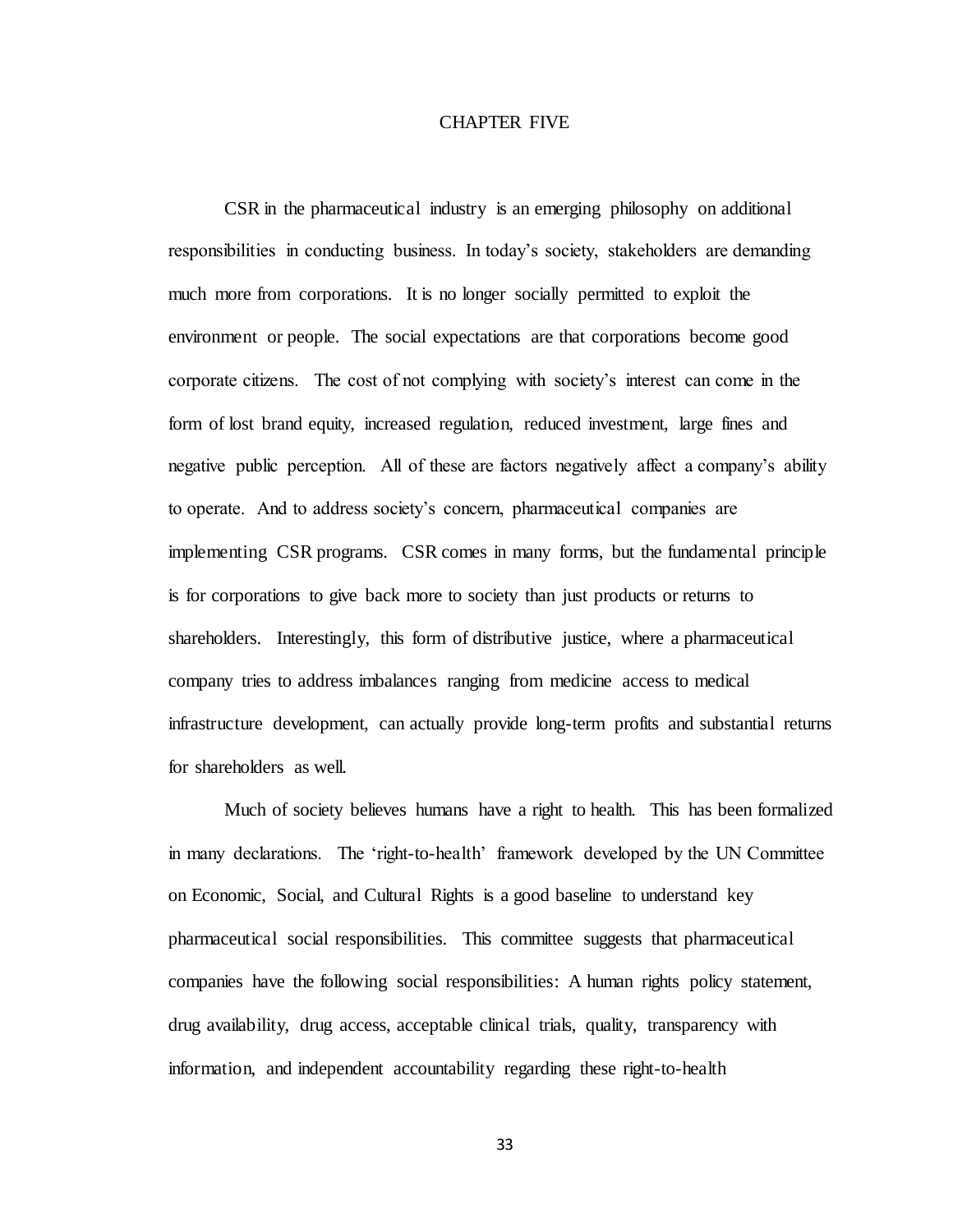# CHAPTER FIVE

CSR in the pharmaceutical industry is an emerging philosophy on additional responsibilities in conducting business. In today's society, stakeholders are demanding much more from corporations. It is no longer socially permitted to exploit the environment or people. The social expectations are that corporations become good corporate citizens. The cost of not complying with society's interest can come in the form of lost brand equity, increased regulation, reduced investment, large fines and negative public perception. All of these are factors negatively affect a company's ability to operate. And to address society's concern, pharmaceutical companies are implementing CSR programs. CSR comes in many forms, but the fundamental principle is for corporations to give back more to society than just products or returns to shareholders. Interestingly, this form of distributive justice, where a pharmaceutical company tries to address imbalances ranging from medicine access to medical infrastructure development, can actually provide long-term profits and substantial returns for shareholders as well.

Much of society believes humans have a right to health. This has been formalized in many declarations. The 'right-to-health' framework developed by the UN Committee on Economic, Social, and Cultural Rights is a good baseline to understand key pharmaceutical social responsibilities. This committee suggests that pharmaceutical companies have the following social responsibilities: A human rights policy statement, drug availability, drug access, acceptable clinical trials, quality, transparency with information, and independent accountability regarding these right-to-health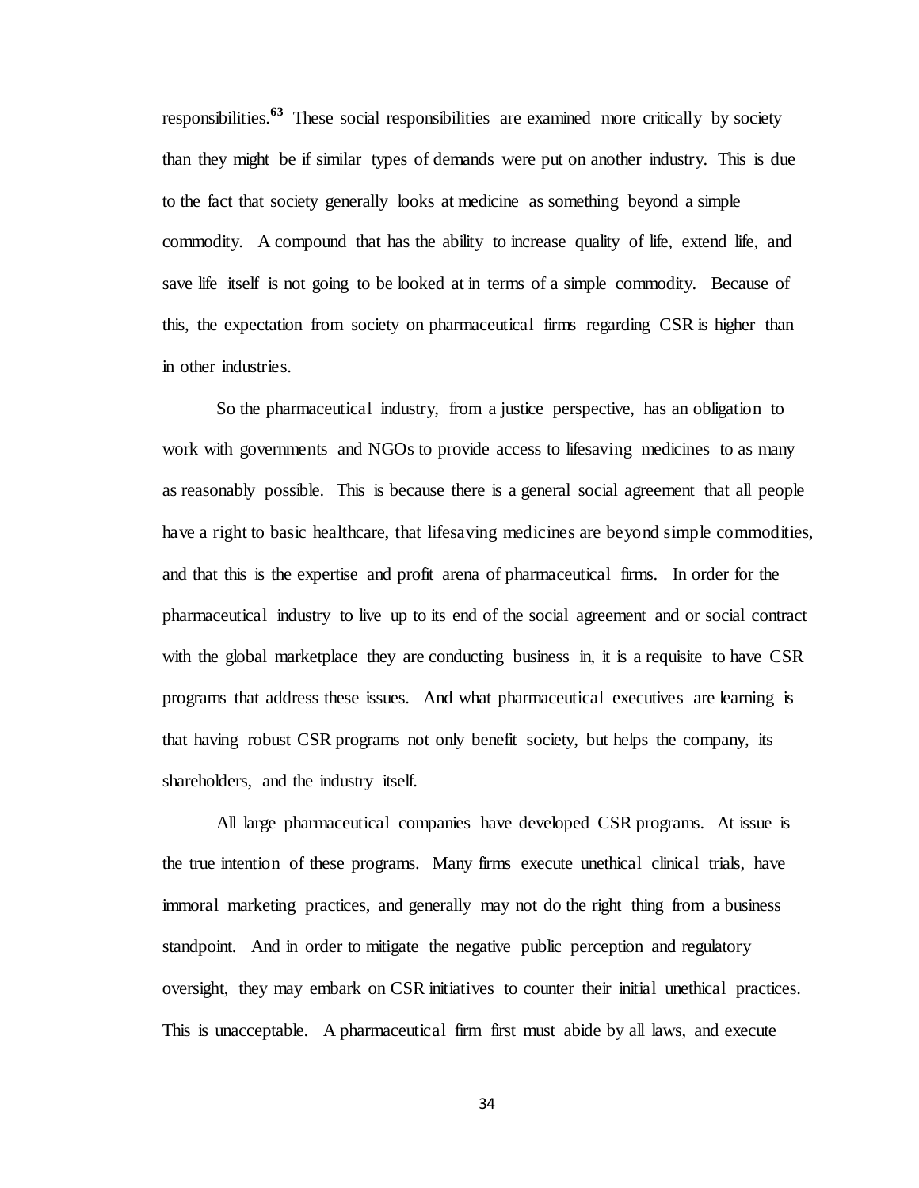responsibilities.[63] These social responsibilities are examined more critically by society than they might be if similar types of demands were put on another industry. This is due to the fact that society generally looks at medicine as something beyond a simple commodity. A compound that has the ability to increase quality of life, extend life, and save life itself is not going to be looked at in terms of a simple commodity. Because of this, the expectation from society on pharmaceutical firms regarding CSR is higher than in other industries.

So the pharmaceutical industry, from a justice perspective, has an obligation to work with governments and NGOs to provide access to lifesaving medicines to as many as reasonably possible. This is because there is a general social agreement that all people have a right to basic healthcare, that lifesaving medicines are beyond simple commodities, and that this is the expertise and profit arena of pharmaceutical firms. In order for the pharmaceutical industry to live up to its end of the social agreement and or social contract with the global marketplace they are conducting business in, it is a requisite to have CSR programs that address these issues. And what pharmaceutical executives are learning is that having robust CSR programs not only benefit society, but helps the company, its shareholders, and the industry itself.

All large pharmaceutical companies have developed CSR programs. At issue is the true intention of these programs. Many firms execute unethical clinical trials, have immoral marketing practices, and generally may not do the right thing from a business standpoint. And in order to mitigate the negative public perception and regulatory oversight, they may embark on CSR initiatives to counter their initial unethical practices. This is unacceptable. A pharmaceutical firm first must abide by all laws, and execute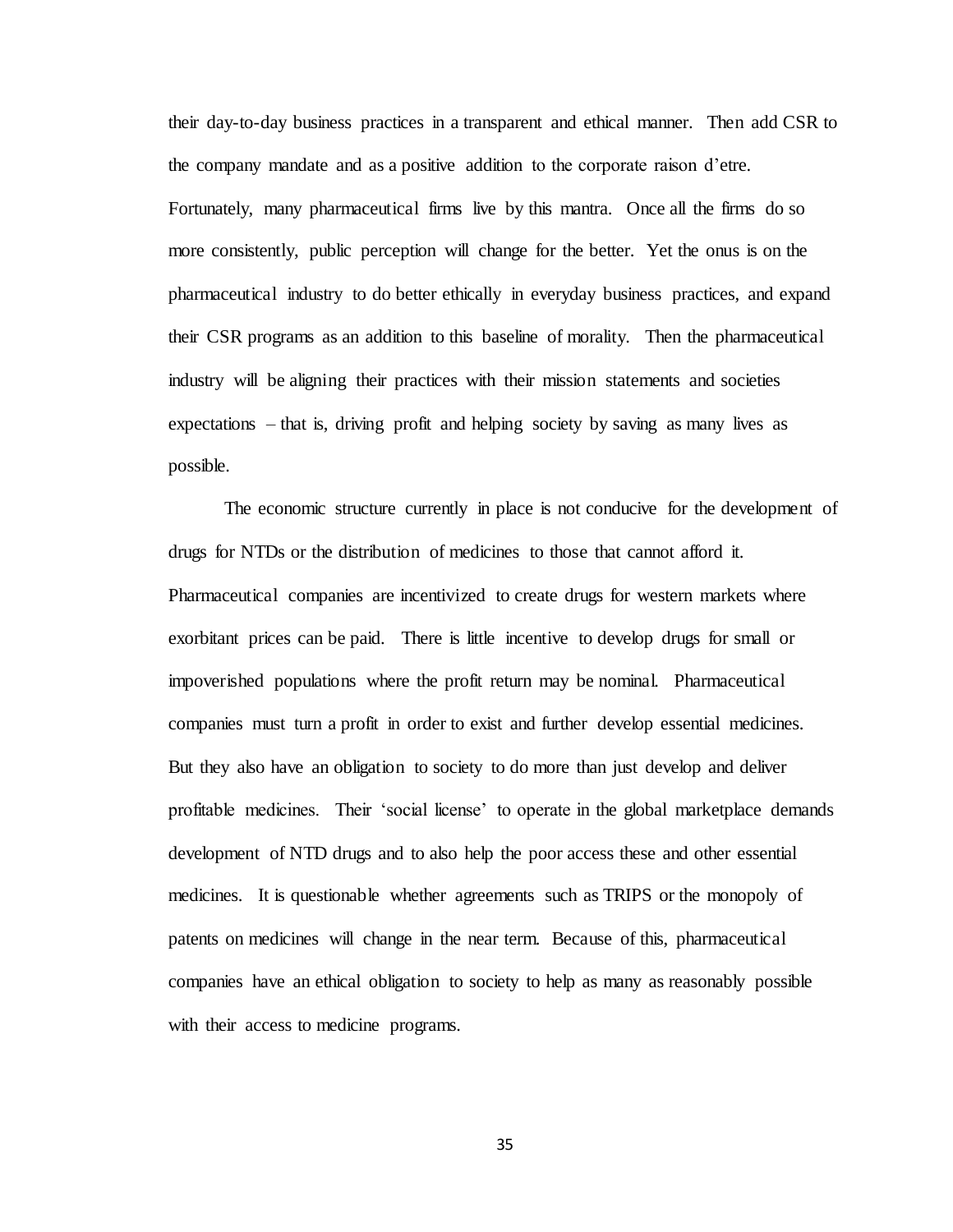their day-to-day business practices in a transparent and ethical manner. Then add CSR to the company mandate and as a positive addition to the corporate raison d'etre. Fortunately, many pharmaceutical firms live by this mantra. Once all the firms do so more consistently, public perception will change for the better. Yet the onus is on the pharmaceutical industry to do better ethically in everyday business practices, and expand their CSR programs as an addition to this baseline of morality. Then the pharmaceutical industry will be aligning their practices with their mission statements and societies expectations – that is, driving profit and helping society by saving as many lives as possible.

The economic structure currently in place is not conducive for the development of drugs for NTDs or the distribution of medicines to those that cannot afford it. Pharmaceutical companies are incentivized to create drugs for western markets where exorbitant prices can be paid. There is little incentive to develop drugs for small or impoverished populations where the profit return may be nominal. Pharmaceutical companies must turn a profit in order to exist and further develop essential medicines. But they also have an obligation to society to do more than just develop and deliver profitable medicines. Their 'social license' to operate in the global marketplace demands development of NTD drugs and to also help the poor access these and other essential medicines. It is questionable whether agreements such as TRIPS or the monopoly of patents on medicines will change in the near term. Because of this, pharmaceutical companies have an ethical obligation to society to help as many as reasonably possible with their access to medicine programs.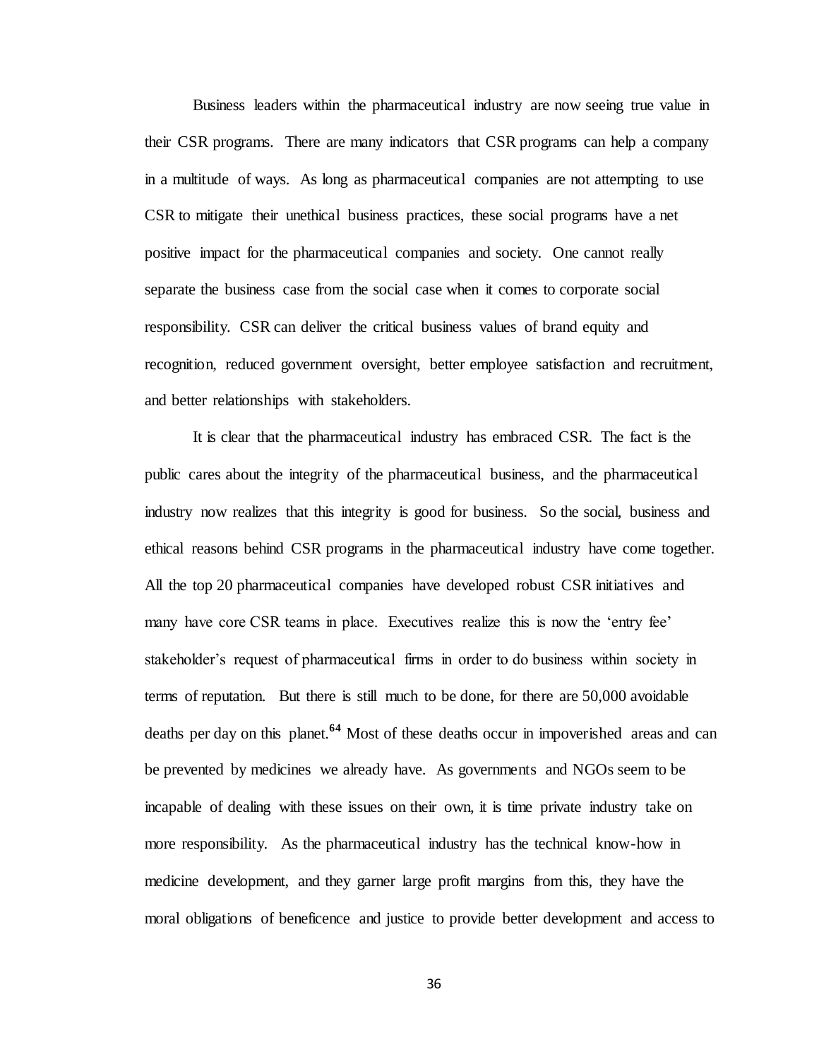Business leaders within the pharmaceutical industry are now seeing true value in their CSR programs. There are many indicators that CSR programs can help a company in a multitude of ways. As long as pharmaceutical companies are not attempting to use CSR to mitigate their unethical business practices, these social programs have a net positive impact for the pharmaceutical companies and society. One cannot really separate the business case from the social case when it comes to corporate social responsibility. CSR can deliver the critical business values of brand equity and recognition, reduced government oversight, better employee satisfaction and recruitment, and better relationships with stakeholders.

It is clear that the pharmaceutical industry has embraced CSR. The fact is the public cares about the integrity of the pharmaceutical business, and the pharmaceutical industry now realizes that this integrity is good for business. So the social, business and ethical reasons behind CSR programs in the pharmaceutical industry have come together. All the top 20 pharmaceutical companies have developed robust CSR initiatives and many have core CSR teams in place. Executives realize this is now the 'entry fee' stakeholder's request of pharmaceutical firms in order to do business within society in terms of reputation. But there is still much to be done, for there are 50,000 avoidable deaths per day on this planet.[64] Most of these deaths occur in impoverished areas and can be prevented by medicines we already have. As governments and NGOs seem to be incapable of dealing with these issues on their own, it is time private industry take on more responsibility. As the pharmaceutical industry has the technical know-how in medicine development, and they garner large profit margins from this, they have the moral obligations of beneficence and justice to provide better development and access to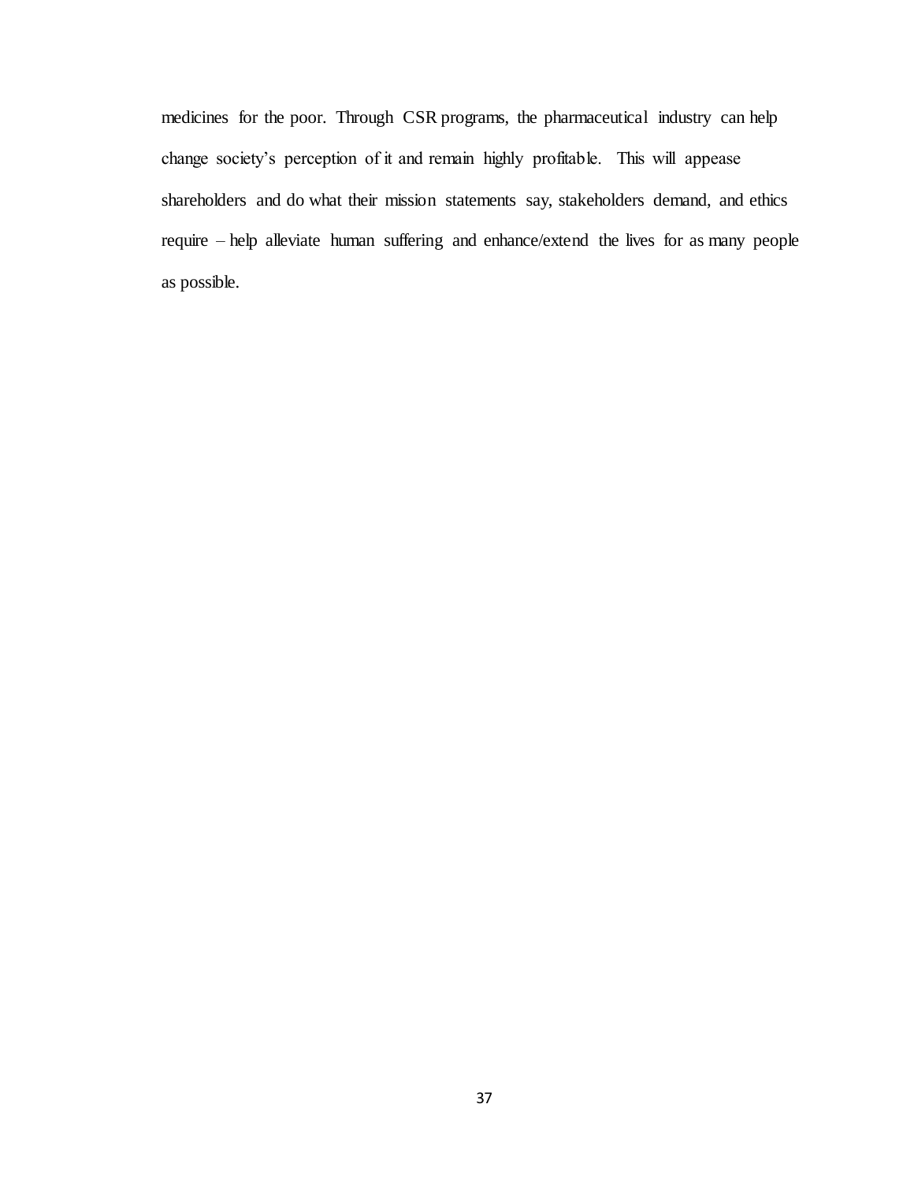medicines for the poor. Through CSR programs, the pharmaceutical industry can help change society's perception of it and remain highly profitable. This will appease shareholders and do what their mission statements say, stakeholders demand, and ethics require – help alleviate human suffering and enhance/extend the lives for as many people as possible.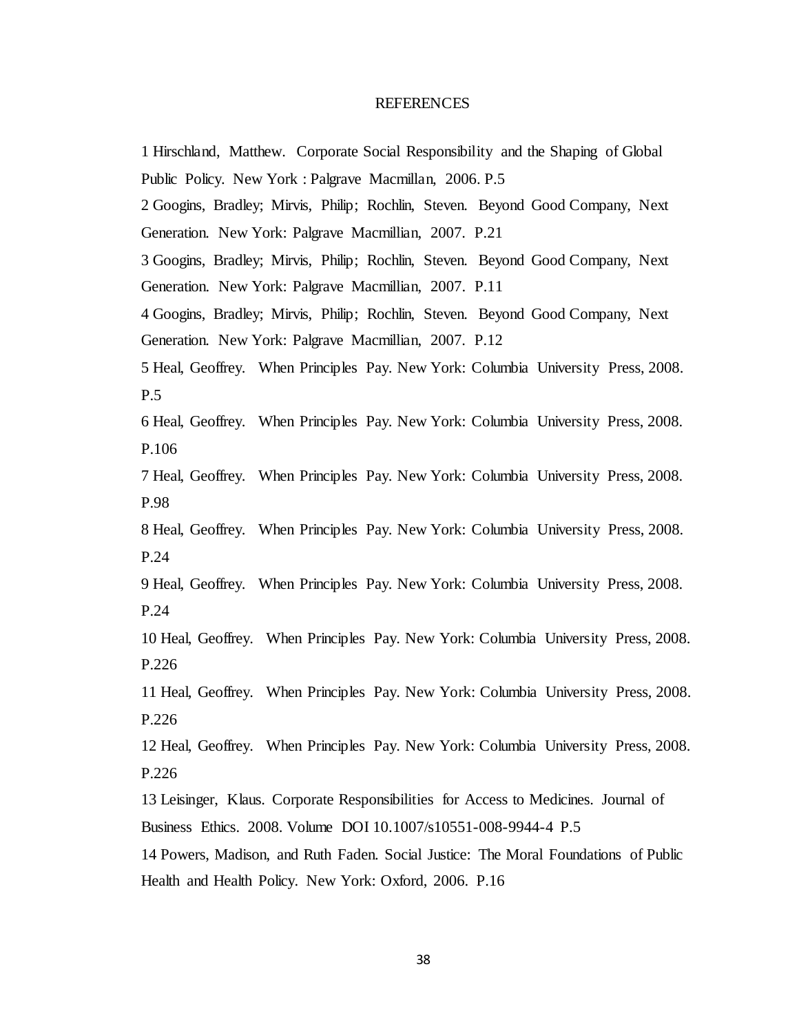REFERENCES

1 Hirschland, Matthew. Corporate Social Responsibility and the Shaping of Global Public Policy. New York : Palgrave Macmillan, 2006. P.5

2 Googins, Bradley; Mirvis, Philip; Rochlin, Steven. Beyond Good Company, Next Generation. New York: Palgrave Macmillian, 2007. P.21

3 Googins, Bradley; Mirvis, Philip; Rochlin, Steven. Beyond Good Company, Next Generation. New York: Palgrave Macmillian, 2007. P.11

4 Googins, Bradley; Mirvis, Philip; Rochlin, Steven. Beyond Good Company, Next Generation. New York: Palgrave Macmillian, 2007. P.12

5 Heal, Geoffrey. When Principles Pay. New York: Columbia University Press, 2008. P.5

6 Heal, Geoffrey. When Principles Pay. New York: Columbia University Press, 2008. P.106

7 Heal, Geoffrey. When Principles Pay. New York: Columbia University Press, 2008. P.98

8 Heal, Geoffrey. When Principles Pay. New York: Columbia University Press, 2008. P.24

9 Heal, Geoffrey. When Principles Pay. New York: Columbia University Press, 2008. P.24

10 Heal, Geoffrey. When Principles Pay. New York: Columbia University Press, 2008. P.226

11 Heal, Geoffrey. When Principles Pay. New York: Columbia University Press, 2008. P.226

12 Heal, Geoffrey. When Principles Pay. New York: Columbia University Press, 2008. P.226

13 Leisinger, Klaus. Corporate Responsibilities for Access to Medicines. Journal of Business Ethics. 2008. Volume DOI 10.1007/s10551-008-9944-4 P.5

14 Powers, Madison, and Ruth Faden. Social Justice: The Moral Foundations of Public Health and Health Policy. New York: Oxford, 2006. P.16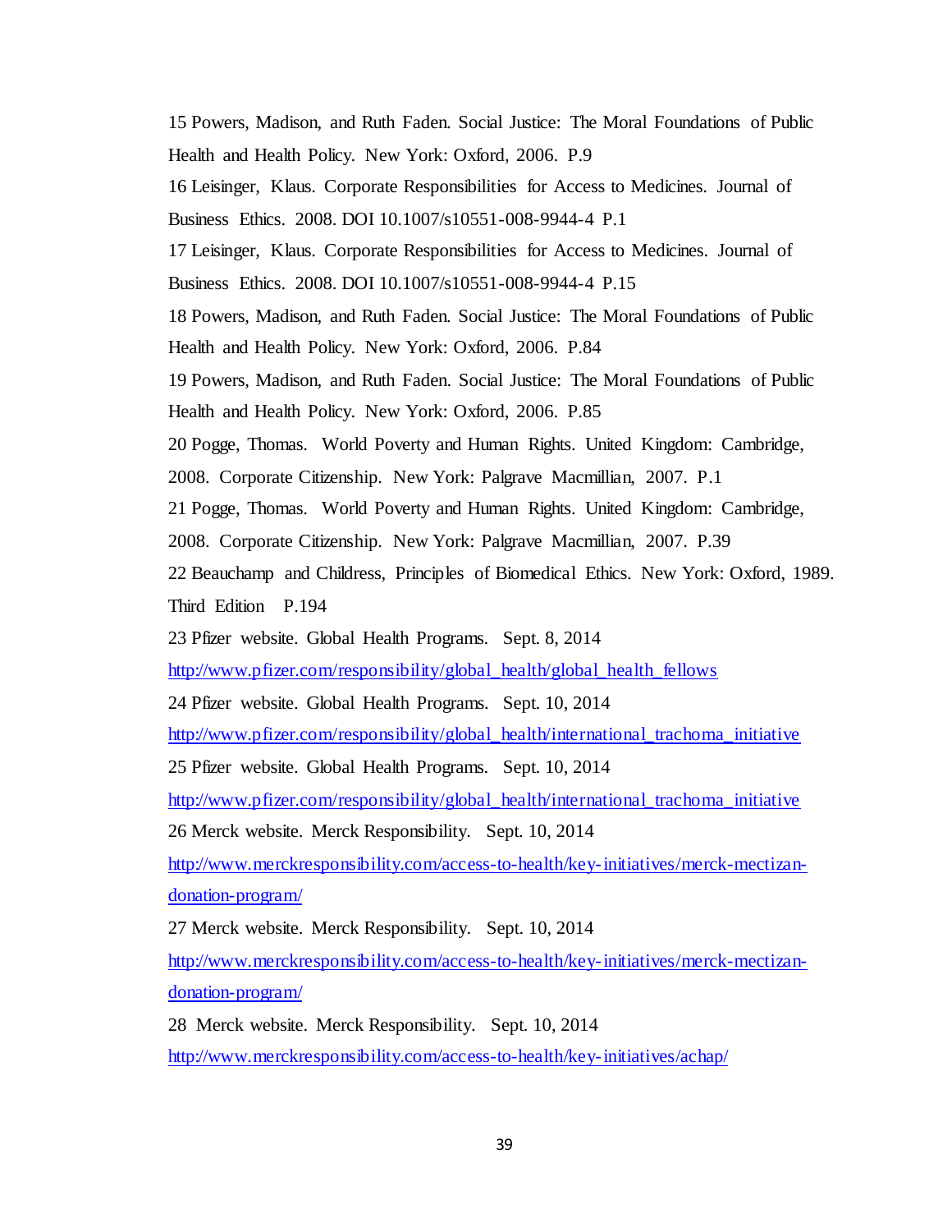15 Powers, Madison, and Ruth Faden. Social Justice: The Moral Foundations of Public Health and Health Policy. New York: Oxford, 2006. P.9

16 Leisinger, Klaus. Corporate Responsibilities for Access to Medicines. Journal of Business Ethics. 2008. DOI 10.1007/s10551-008-9944-4 P.1

17 Leisinger, Klaus. Corporate Responsibilities for Access to Medicines. Journal of Business Ethics. 2008. DOI 10.1007/s10551-008-9944-4 P.15

18 Powers, Madison, and Ruth Faden. Social Justice: The Moral Foundations of Public Health and Health Policy. New York: Oxford, 2006. P.84

19 Powers, Madison, and Ruth Faden. Social Justice: The Moral Foundations of Public Health and Health Policy. New York: Oxford, 2006. P.85

20 Pogge, Thomas. World Poverty and Human Rights. United Kingdom: Cambridge, 2008. Corporate Citizenship. New York: Palgrave Macmillian, 2007. P.1

21 Pogge, Thomas. World Poverty and Human Rights. United Kingdom: Cambridge, 2008. Corporate Citizenship. New York: Palgrave Macmillian, 2007. P.39

22 Beauchamp and Childress, Principles of Biomedical Ethics. New York: Oxford, 1989. Third Edition P.194

23 Pfizer website. Global Health Programs. Sept. 8, 2014 http://www.pfizer.com/responsibility/global_health/global_health_fellows

24 Pfizer website. Global Health Programs. Sept. 10, 2014 http://www.pfizer.com/responsibility/global_health/international_trachoma_initiative

25 Pfizer website. Global Health Programs. Sept. 10, 2014 http://www.pfizer.com/responsibility/global_health/international_trachoma_initiative

26 Merck website. Merck Responsibility. Sept. 10, 2014 http://www.merckresponsibility.com/access-to-health/key-initiatives/merck-mectizan-donation-program/

27 Merck website. Merck Responsibility. Sept. 10, 2014 http://www.merckresponsibility.com/access-to-health/key-initiatives/merck-mectizan-donation-program/

28 Merck website. Merck Responsibility. Sept. 10, 2014 http://www.merckresponsibility.com/access-to-health/key-initiatives/achap/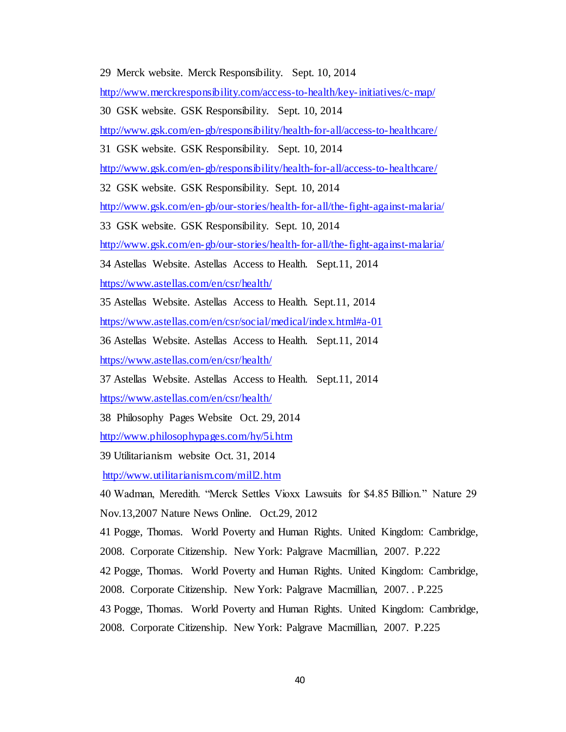29 Merck website. Merck Responsibility. Sept. 10, 2014

http://www.merckresponsibility.com/access-to-health/key-initiatives/c-map/

30 GSK website. GSK Responsibility. Sept. 10, 2014

http://www.gsk.com/en-gb/responsibility/health-for-all/access-to-healthcare/

31 GSK website. GSK Responsibility. Sept. 10, 2014

http://www.gsk.com/en-gb/responsibility/health-for-all/access-to-healthcare/

32 GSK website. GSK Responsibility. Sept. 10, 2014

http://www.gsk.com/en-gb/our-stories/health-for-all/the-fight-against-malaria/

33 GSK website. GSK Responsibility. Sept. 10, 2014

http://www.gsk.com/en-gb/our-stories/health-for-all/the-fight-against-malaria/

34 Astellas Website. Astellas Access to Health. Sept.11, 2014

https://www.astellas.com/en/csr/health/

35 Astellas Website. Astellas Access to Health. Sept.11, 2014

https://www.astellas.com/en/csr/social/medical/index.html#a-01

36 Astellas Website. Astellas Access to Health. Sept.11, 2014

https://www.astellas.com/en/csr/health/

37 Astellas Website. Astellas Access to Health. Sept.11, 2014

https://www.astellas.com/en/csr/health/

38 Philosophy Pages Website Oct. 29, 2014

http://www.philosophypages.com/hy/5i.htm

39 Utilitarianism website Oct. 31, 2014

http://www.utilitarianism.com/mill2.htm

40 Wadman, Meredith. "Merck Settles Vioxx Lawsuits for $4.85 Billion." Nature 29 Nov.13,2007 Nature News Online. Oct.29, 2012

41 Pogge, Thomas. World Poverty and Human Rights. United Kingdom: Cambridge, 2008. Corporate Citizenship. New York: Palgrave Macmillian, 2007. P.222

42 Pogge, Thomas. World Poverty and Human Rights. United Kingdom: Cambridge, 2008. Corporate Citizenship. New York: Palgrave Macmillian, 2007. . P.225

43 Pogge, Thomas. World Poverty and Human Rights. United Kingdom: Cambridge, 2008. Corporate Citizenship. New York: Palgrave Macmillian, 2007. P.225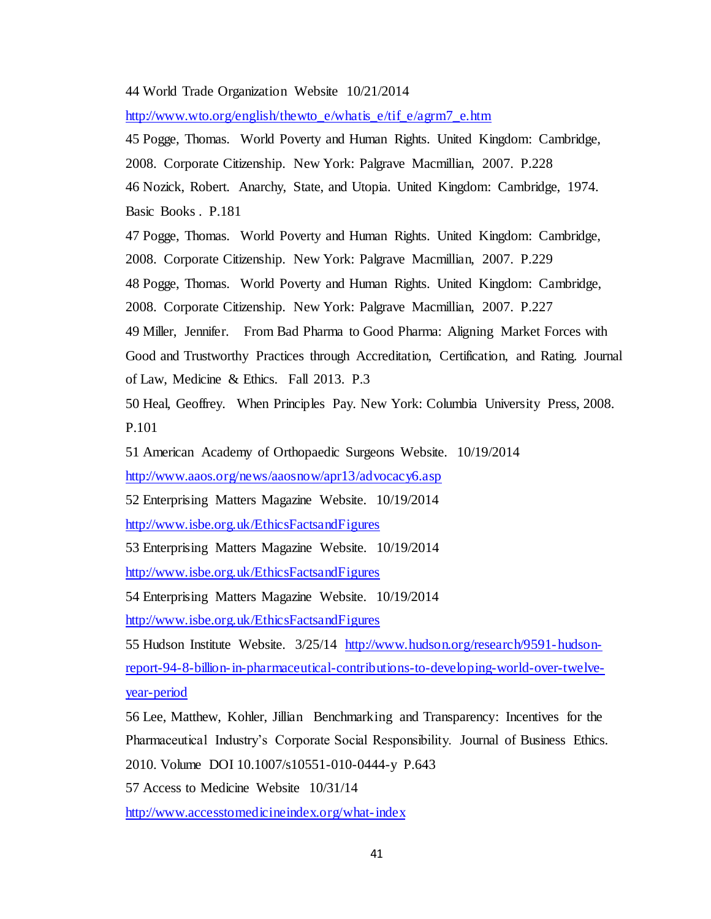44 World Trade Organization Website 10/21/2014

http://www.wto.org/english/thewto_e/whatis_e/tif_e/agrm7_e.htm

45 Pogge, Thomas. World Poverty and Human Rights. United Kingdom: Cambridge, 2008. Corporate Citizenship. New York: Palgrave Macmillian, 2007. P.228

46 Nozick, Robert. Anarchy, State, and Utopia. United Kingdom: Cambridge, 1974. Basic Books . P.181

47 Pogge, Thomas. World Poverty and Human Rights. United Kingdom: Cambridge, 2008. Corporate Citizenship. New York: Palgrave Macmillian, 2007. P.229

48 Pogge, Thomas. World Poverty and Human Rights. United Kingdom: Cambridge, 2008. Corporate Citizenship. New York: Palgrave Macmillian, 2007. P.227

49 Miller, Jennifer. From Bad Pharma to Good Pharma: Aligning Market Forces with Good and Trustworthy Practices through Accreditation, Certification, and Rating. Journal of Law, Medicine & Ethics. Fall 2013. P.3

50 Heal, Geoffrey. When Principles Pay. New York: Columbia University Press, 2008. P.101

51 American Academy of Orthopaedic Surgeons Website. 10/19/2014

http://www.aaos.org/news/aaosnow/apr13/advocacy6.asp

52 Enterprising Matters Magazine Website. 10/19/2014

http://www.isbe.org.uk/EthicsFactsandFigures

53 Enterprising Matters Magazine Website. 10/19/2014

http://www.isbe.org.uk/EthicsFactsandFigures

54 Enterprising Matters Magazine Website. 10/19/2014

http://www.isbe.org.uk/EthicsFactsandFigures

55 Hudson Institute Website. 3/25/14 http://www.hudson.org/research/9591-hudson-report-94-8-billion-in-pharmaceutical-contributions-to-developing-world-over-twelve-year-period

56 Lee, Matthew, Kohler, Jillian Benchmarking and Transparency: Incentives for the Pharmaceutical Industry's Corporate Social Responsibility. Journal of Business Ethics. 2010. Volume DOI 10.1007/s10551-010-0444-y P.643

57 Access to Medicine Website 10/31/14

http://www.accesstomedicineindex.org/what-index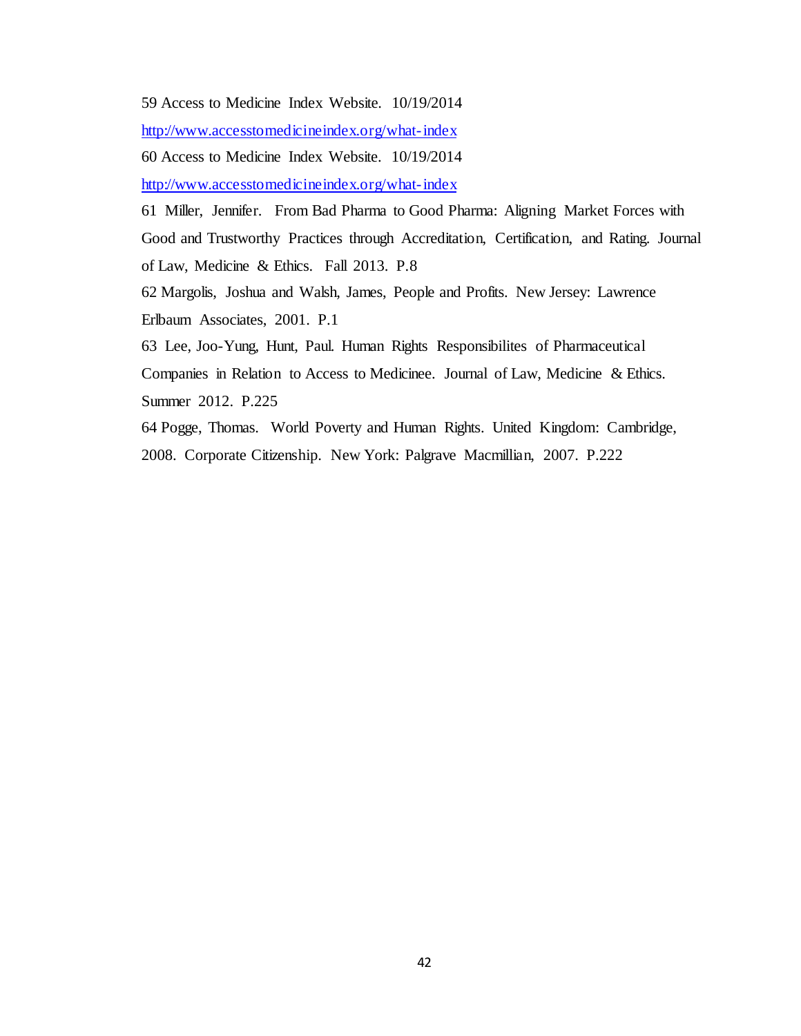59 Access to Medicine Index Website. 10/19/2014

http://www.accesstomedicineindex.org/what-index

60 Access to Medicine Index Website. 10/19/2014

http://www.accesstomedicineindex.org/what-index

61 Miller, Jennifer. From Bad Pharma to Good Pharma: Aligning Market Forces with Good and Trustworthy Practices through Accreditation, Certification, and Rating. Journal of Law, Medicine & Ethics. Fall 2013. P.8

62 Margolis, Joshua and Walsh, James, People and Profits. New Jersey: Lawrence Erlbaum Associates, 2001. P.1

63 Lee, Joo-Yung, Hunt, Paul. Human Rights Responsibilites of Pharmaceutical Companies in Relation to Access to Medicinee. Journal of Law, Medicine & Ethics. Summer 2012. P.225

64 Pogge, Thomas. World Poverty and Human Rights. United Kingdom: Cambridge, 2008. Corporate Citizenship. New York: Palgrave Macmillian, 2007. P.222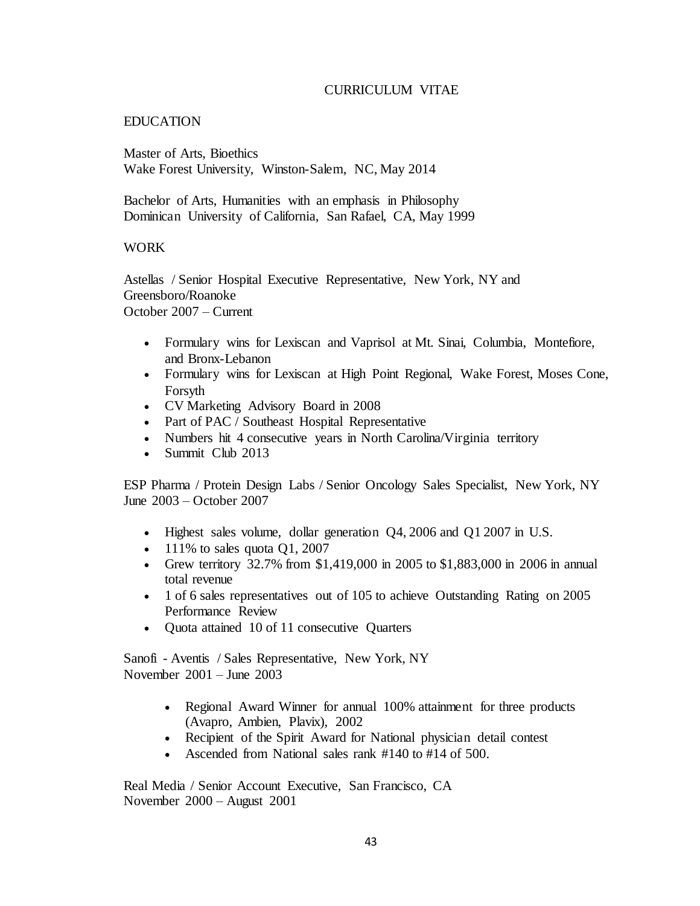# CURRICULUM VITAE

## EDUCATION

Master of Arts, Bioethics
Wake Forest University, Winston-Salem, NC, May 2014

Bachelor of Arts, Humanities with an emphasis in Philosophy
Dominican University of California, San Rafael, CA, May 1999

## WORK

Astellas / Senior Hospital Executive Representative, New York, NY and Greensboro/Roanoke
October 2007 – Current

- Formulary wins for Lexiscan and Vaprisol at Mt. Sinai, Columbia, Montefiore, and Bronx-Lebanon
- Formulary wins for Lexiscan at High Point Regional, Wake Forest, Moses Cone, Forsyth
- CV Marketing Advisory Board in 2008
- Part of PAC / Southeast Hospital Representative
- Numbers hit 4 consecutive years in North Carolina/Virginia territory
- Summit Club 2013

ESP Pharma / Protein Design Labs / Senior Oncology Sales Specialist, New York, NY
June 2003 – October 2007

- Highest sales volume, dollar generation Q4, 2006 and Q1 2007 in U.S.
- 111% to sales quota Q1, 2007
- Grew territory 32.7% from $1,419,000 in 2005 to $1,883,000 in 2006 in annual total revenue
- 1 of 6 sales representatives out of 105 to achieve Outstanding Rating on 2005 Performance Review
- Quota attained 10 of 11 consecutive Quarters

Sanofi - Aventis / Sales Representative, New York, NY
November 2001 – June 2003

- Regional Award Winner for annual 100% attainment for three products (Avapro, Ambien, Plavix), 2002
- Recipient of the Spirit Award for National physician detail contest
- Ascended from National sales rank #140 to #14 of 500.

Real Media / Senior Account Executive, San Francisco, CA
November 2000 – August 2001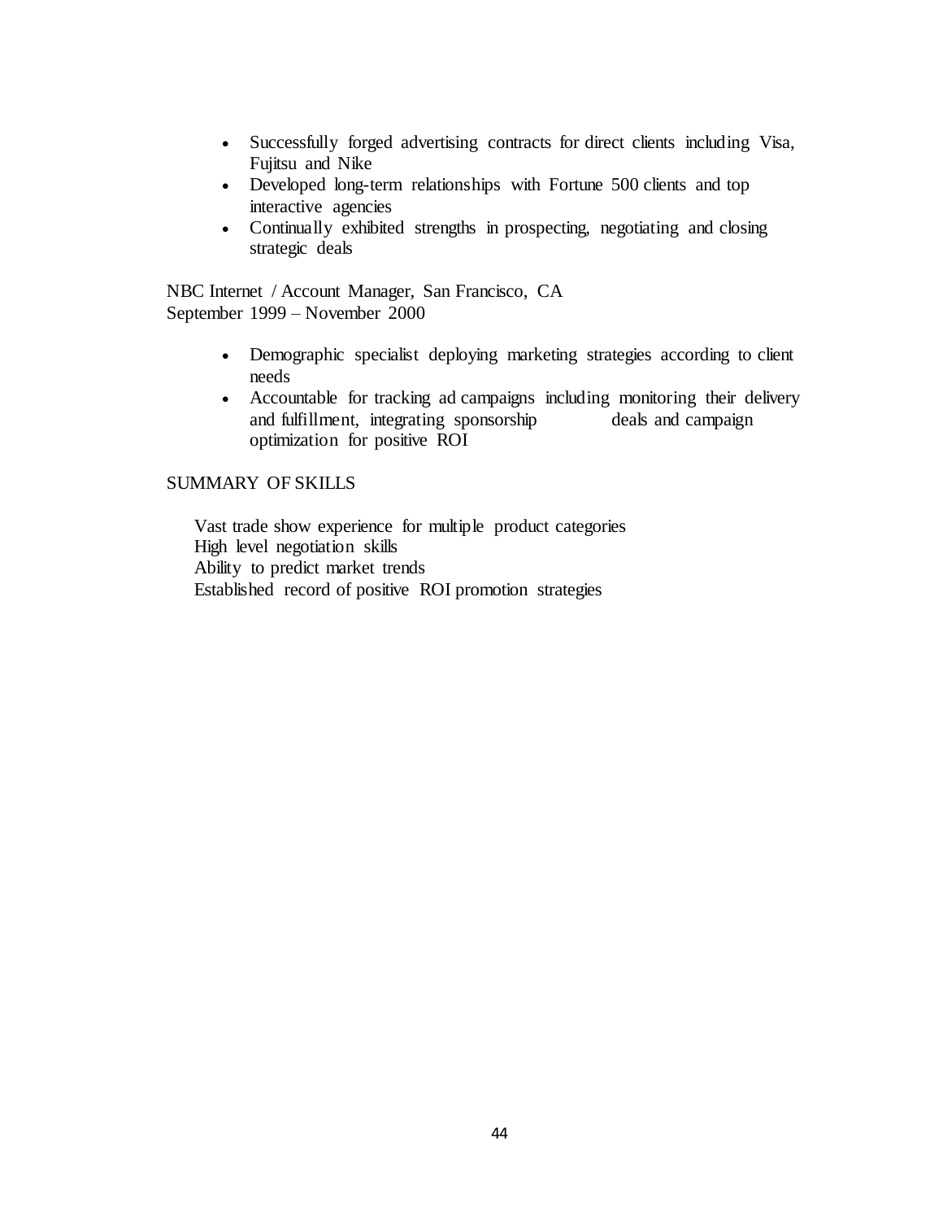- Successfully forged advertising contracts for direct clients including Visa, Fujitsu and Nike
- Developed long-term relationships with Fortune 500 clients and top interactive agencies
- Continually exhibited strengths in prospecting, negotiating and closing strategic deals

NBC Internet / Account Manager, San Francisco, CA
September 1999 – November 2000

- Demographic specialist deploying marketing strategies according to client needs
- Accountable for tracking ad campaigns including monitoring their delivery and fulfillment, integrating sponsorship deals and campaign optimization for positive ROI

SUMMARY OF SKILLS

Vast trade show experience for multiple product categories
High level negotiation skills
Ability to predict market trends
Established record of positive ROI promotion strategies